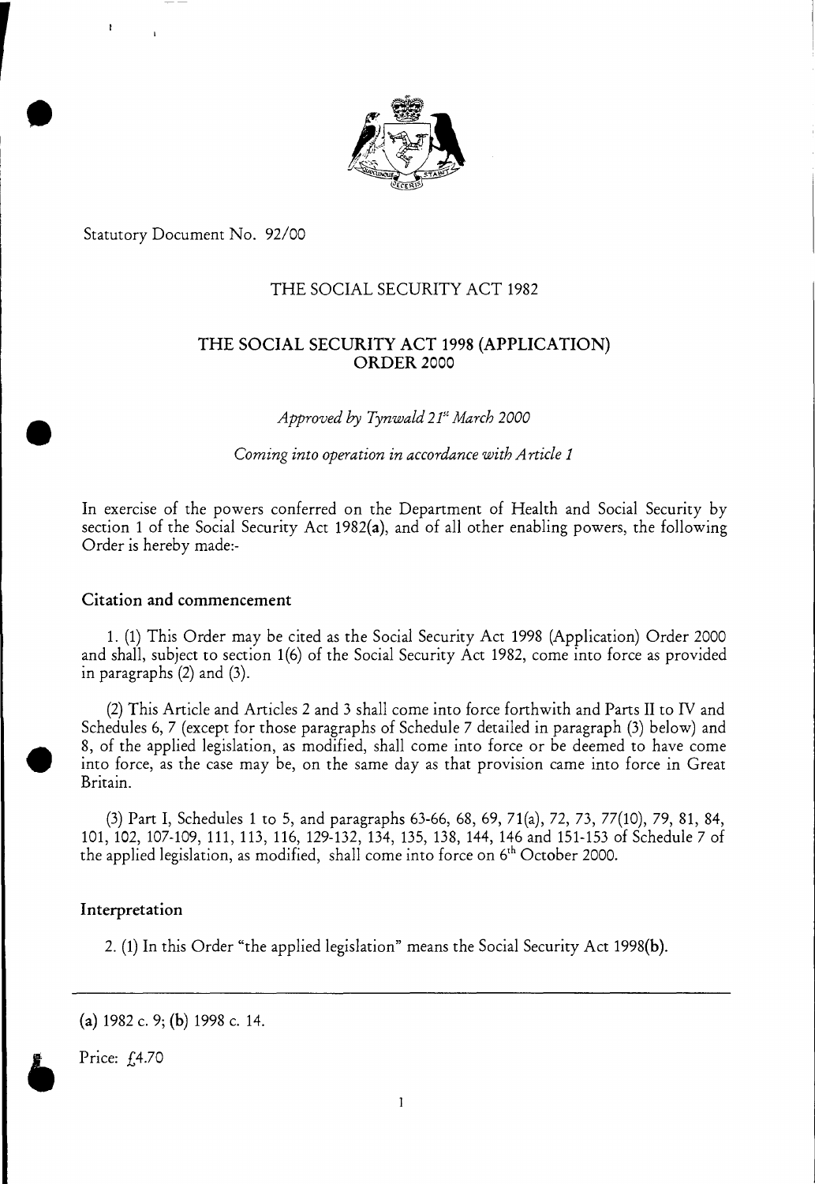Statutory Document No. 92/00

# THE SOCIAL SECURITY ACT 1982

# THE SOCIAL SECURITY ACT 1998 (APPLICATION) ORDER 2000

*Approved by Tynwald 21st March 2000*

*Coming into operation in accordance with Article 1*

In exercise of the powers conferred on the Department of Health and Social Security by section 1 of the Social Security Act 1982(**a**), and of all other enabling powers, the following Order is hereby made:-

## Citation and commencement

1. (1) This Order may be cited as the Social Security Act 1998 (Application) Order 2000 and shall, subject to section 1(6) of the Social Security Act 1982, come into force as provided in paragraphs (2) and (3).

(2) This Article and Articles 2 and 3 shall come into force forthwith and Parts II to IV and Schedules 6, 7 (except for those paragraphs of Schedule 7 detailed in paragraph (3) below) and 8, of the applied legislation, as modified, shall come into force or be deemed to have come into force, as the case may be, on the same day as that provision came into force in Great Britain.

(3) Part I, Schedules 1 to 5, and paragraphs 63-66, 68, 69, 71(a), 72, 73, 77(10), 79, 81, 84, 101, 102, 107-109, 111, 113, 116, 129-132, 134, 135, 138, 144, 146 and 151-153 of Schedule 7 of the applied legislation, as modified, shall come into force on 6th October 2000.

## Interpretation

2. (1) In this Order "the applied legislation" means the Social Security Act 1998(**b**).

---

(**a**) 1982 c. 9; (**b**) 1998 c. 14.

Price: £4.70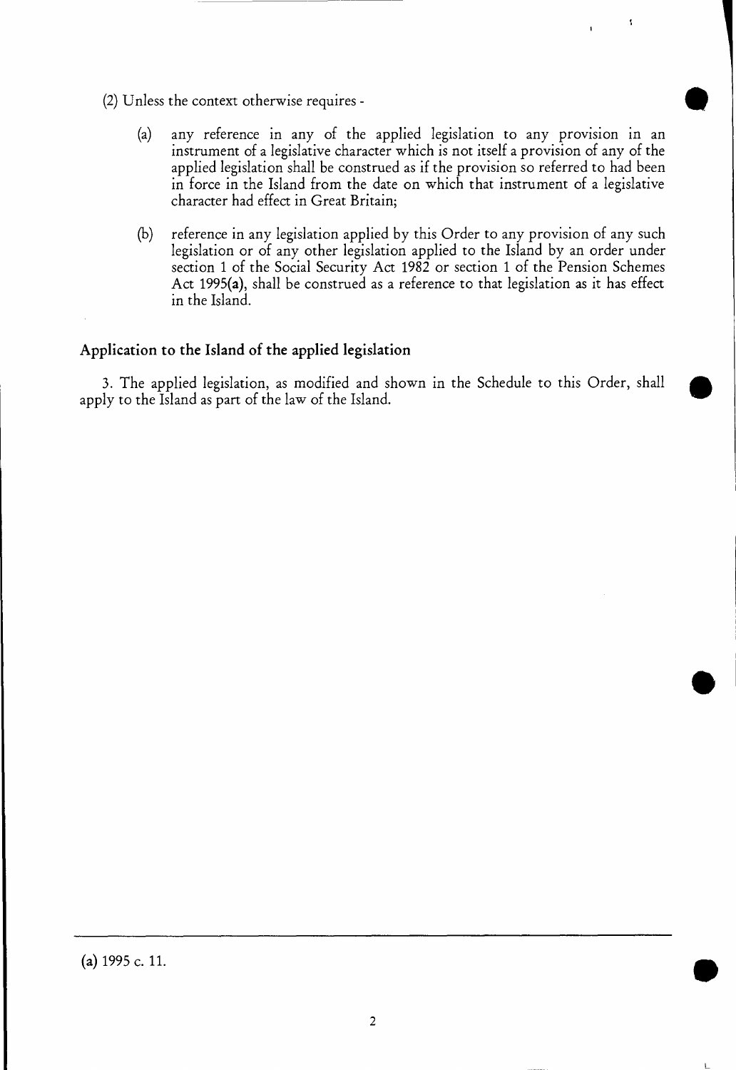(2) Unless the context otherwise requires -

(a) any reference in any of the applied legislation to any provision in an instrument of a legislative character which is not itself a provision of any of the applied legislation shall be construed as if the provision so referred to had been in force in the Island from the date on which that instrument of a legislative character had effect in Great Britain;

(b) reference in any legislation applied by this Order to any provision of any such legislation or of any other legislation applied to the Island by an order under section 1 of the Social Security Act 1982 or section 1 of the Pension Schemes Act 1995(**a**), shall be construed as a reference to that legislation as it has effect in the Island.

### Application to the Island of the applied legislation

3. The applied legislation, as modified and shown in the Schedule to this Order, shall apply to the Island as part of the law of the Island.

---

(**a**) 1995 c. 11.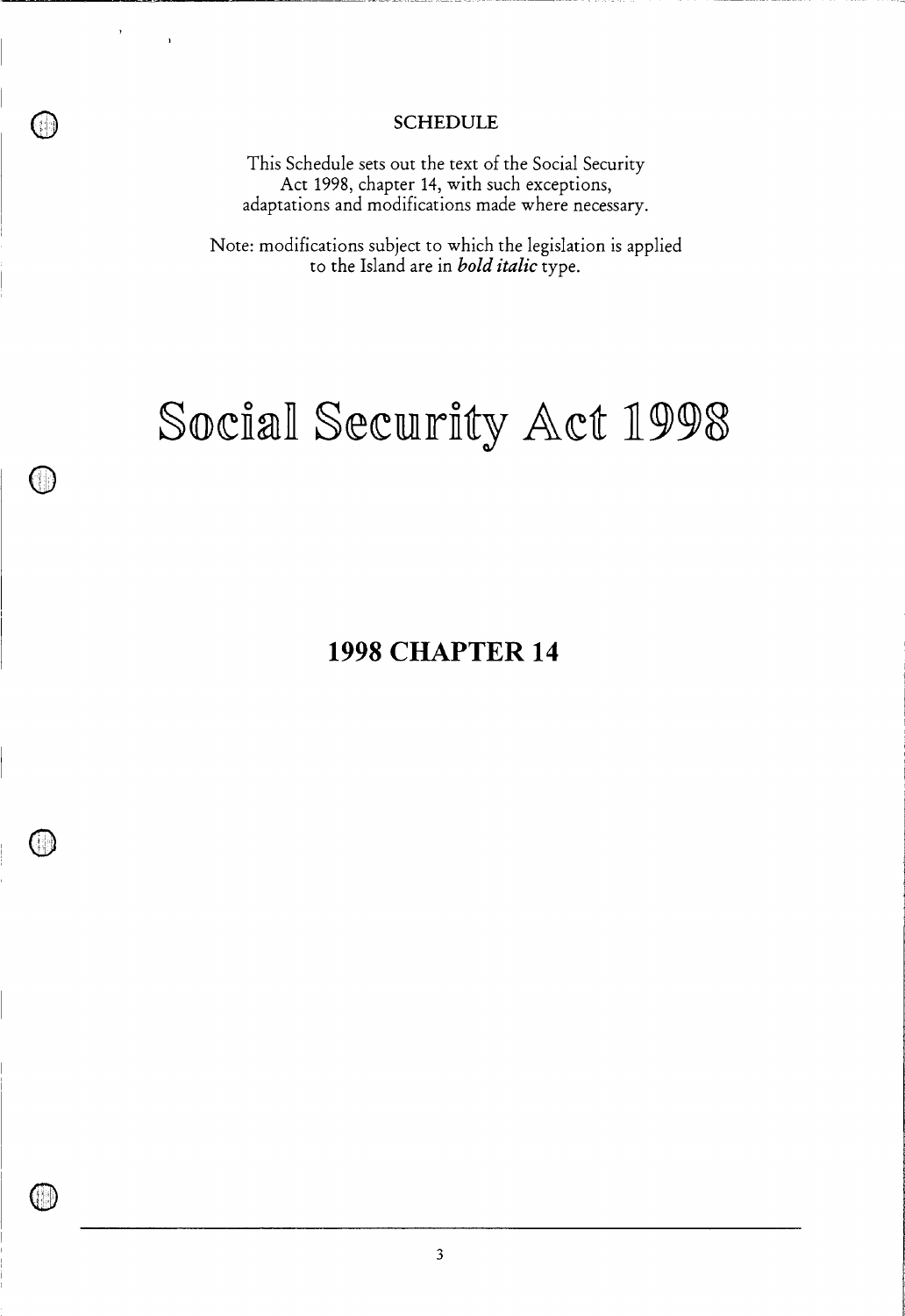## SCHEDULE

This Schedule sets out the text of the Social Security Act 1998, chapter 14, with such exceptions, adaptations and modifications made where necessary.

Note: modifications subject to which the legislation is applied to the Island are in ***bold italic*** type.

# Social Security Act 1998

## 1998 CHAPTER 14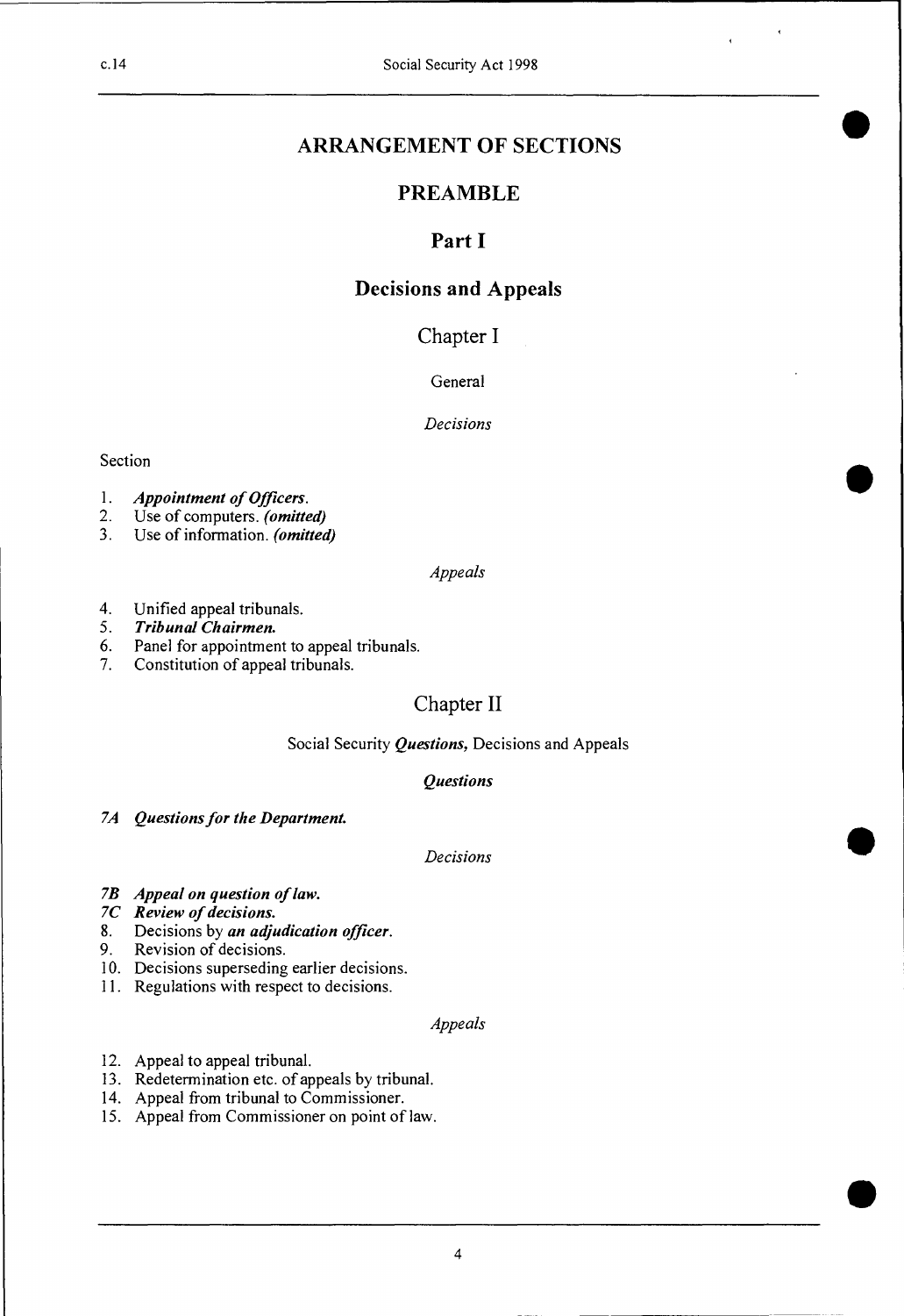# ARRANGEMENT OF SECTIONS

## PREAMBLE

## Part I

## Decisions and Appeals

### Chapter I

General

*Decisions*

Section

1. ***Appointment of Officers.***
2. Use of computers. ***(omitted)***
3. Use of information. ***(omitted)***

*Appeals*

4. Unified appeal tribunals.
5. ***Tribunal Chairmen.***
6. Panel for appointment to appeal tribunals.
7. Constitution of appeal tribunals.

### Chapter II

Social Security ***Questions,*** Decisions and Appeals

***Questions***

***7A Questions for the Department.***

*Decisions*

***7B Appeal on question of law.***
***7C Review of decisions.***
8. Decisions by ***an adjudication officer.***
9. Revision of decisions.
10. Decisions superseding earlier decisions.
11. Regulations with respect to decisions.

*Appeals*

12. Appeal to appeal tribunal.
13. Redetermination etc. of appeals by tribunal.
14. Appeal from tribunal to Commissioner.
15. Appeal from Commissioner on point of law.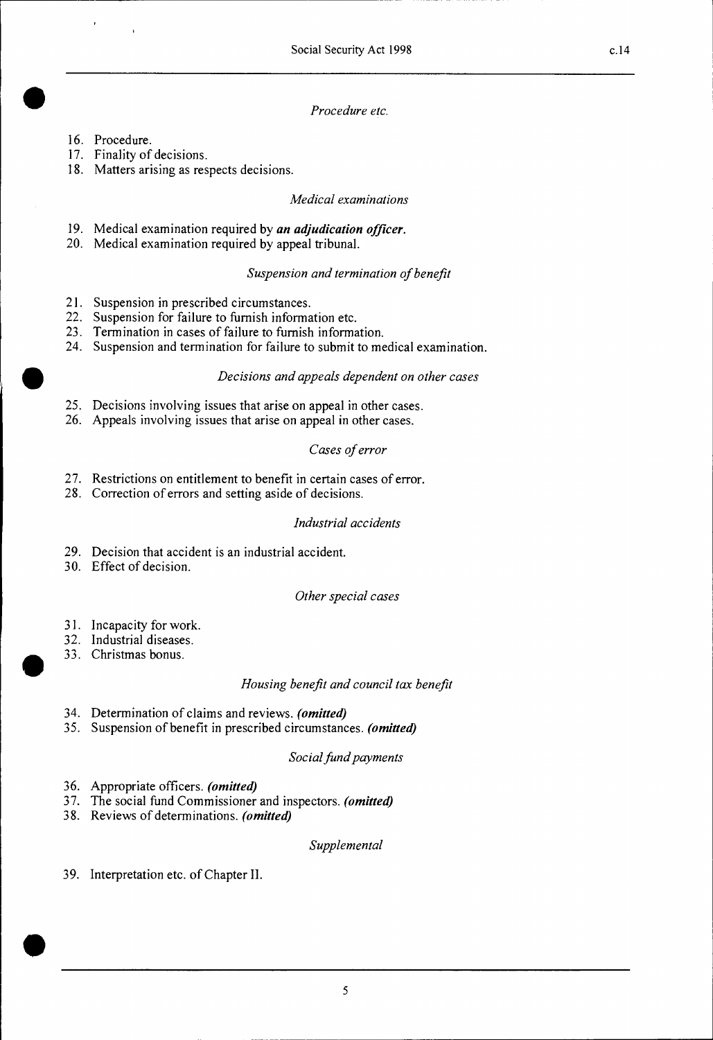*Procedure etc.*

16. Procedure.
17. Finality of decisions.
18. Matters arising as respects decisions.

*Medical examinations*

19. Medical examination required by ***an adjudication officer***.
20. Medical examination required by appeal tribunal.

*Suspension and termination of benefit*

21. Suspension in prescribed circumstances.
22. Suspension for failure to furnish information etc.
23. Termination in cases of failure to furnish information.
24. Suspension and termination for failure to submit to medical examination.

*Decisions and appeals dependent on other cases*

25. Decisions involving issues that arise on appeal in other cases.
26. Appeals involving issues that arise on appeal in other cases.

*Cases of error*

27. Restrictions on entitlement to benefit in certain cases of error.
28. Correction of errors and setting aside of decisions.

*Industrial accidents*

29. Decision that accident is an industrial accident.
30. Effect of decision.

*Other special cases*

31. Incapacity for work.
32. Industrial diseases.
33. Christmas bonus.

*Housing benefit and council tax benefit*

34. Determination of claims and reviews. ***(omitted)***
35. Suspension of benefit in prescribed circumstances. ***(omitted)***

*Social fund payments*

36. Appropriate officers. ***(omitted)***
37. The social fund Commissioner and inspectors. ***(omitted)***
38. Reviews of determinations. ***(omitted)***

*Supplemental*

39. Interpretation etc. of Chapter II.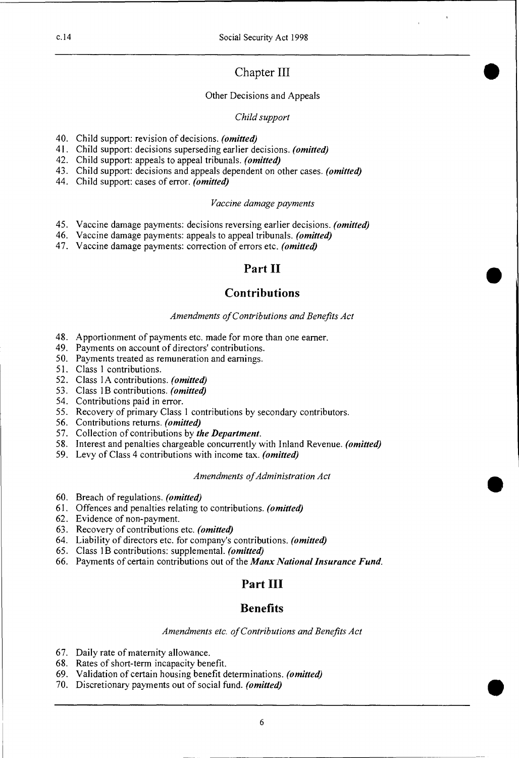## Chapter III

Other Decisions and Appeals

*Child support*

40. Child support: revision of decisions. ***(omitted)***
41. Child support: decisions superseding earlier decisions. ***(omitted)***
42. Child support: appeals to appeal tribunals. ***(omitted)***
43. Child support: decisions and appeals dependent on other cases. ***(omitted)***
44. Child support: cases of error. ***(omitted)***

*Vaccine damage payments*

45. Vaccine damage payments: decisions reversing earlier decisions. ***(omitted)***
46. Vaccine damage payments: appeals to appeal tribunals. ***(omitted)***
47. Vaccine damage payments: correction of errors etc. ***(omitted)***

# Part II

# Contributions

*Amendments of Contributions and Benefits Act*

48. Apportionment of payments etc. made for more than one earner.
49. Payments on account of directors' contributions.
50. Payments treated as remuneration and earnings.
51. Class 1 contributions.
52. Class 1A contributions. ***(omitted)***
53. Class 1B contributions. ***(omitted)***
54. Contributions paid in error.
55. Recovery of primary Class 1 contributions by secondary contributors.
56. Contributions returns. ***(omitted)***
57. Collection of contributions by ***the Department***.
58. Interest and penalties chargeable concurrently with Inland Revenue. ***(omitted)***
59. Levy of Class 4 contributions with income tax. ***(omitted)***

*Amendments of Administration Act*

60. Breach of regulations. ***(omitted)***
61. Offences and penalties relating to contributions. ***(omitted)***
62. Evidence of non-payment.
63. Recovery of contributions etc. ***(omitted)***
64. Liability of directors etc. for company's contributions. ***(omitted)***
65. Class 1B contributions: supplemental. ***(omitted)***
66. Payments of certain contributions out of the ***Manx National Insurance Fund***.

# Part III

# Benefits

*Amendments etc. of Contributions and Benefits Act*

67. Daily rate of maternity allowance.
68. Rates of short-term incapacity benefit.
69. Validation of certain housing benefit determinations. ***(omitted)***
70. Discretionary payments out of social fund. ***(omitted)***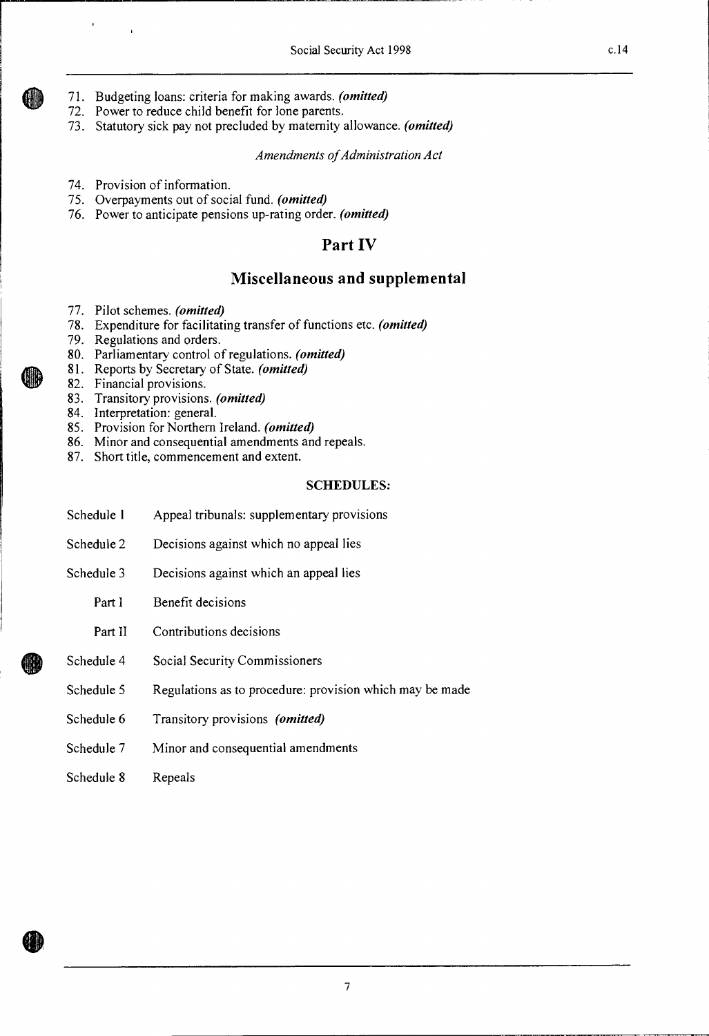71. Budgeting loans: criteria for making awards. ***(omitted)***
72. Power to reduce child benefit for lone parents.
73. Statutory sick pay not precluded by maternity allowance. ***(omitted)***

*Amendments of Administration Act*

74. Provision of information.
75. Overpayments out of social fund. ***(omitted)***
76. Power to anticipate pensions up-rating order. ***(omitted)***

## Part IV

## Miscellaneous and supplemental

77. Pilot schemes. ***(omitted)***
78. Expenditure for facilitating transfer of functions etc. ***(omitted)***
79. Regulations and orders.
80. Parliamentary control of regulations. ***(omitted)***
81. Reports by Secretary of State. ***(omitted)***
82. Financial provisions.
83. Transitory provisions. ***(omitted)***
84. Interpretation: general.
85. Provision for Northern Ireland. ***(omitted)***
86. Minor and consequential amendments and repeals.
87. Short title, commencement and extent.

**SCHEDULES:**

| | |
|---|---|
| Schedule 1 | Appeal tribunals: supplementary provisions |
| Schedule 2 | Decisions against which no appeal lies |
| Schedule 3 | Decisions against which an appeal lies |
| Part I | Benefit decisions |
| Part II | Contributions decisions |
| Schedule 4 | Social Security Commissioners |
| Schedule 5 | Regulations as to procedure: provision which may be made |
| Schedule 6 | Transitory provisions ***(omitted)*** |
| Schedule 7 | Minor and consequential amendments |
| Schedule 8 | Repeals |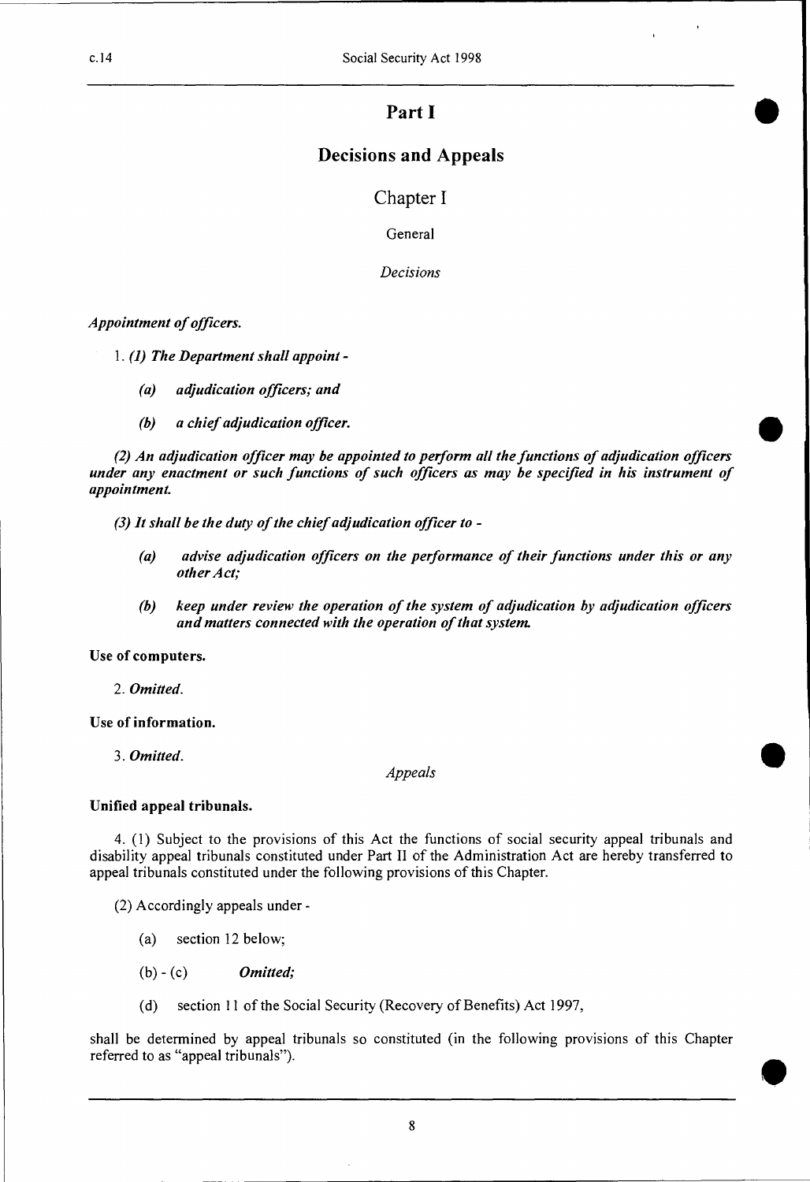# Part I

## Decisions and Appeals

### Chapter I

General

*Decisions*

*Appointment of officers.*

1. ***(1) The Department shall appoint -***

- ***(a) adjudication officers; and***
- ***(b) a chief adjudication officer.***

***(2) An adjudication officer may be appointed to perform all the functions of adjudication officers under any enactment or such functions of such officers as may be specified in his instrument of appointment.***

***(3) It shall be the duty of the chief adjudication officer to -***

- ***(a) advise adjudication officers on the performance of their functions under this or any other Act;***
- ***(b) keep under review the operation of the system of adjudication by adjudication officers and matters connected with the operation of that system.***

**Use of computers.**

2. ***Omitted.***

**Use of information.**

3. ***Omitted.***

*Appeals*

**Unified appeal tribunals.**

4. (1) Subject to the provisions of this Act the functions of social security appeal tribunals and disability appeal tribunals constituted under Part II of the Administration Act are hereby transferred to appeal tribunals constituted under the following provisions of this Chapter.

(2) Accordingly appeals under -

- (a) section 12 below;
- (b) - (c) ***Omitted;***
- (d) section 11 of the Social Security (Recovery of Benefits) Act 1997,

shall be determined by appeal tribunals so constituted (in the following provisions of this Chapter referred to as "appeal tribunals").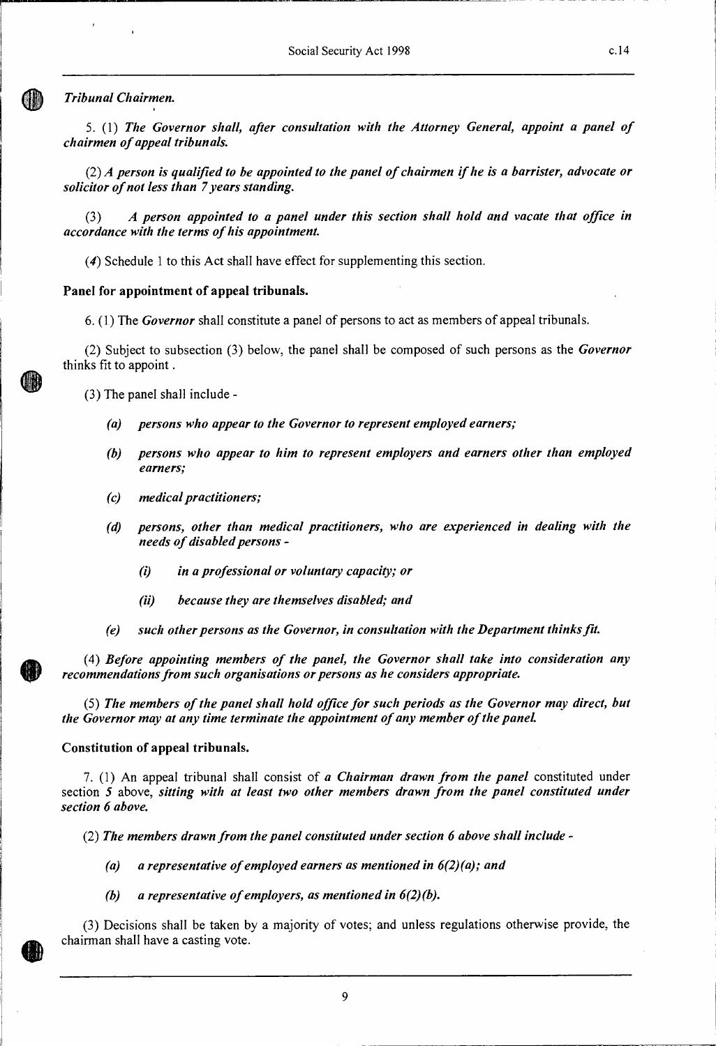*Tribunal Chairmen.*

5. (1) *The Governor shall, after consultation with the Attorney General, appoint a panel of chairmen of appeal tribunals.*

(2) *A person is qualified to be appointed to the panel of chairmen if he is a barrister, advocate or solicitor of not less than 7 years standing.*

(3) *A person appointed to a panel under this section shall hold and vacate that office in accordance with the terms of his appointment.*

(*4*) Schedule 1 to this Act shall have effect for supplementing this section.

**Panel for appointment of appeal tribunals.**

6. (1) The ***Governor*** shall constitute a panel of persons to act as members of appeal tribunals.

(2) Subject to subsection (3) below, the panel shall be composed of such persons as the ***Governor*** thinks fit to appoint .

(3) The panel shall include -

- ***(a) persons who appear to the Governor to represent employed earners;***
- ***(b) persons who appear to him to represent employers and earners other than employed earners;***
- ***(c) medical practitioners;***
- ***(d) persons, other than medical practitioners, who are experienced in dealing with the needs of disabled persons -***
  - ***(i) in a professional or voluntary capacity; or***
  - ***(ii) because they are themselves disabled; and***
- ***(e) such other persons as the Governor, in consultation with the Department thinks fit.***

(4) *Before appointing members of the panel, the Governor shall take into consideration any recommendations from such organisations or persons as he considers appropriate.*

(5) *The members of the panel shall hold office for such periods as the Governor may direct, but the Governor may at any time terminate the appointment of any member of the panel.*

**Constitution of appeal tribunals.**

7. (1) An appeal tribunal shall consist of ***a Chairman drawn from the panel*** constituted under section *5* above, ***sitting with at least two other members drawn from the panel constituted under section 6 above.***

(2) ***The members drawn from the panel constituted under section 6 above shall include -***

- ***(a) a representative of employed earners as mentioned in 6(2)(a); and***
- ***(b) a representative of employers, as mentioned in 6(2)(b).***

(3) Decisions shall be taken by a majority of votes; and unless regulations otherwise provide, the chairman shall have a casting vote.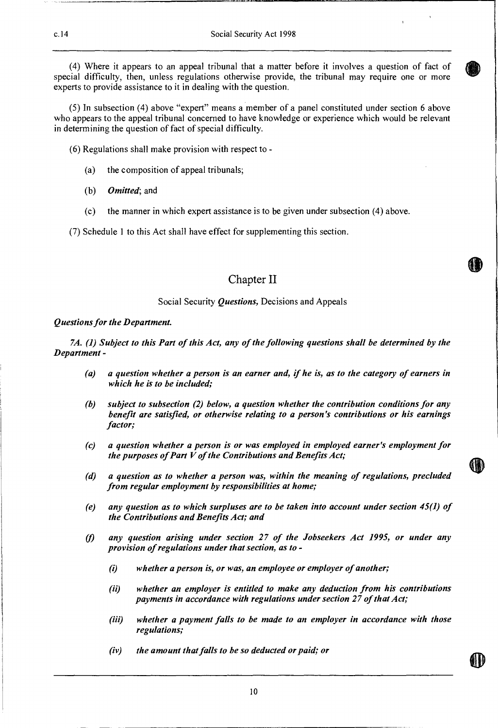(4) Where it appears to an appeal tribunal that a matter before it involves a question of fact of special difficulty, then, unless regulations otherwise provide, the tribunal may require one or more experts to provide assistance to it in dealing with the question.

(5) In subsection (4) above "expert" means a member of a panel constituted under section 6 above who appears to the appeal tribunal concerned to have knowledge or experience which would be relevant in determining the question of fact of special difficulty.

(6) Regulations shall make provision with respect to -

- (a) the composition of appeal tribunals;
- (b) *Omitted*; and
- (c) the manner in which expert assistance is to be given under subsection (4) above.

(7) Schedule 1 to this Act shall have effect for supplementing this section.

## Chapter II

Social Security *Questions,* Decisions and Appeals

***Questions for the Department.***

*7A. (1) Subject to this Part of this Act, any of the following questions shall be determined by the Department -*

- *(a) a question whether a person is an earner and, if he is, as to the category of earners in which he is to be included;*
- *(b) subject to subsection (2) below, a question whether the contribution conditions for any benefit are satisfied, or otherwise relating to a person's contributions or his earnings factor;*
- *(c) a question whether a person is or was employed in employed earner's employment for the purposes of Part V of the Contributions and Benefits Act;*
- *(d) a question as to whether a person was, within the meaning of regulations, precluded from regular employment by responsibilities at home;*
- *(e) any question as to which surpluses are to be taken into account under section 45(1) of the Contributions and Benefits Act; and*
- *(f) any question arising under section 27 of the Jobseekers Act 1995, or under any provision of regulations under that section, as to -*
  - *(i) whether a person is, or was, an employee or employer of another;*
  - *(ii) whether an employer is entitled to make any deduction from his contributions payments in accordance with regulations under section 27 of that Act;*
  - *(iii) whether a payment falls to be made to an employer in accordance with those regulations;*
  - *(iv) the amount that falls to be so deducted or paid; or*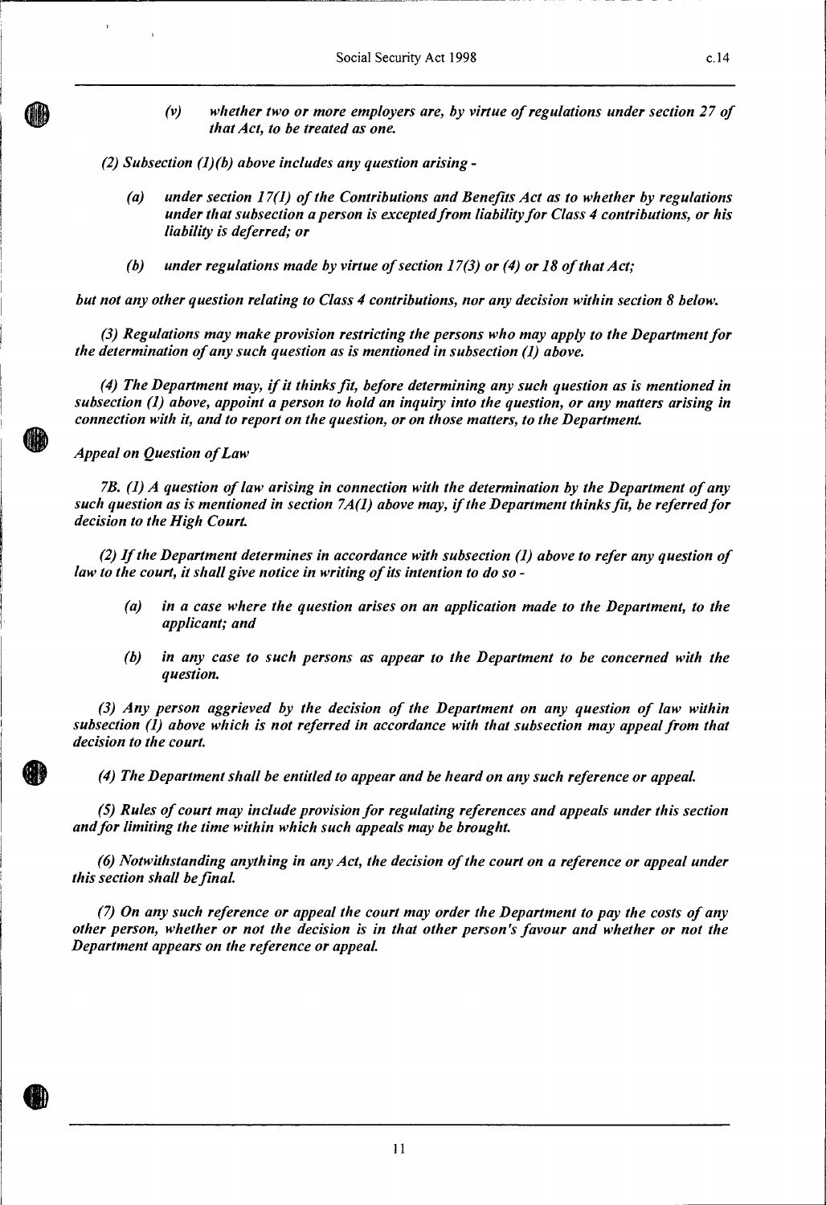*(v) whether two or more employers are, by virtue of regulations under section 27 of that Act, to be treated as one.*

*(2) Subsection (1)(b) above includes any question arising -*

*(a) under section 17(1) of the Contributions and Benefits Act as to whether by regulations under that subsection a person is excepted from liability for Class 4 contributions, or his liability is deferred; or*

*(b) under regulations made by virtue of section 17(3) or (4) or 18 of that Act;*

*but not any other question relating to Class 4 contributions, nor any decision within section 8 below.*

*(3) Regulations may make provision restricting the persons who may apply to the Department for the determination of any such question as is mentioned in subsection (1) above.*

*(4) The Department may, if it thinks fit, before determining any such question as is mentioned in subsection (1) above, appoint a person to hold an inquiry into the question, or any matters arising in connection with it, and to report on the question, or on those matters, to the Department.*

*Appeal on Question of Law*

*7B. (1) A question of law arising in connection with the determination by the Department of any such question as is mentioned in section 7A(1) above may, if the Department thinks fit, be referred for decision to the High Court.*

*(2) If the Department determines in accordance with subsection (1) above to refer any question of law to the court, it shall give notice in writing of its intention to do so -*

*(a) in a case where the question arises on an application made to the Department, to the applicant; and*

*(b) in any case to such persons as appear to the Department to be concerned with the question.*

*(3) Any person aggrieved by the decision of the Department on any question of law within subsection (1) above which is not referred in accordance with that subsection may appeal from that decision to the court.*

*(4) The Department shall be entitled to appear and be heard on any such reference or appeal.*

*(5) Rules of court may include provision for regulating references and appeals under this section and for limiting the time within which such appeals may be brought.*

*(6) Notwithstanding anything in any Act, the decision of the court on a reference or appeal under this section shall be final.*

*(7) On any such reference or appeal the court may order the Department to pay the costs of any other person, whether or not the decision is in that other person's favour and whether or not the Department appears on the reference or appeal.*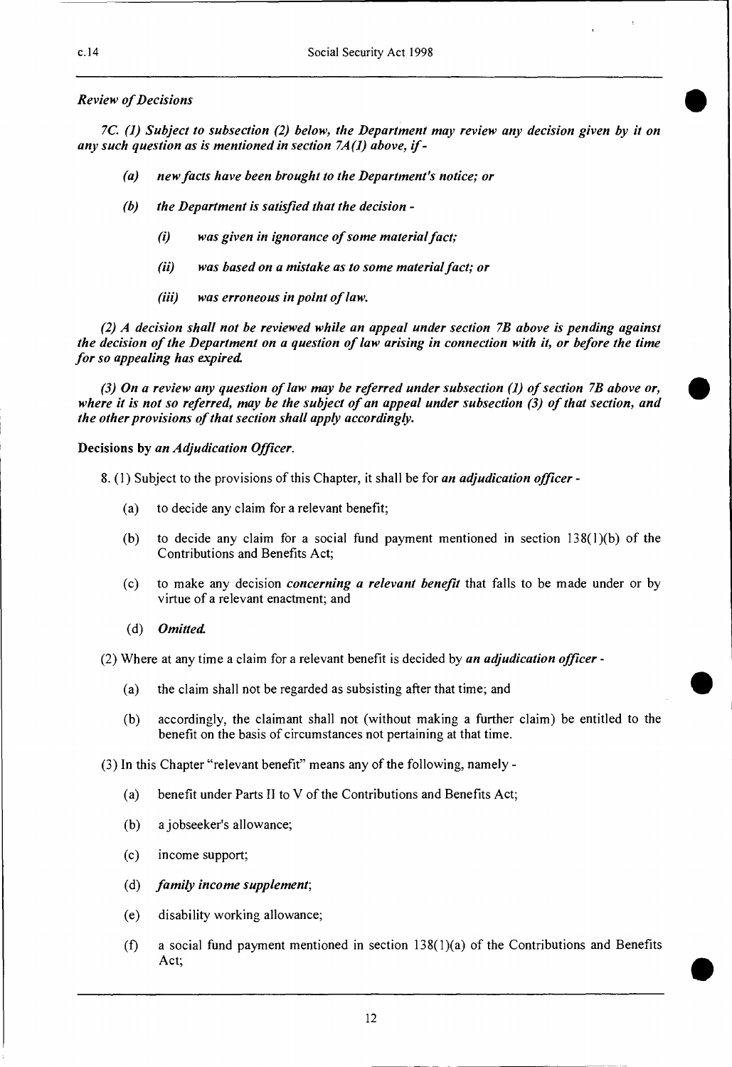*Review of Decisions*

*7C. (1) Subject to subsection (2) below, the Department may review any decision given by it on any such question as is mentioned in section 7A(1) above, if -*

- *(a) new facts have been brought to the Department's notice; or*
- *(b) the Department is satisfied that the decision -*
  - *(i) was given in ignorance of some material fact;*
  - *(ii) was based on a mistake as to some material fact; or*
  - *(iii) was erroneous in point of law.*

*(2) A decision shall not be reviewed while an appeal under section 7B above is pending against the decision of the Department on a question of law arising in connection with it, or before the time for so appealing has expired.*

*(3) On a review any question of law may be referred under subsection (1) of section 7B above or, where it is not so referred, may be the subject of an appeal under subsection (3) of that section, and the other provisions of that section shall apply accordingly.*

**Decisions by *an Adjudication Officer*.**

8. (1) Subject to the provisions of this Chapter, it shall be for ***an adjudication officer*** -

- (a) to decide any claim for a relevant benefit;
- (b) to decide any claim for a social fund payment mentioned in section 138(1)(b) of the Contributions and Benefits Act;
- (c) to make any decision ***concerning a relevant benefit*** that falls to be made under or by virtue of a relevant enactment; and
- (d) ***Omitted.***

(2) Where at any time a claim for a relevant benefit is decided by ***an adjudication officer*** -

- (a) the claim shall not be regarded as subsisting after that time; and
- (b) accordingly, the claimant shall not (without making a further claim) be entitled to the benefit on the basis of circumstances not pertaining at that time.

(3) In this Chapter "relevant benefit" means any of the following, namely -

- (a) benefit under Parts II to V of the Contributions and Benefits Act;
- (b) a jobseeker's allowance;
- (c) income support;
- (d) ***family income supplement***;
- (e) disability working allowance;
- (f) a social fund payment mentioned in section 138(1)(a) of the Contributions and Benefits Act;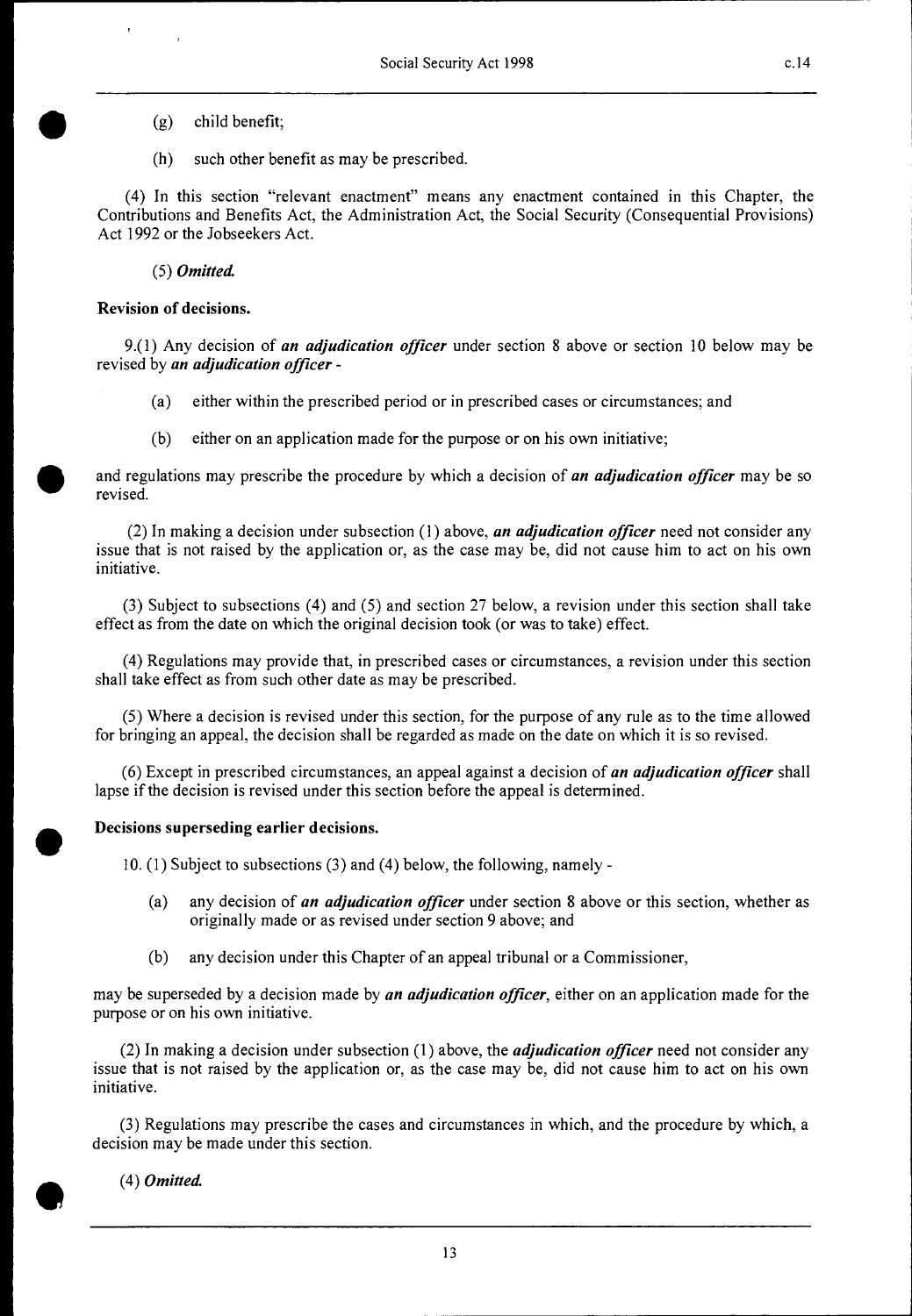(g) child benefit;

(h) such other benefit as may be prescribed.

(4) In this section "relevant enactment" means any enactment contained in this Chapter, the Contributions and Benefits Act, the Administration Act, the Social Security (Consequential Provisions) Act 1992 or the Jobseekers Act.

(5) ***Omitted.***

**Revision of decisions.**

9.(1) Any decision of ***an adjudication officer*** under section 8 above or section 10 below may be revised by ***an adjudication officer*** -

(a) either within the prescribed period or in prescribed cases or circumstances; and

(b) either on an application made for the purpose or on his own initiative;

and regulations may prescribe the procedure by which a decision of ***an adjudication officer*** may be so revised.

(2) In making a decision under subsection (1) above, ***an adjudication officer*** need not consider any issue that is not raised by the application or, as the case may be, did not cause him to act on his own initiative.

(3) Subject to subsections (4) and (5) and section 27 below, a revision under this section shall take effect as from the date on which the original decision took (or was to take) effect.

(4) Regulations may provide that, in prescribed cases or circumstances, a revision under this section shall take effect as from such other date as may be prescribed.

(5) Where a decision is revised under this section, for the purpose of any rule as to the time allowed for bringing an appeal, the decision shall be regarded as made on the date on which it is so revised.

(6) Except in prescribed circumstances, an appeal against a decision of ***an adjudication officer*** shall lapse if the decision is revised under this section before the appeal is determined.

**Decisions superseding earlier decisions.**

10. (1) Subject to subsections (3) and (4) below, the following, namely -

(a) any decision of ***an adjudication officer*** under section 8 above or this section, whether as originally made or as revised under section 9 above; and

(b) any decision under this Chapter of an appeal tribunal or a Commissioner,

may be superseded by a decision made by ***an adjudication officer***, either on an application made for the purpose or on his own initiative.

(2) In making a decision under subsection (1) above, the ***adjudication officer*** need not consider any issue that is not raised by the application or, as the case may be, did not cause him to act on his own initiative.

(3) Regulations may prescribe the cases and circumstances in which, and the procedure by which, a decision may be made under this section.

(4) ***Omitted.***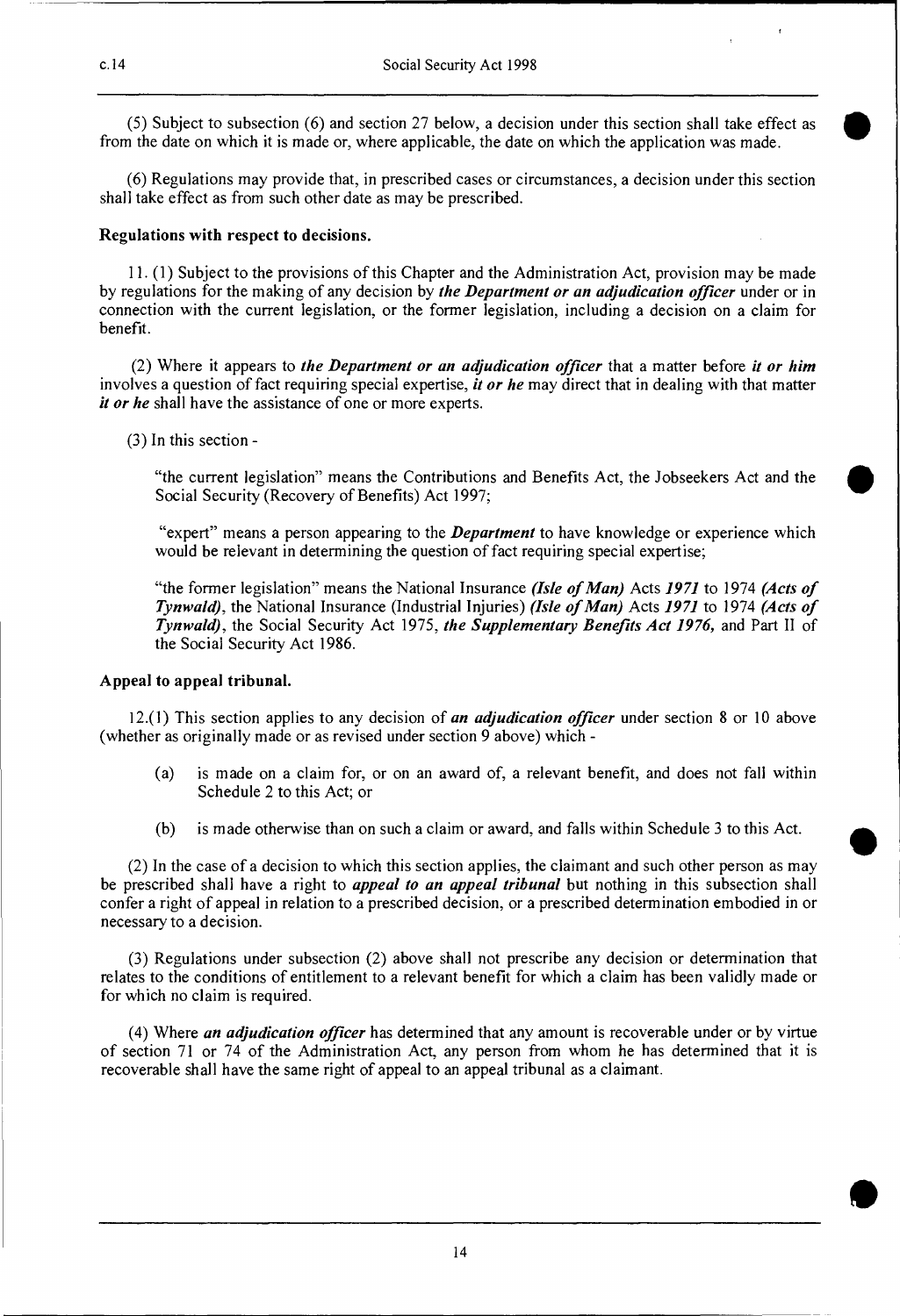(5) Subject to subsection (6) and section 27 below, a decision under this section shall take effect as from the date on which it is made or, where applicable, the date on which the application was made.

(6) Regulations may provide that, in prescribed cases or circumstances, a decision under this section shall take effect as from such other date as may be prescribed.

**Regulations with respect to decisions.**

11. (1) Subject to the provisions of this Chapter and the Administration Act, provision may be made by regulations for the making of any decision by ***the Department or an adjudication officer*** under or in connection with the current legislation, or the former legislation, including a decision on a claim for benefit.

(2) Where it appears to ***the Department or an adjudication officer*** that a matter before ***it or him*** involves a question of fact requiring special expertise, ***it or he*** may direct that in dealing with that matter ***it or he*** shall have the assistance of one or more experts.

(3) In this section -

"the current legislation" means the Contributions and Benefits Act, the Jobseekers Act and the Social Security (Recovery of Benefits) Act 1997;

"expert" means a person appearing to the ***Department*** to have knowledge or experience which would be relevant in determining the question of fact requiring special expertise;

"the former legislation" means the National Insurance ***(Isle of Man)*** Acts ***1971*** to 1974 ***(Acts of Tynwald)***, the National Insurance (Industrial Injuries) ***(Isle of Man)*** Acts ***1971*** to 1974 ***(Acts of Tynwald)***, the Social Security Act 1975, ***the Supplementary Benefits Act 1976,*** and Part II of the Social Security Act 1986.

**Appeal to appeal tribunal.**

12.(1) This section applies to any decision of ***an adjudication officer*** under section 8 or 10 above (whether as originally made or as revised under section 9 above) which -

(a) is made on a claim for, or on an award of, a relevant benefit, and does not fall within Schedule 2 to this Act; or

(b) is made otherwise than on such a claim or award, and falls within Schedule 3 to this Act.

(2) In the case of a decision to which this section applies, the claimant and such other person as may be prescribed shall have a right to ***appeal to an appeal tribunal*** but nothing in this subsection shall confer a right of appeal in relation to a prescribed decision, or a prescribed determination embodied in or necessary to a decision.

(3) Regulations under subsection (2) above shall not prescribe any decision or determination that relates to the conditions of entitlement to a relevant benefit for which a claim has been validly made or for which no claim is required.

(4) Where ***an adjudication officer*** has determined that any amount is recoverable under or by virtue of section 71 or 74 of the Administration Act, any person from whom he has determined that it is recoverable shall have the same right of appeal to an appeal tribunal as a claimant.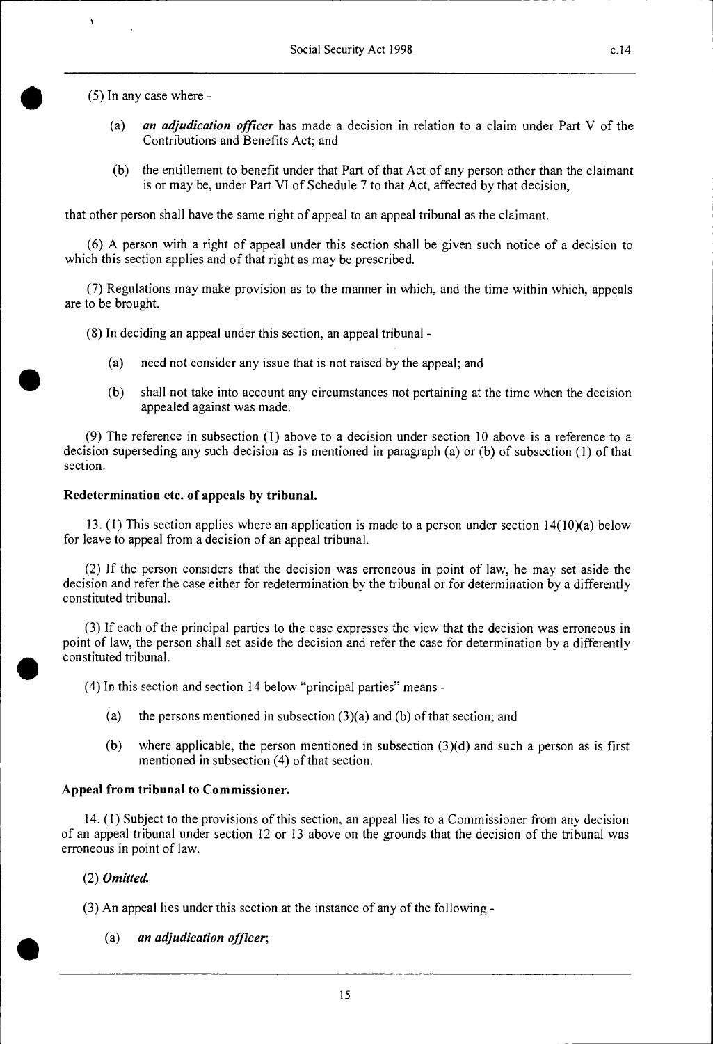(5) In any case where -

- (a) ***an adjudication officer*** has made a decision in relation to a claim under Part V of the Contributions and Benefits Act; and
- (b) the entitlement to benefit under that Part of that Act of any person other than the claimant is or may be, under Part VI of Schedule 7 to that Act, affected by that decision,

that other person shall have the same right of appeal to an appeal tribunal as the claimant.

(6) A person with a right of appeal under this section shall be given such notice of a decision to which this section applies and of that right as may be prescribed.

(7) Regulations may make provision as to the manner in which, and the time within which, appeals are to be brought.

(8) In deciding an appeal under this section, an appeal tribunal -

- (a) need not consider any issue that is not raised by the appeal; and
- (b) shall not take into account any circumstances not pertaining at the time when the decision appealed against was made.

(9) The reference in subsection (1) above to a decision under section 10 above is a reference to a decision superseding any such decision as is mentioned in paragraph (a) or (b) of subsection (1) of that section.

#### Redetermination etc. of appeals by tribunal.

13. (1) This section applies where an application is made to a person under section 14(10)(a) below for leave to appeal from a decision of an appeal tribunal.

(2) If the person considers that the decision was erroneous in point of law, he may set aside the decision and refer the case either for redetermination by the tribunal or for determination by a differently constituted tribunal.

(3) If each of the principal parties to the case expresses the view that the decision was erroneous in point of law, the person shall set aside the decision and refer the case for determination by a differently constituted tribunal.

(4) In this section and section 14 below "principal parties" means -

- (a) the persons mentioned in subsection (3)(a) and (b) of that section; and
- (b) where applicable, the person mentioned in subsection (3)(d) and such a person as is first mentioned in subsection (4) of that section.

#### Appeal from tribunal to Commissioner.

14. (1) Subject to the provisions of this section, an appeal lies to a Commissioner from any decision of an appeal tribunal under section 12 or 13 above on the grounds that the decision of the tribunal was erroneous in point of law.

(2) ***Omitted.***

(3) An appeal lies under this section at the instance of any of the following -

- (a) ***an adjudication officer***;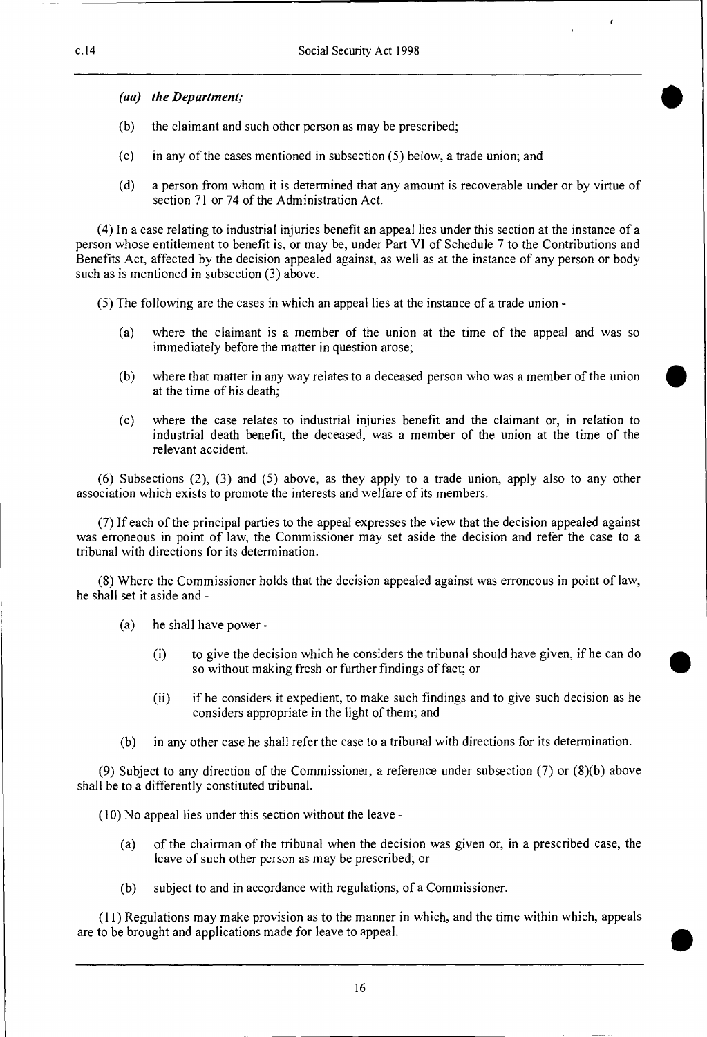*(aa) the Department;*

(b) the claimant and such other person as may be prescribed;

(c) in any of the cases mentioned in subsection (5) below, a trade union; and

(d) a person from whom it is determined that any amount is recoverable under or by virtue of section 71 or 74 of the Administration Act.

(4) In a case relating to industrial injuries benefit an appeal lies under this section at the instance of a person whose entitlement to benefit is, or may be, under Part VI of Schedule 7 to the Contributions and Benefits Act, affected by the decision appealed against, as well as at the instance of any person or body such as is mentioned in subsection (3) above.

(5) The following are the cases in which an appeal lies at the instance of a trade union -

(a) where the claimant is a member of the union at the time of the appeal and was so immediately before the matter in question arose;

(b) where that matter in any way relates to a deceased person who was a member of the union at the time of his death;

(c) where the case relates to industrial injuries benefit and the claimant or, in relation to industrial death benefit, the deceased, was a member of the union at the time of the relevant accident.

(6) Subsections (2), (3) and (5) above, as they apply to a trade union, apply also to any other association which exists to promote the interests and welfare of its members.

(7) If each of the principal parties to the appeal expresses the view that the decision appealed against was erroneous in point of law, the Commissioner may set aside the decision and refer the case to a tribunal with directions for its determination.

(8) Where the Commissioner holds that the decision appealed against was erroneous in point of law, he shall set it aside and -

(a) he shall have power -

(i) to give the decision which he considers the tribunal should have given, if he can do so without making fresh or further findings of fact; or

(ii) if he considers it expedient, to make such findings and to give such decision as he considers appropriate in the light of them; and

(b) in any other case he shall refer the case to a tribunal with directions for its determination.

(9) Subject to any direction of the Commissioner, a reference under subsection (7) or (8)(b) above shall be to a differently constituted tribunal.

(10) No appeal lies under this section without the leave -

(a) of the chairman of the tribunal when the decision was given or, in a prescribed case, the leave of such other person as may be prescribed; or

(b) subject to and in accordance with regulations, of a Commissioner.

(11) Regulations may make provision as to the manner in which, and the time within which, appeals are to be brought and applications made for leave to appeal.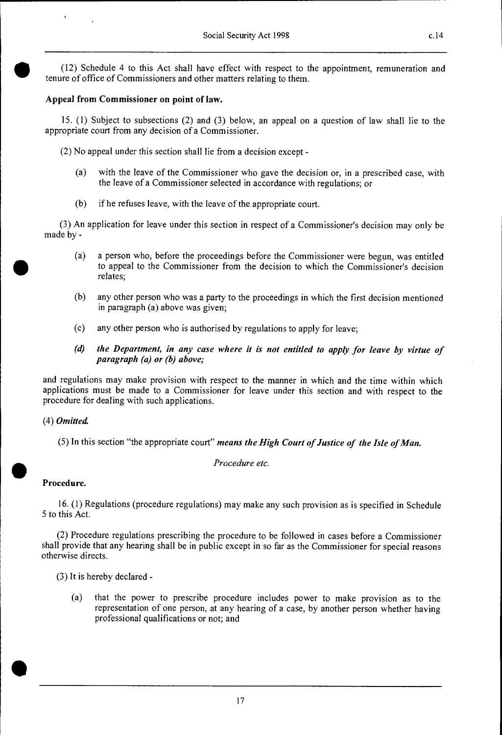(12) Schedule 4 to this Act shall have effect with respect to the appointment, remuneration and tenure of office of Commissioners and other matters relating to them.

**Appeal from Commissioner on point of law.**

15. (1) Subject to subsections (2) and (3) below, an appeal on a question of law shall lie to the appropriate court from any decision of a Commissioner.

(2) No appeal under this section shall lie from a decision except -

(a) with the leave of the Commissioner who gave the decision or, in a prescribed case, with the leave of a Commissioner selected in accordance with regulations; or

(b) if he refuses leave, with the leave of the appropriate court.

(3) An application for leave under this section in respect of a Commissioner's decision may only be made by -

(a) a person who, before the proceedings before the Commissioner were begun, was entitled to appeal to the Commissioner from the decision to which the Commissioner's decision relates;

(b) any other person who was a party to the proceedings in which the first decision mentioned in paragraph (a) above was given;

(c) any other person who is authorised by regulations to apply for leave;

***(d) the Department, in any case where it is not entitled to apply for leave by virtue of paragraph (a) or (b) above;***

and regulations may make provision with respect to the manner in which and the time within which applications must be made to a Commissioner for leave under this section and with respect to the procedure for dealing with such applications.

(4) ***Omitted.***

(5) In this section "the appropriate court" ***means the High Court of Justice of the Isle of Man.***

*Procedure etc.*

**Procedure.**

16. (1) Regulations (procedure regulations) may make any such provision as is specified in Schedule 5 to this Act.

(2) Procedure regulations prescribing the procedure to be followed in cases before a Commissioner shall provide that any hearing shall be in public except in so far as the Commissioner for special reasons otherwise directs.

(3) It is hereby declared -

(a) that the power to prescribe procedure includes power to make provision as to the representation of one person, at any hearing of a case, by another person whether having professional qualifications or not; and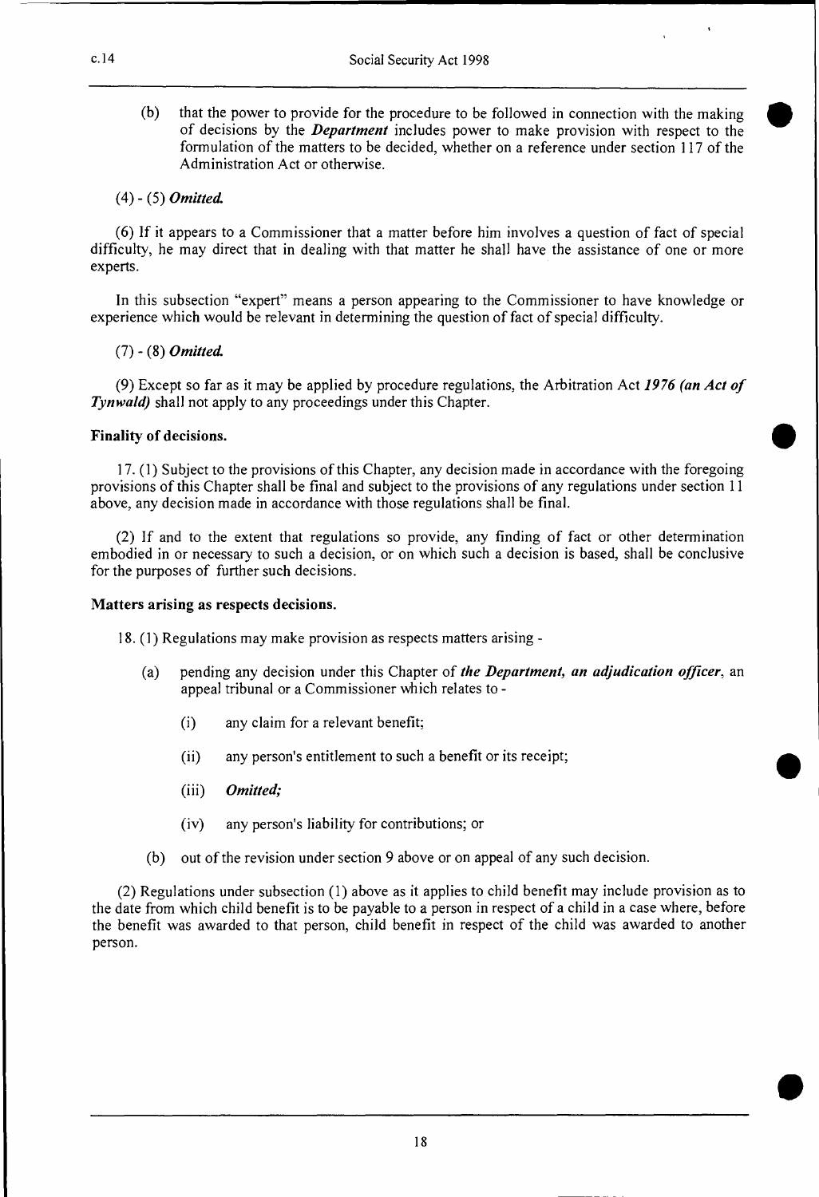(b) that the power to provide for the procedure to be followed in connection with the making of decisions by the ***Department*** includes power to make provision with respect to the formulation of the matters to be decided, whether on a reference under section 117 of the Administration Act or otherwise.

(4) - (5) ***Omitted.***

(6) If it appears to a Commissioner that a matter before him involves a question of fact of special difficulty, he may direct that in dealing with that matter he shall have the assistance of one or more experts.

In this subsection "expert" means a person appearing to the Commissioner to have knowledge or experience which would be relevant in determining the question of fact of special difficulty.

(7) - (8) ***Omitted.***

(9) Except so far as it may be applied by procedure regulations, the Arbitration Act ***1976 (an Act of Tynwald)*** shall not apply to any proceedings under this Chapter.

**Finality of decisions.**

17. (1) Subject to the provisions of this Chapter, any decision made in accordance with the foregoing provisions of this Chapter shall be final and subject to the provisions of any regulations under section 11 above, any decision made in accordance with those regulations shall be final.

(2) If and to the extent that regulations so provide, any finding of fact or other determination embodied in or necessary to such a decision, or on which such a decision is based, shall be conclusive for the purposes of further such decisions.

**Matters arising as respects decisions.**

18. (1) Regulations may make provision as respects matters arising -

(a) pending any decision under this Chapter of ***the Department, an adjudication officer***, an appeal tribunal or a Commissioner which relates to -

(i) any claim for a relevant benefit;

(ii) any person's entitlement to such a benefit or its receipt;

(iii) ***Omitted;***

(iv) any person's liability for contributions; or

(b) out of the revision under section 9 above or on appeal of any such decision.

(2) Regulations under subsection (1) above as it applies to child benefit may include provision as to the date from which child benefit is to be payable to a person in respect of a child in a case where, before the benefit was awarded to that person, child benefit in respect of the child was awarded to another person.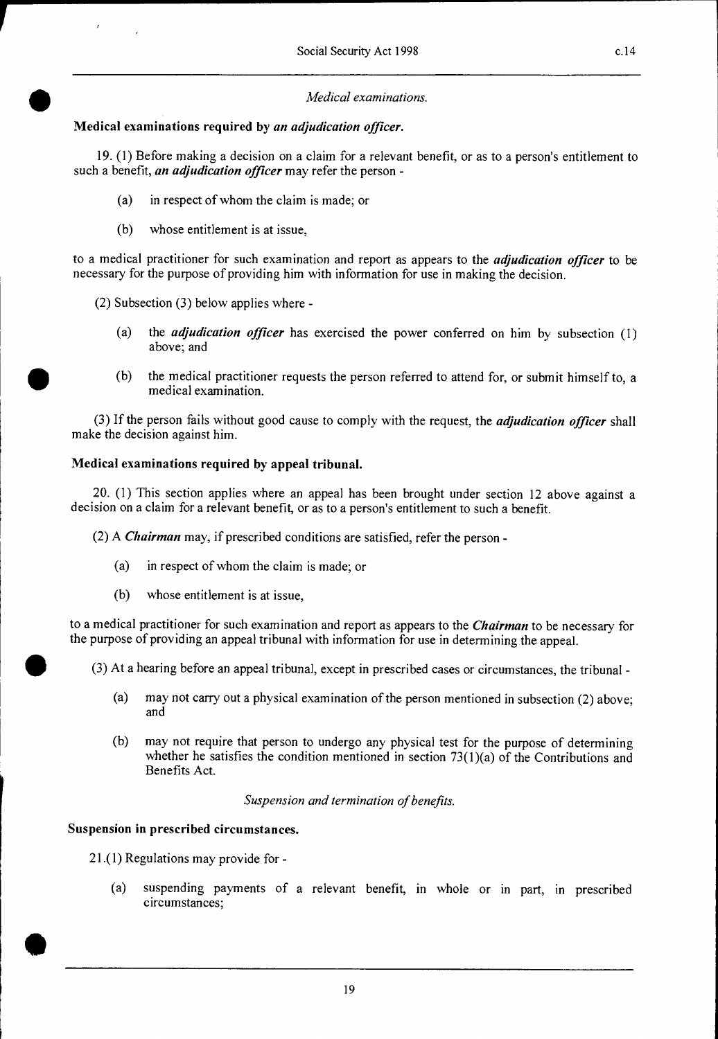*Medical examinations.*

**Medical examinations required by *an adjudication officer.***

19. (1) Before making a decision on a claim for a relevant benefit, or as to a person's entitlement to such a benefit, ***an adjudication officer*** may refer the person -

- (a) in respect of whom the claim is made; or
- (b) whose entitlement is at issue,

to a medical practitioner for such examination and report as appears to the ***adjudication officer*** to be necessary for the purpose of providing him with information for use in making the decision.

(2) Subsection (3) below applies where -

- (a) the ***adjudication officer*** has exercised the power conferred on him by subsection (1) above; and
- (b) the medical practitioner requests the person referred to attend for, or submit himself to, a medical examination.

(3) If the person fails without good cause to comply with the request, the ***adjudication officer*** shall make the decision against him.

**Medical examinations required by appeal tribunal.**

20. (1) This section applies where an appeal has been brought under section 12 above against a decision on a claim for a relevant benefit, or as to a person's entitlement to such a benefit.

(2) A ***Chairman*** may, if prescribed conditions are satisfied, refer the person -

- (a) in respect of whom the claim is made; or
- (b) whose entitlement is at issue,

to a medical practitioner for such examination and report as appears to the ***Chairman*** to be necessary for the purpose of providing an appeal tribunal with information for use in determining the appeal.

(3) At a hearing before an appeal tribunal, except in prescribed cases or circumstances, the tribunal -

- (a) may not carry out a physical examination of the person mentioned in subsection (2) above; and
- (b) may not require that person to undergo any physical test for the purpose of determining whether he satisfies the condition mentioned in section 73(1)(a) of the Contributions and Benefits Act.

*Suspension and termination of benefits.*

**Suspension in prescribed circumstances.**

21.(1) Regulations may provide for -

- (a) suspending payments of a relevant benefit, in whole or in part, in prescribed circumstances;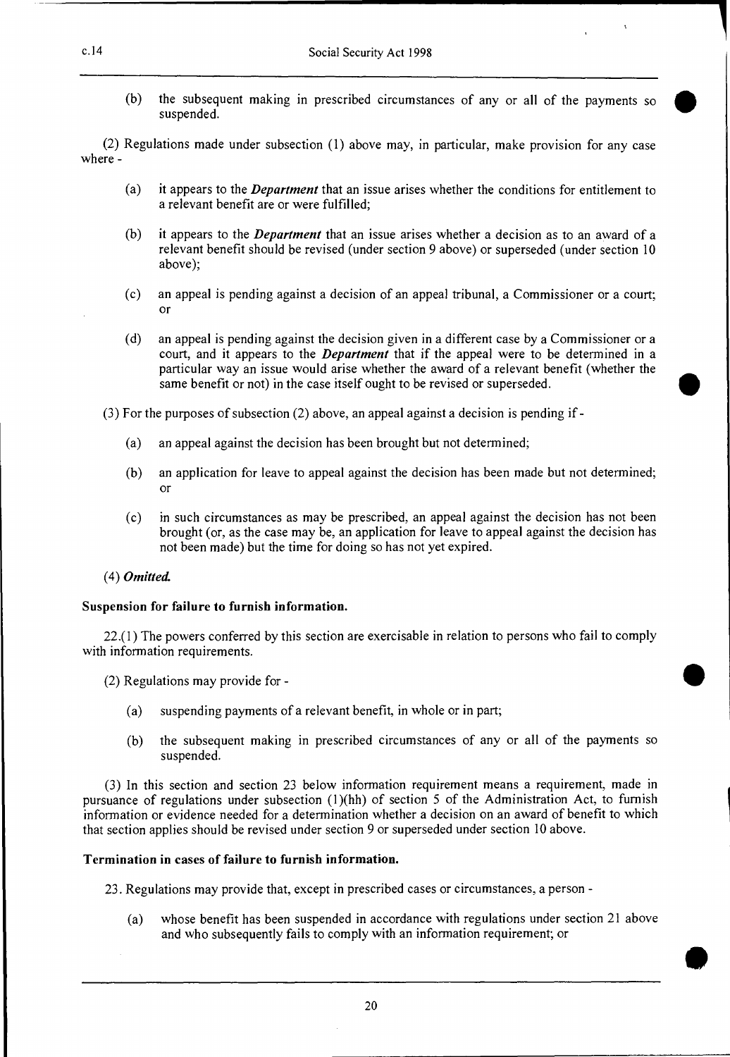(b) the subsequent making in prescribed circumstances of any or all of the payments so suspended.

(2) Regulations made under subsection (1) above may, in particular, make provision for any case where -

(a) it appears to the ***Department*** that an issue arises whether the conditions for entitlement to a relevant benefit are or were fulfilled;

(b) it appears to the ***Department*** that an issue arises whether a decision as to an award of a relevant benefit should be revised (under section 9 above) or superseded (under section 10 above);

(c) an appeal is pending against a decision of an appeal tribunal, a Commissioner or a court; or

(d) an appeal is pending against the decision given in a different case by a Commissioner or a court, and it appears to the ***Department*** that if the appeal were to be determined in a particular way an issue would arise whether the award of a relevant benefit (whether the same benefit or not) in the case itself ought to be revised or superseded.

(3) For the purposes of subsection (2) above, an appeal against a decision is pending if -

(a) an appeal against the decision has been brought but not determined;

(b) an application for leave to appeal against the decision has been made but not determined; or

(c) in such circumstances as may be prescribed, an appeal against the decision has not been brought (or, as the case may be, an application for leave to appeal against the decision has not been made) but the time for doing so has not yet expired.

(4) ***Omitted.***

**Suspension for failure to furnish information.**

22.(1) The powers conferred by this section are exercisable in relation to persons who fail to comply with information requirements.

(2) Regulations may provide for -

(a) suspending payments of a relevant benefit, in whole or in part;

(b) the subsequent making in prescribed circumstances of any or all of the payments so suspended.

(3) In this section and section 23 below information requirement means a requirement, made in pursuance of regulations under subsection (1)(hh) of section 5 of the Administration Act, to furnish information or evidence needed for a determination whether a decision on an award of benefit to which that section applies should be revised under section 9 or superseded under section 10 above.

**Termination in cases of failure to furnish information.**

23. Regulations may provide that, except in prescribed cases or circumstances, a person -

(a) whose benefit has been suspended in accordance with regulations under section 21 above and who subsequently fails to comply with an information requirement; or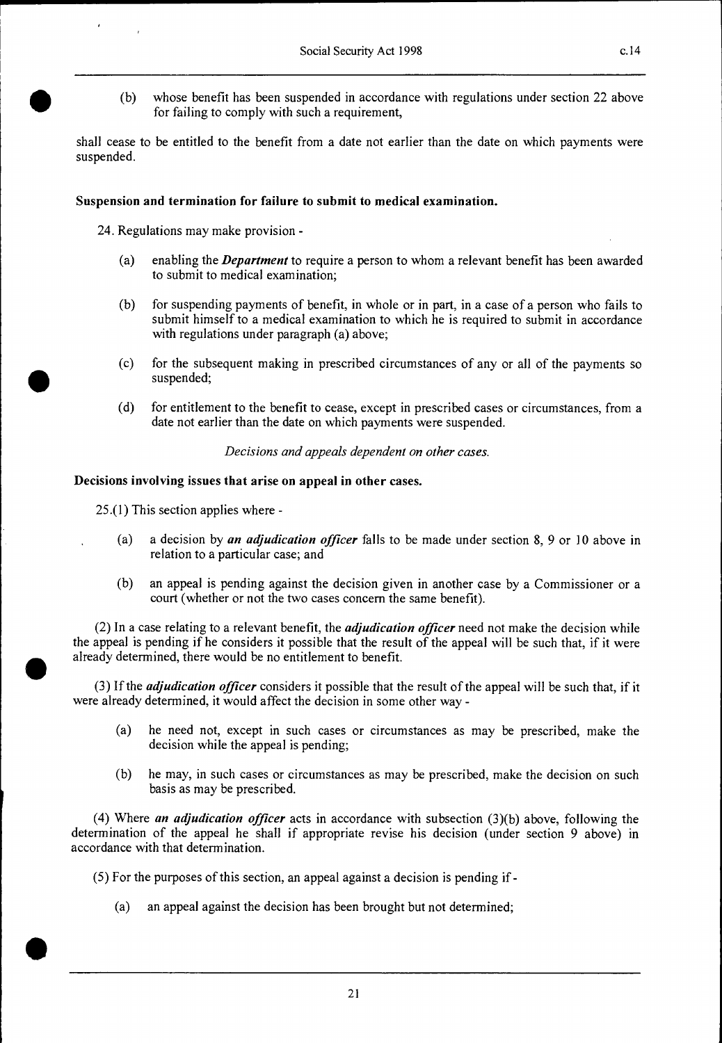(b) whose benefit has been suspended in accordance with regulations under section 22 above for failing to comply with such a requirement,

shall cease to be entitled to the benefit from a date not earlier than the date on which payments were suspended.

**Suspension and termination for failure to submit to medical examination.**

24. Regulations may make provision -

(a) enabling the ***Department*** to require a person to whom a relevant benefit has been awarded to submit to medical examination;

(b) for suspending payments of benefit, in whole or in part, in a case of a person who fails to submit himself to a medical examination to which he is required to submit in accordance with regulations under paragraph (a) above;

(c) for the subsequent making in prescribed circumstances of any or all of the payments so suspended;

(d) for entitlement to the benefit to cease, except in prescribed cases or circumstances, from a date not earlier than the date on which payments were suspended.

*Decisions and appeals dependent on other cases.*

**Decisions involving issues that arise on appeal in other cases.**

25.(1) This section applies where -

(a) a decision by ***an adjudication officer*** falls to be made under section 8, 9 or 10 above in relation to a particular case; and

(b) an appeal is pending against the decision given in another case by a Commissioner or a court (whether or not the two cases concern the same benefit).

(2) In a case relating to a relevant benefit, the ***adjudication officer*** need not make the decision while the appeal is pending if he considers it possible that the result of the appeal will be such that, if it were already determined, there would be no entitlement to benefit.

(3) If the ***adjudication officer*** considers it possible that the result of the appeal will be such that, if it were already determined, it would affect the decision in some other way -

(a) he need not, except in such cases or circumstances as may be prescribed, make the decision while the appeal is pending;

(b) he may, in such cases or circumstances as may be prescribed, make the decision on such basis as may be prescribed.

(4) Where ***an adjudication officer*** acts in accordance with subsection (3)(b) above, following the determination of the appeal he shall if appropriate revise his decision (under section 9 above) in accordance with that determination.

(5) For the purposes of this section, an appeal against a decision is pending if -

(a) an appeal against the decision has been brought but not determined;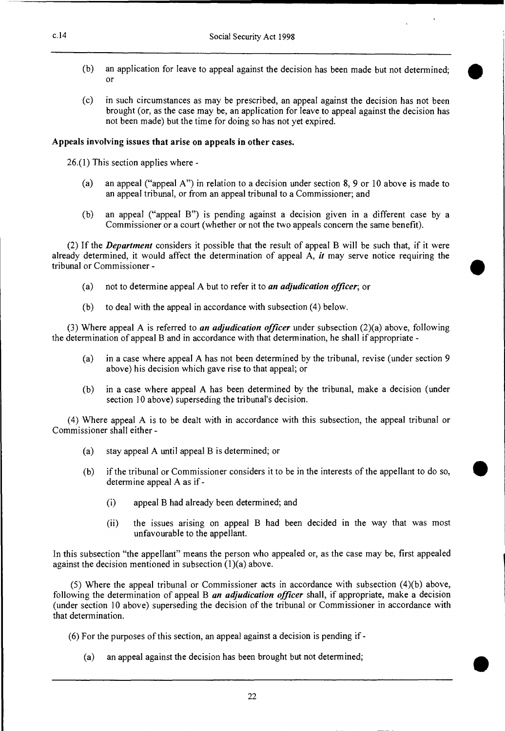(b) an application for leave to appeal against the decision has been made but not determined; or

(c) in such circumstances as may be prescribed, an appeal against the decision has not been brought (or, as the case may be, an application for leave to appeal against the decision has not been made) but the time for doing so has not yet expired.

**Appeals involving issues that arise on appeals in other cases.**

26.(1) This section applies where -

(a) an appeal ("appeal A") in relation to a decision under section 8, 9 or 10 above is made to an appeal tribunal, or from an appeal tribunal to a Commissioner; and

(b) an appeal ("appeal B") is pending against a decision given in a different case by a Commissioner or a court (whether or not the two appeals concern the same benefit).

(2) If the ***Department*** considers it possible that the result of appeal B will be such that, if it were already determined, it would affect the determination of appeal A, ***it*** may serve notice requiring the tribunal or Commissioner -

(a) not to determine appeal A but to refer it to ***an adjudication officer***; or

(b) to deal with the appeal in accordance with subsection (4) below.

(3) Where appeal A is referred to ***an adjudication officer*** under subsection (2)(a) above, following the determination of appeal B and in accordance with that determination, he shall if appropriate -

(a) in a case where appeal A has not been determined by the tribunal, revise (under section 9 above) his decision which gave rise to that appeal; or

(b) in a case where appeal A has been determined by the tribunal, make a decision (under section 10 above) superseding the tribunal's decision.

(4) Where appeal A is to be dealt with in accordance with this subsection, the appeal tribunal or Commissioner shall either -

(a) stay appeal A until appeal B is determined; or

(b) if the tribunal or Commissioner considers it to be in the interests of the appellant to do so, determine appeal A as if -

(i) appeal B had already been determined; and

(ii) the issues arising on appeal B had been decided in the way that was most unfavourable to the appellant.

In this subsection "the appellant" means the person who appealed or, as the case may be, first appealed against the decision mentioned in subsection (1)(a) above.

(5) Where the appeal tribunal or Commissioner acts in accordance with subsection (4)(b) above, following the determination of appeal B ***an adjudication officer*** shall, if appropriate, make a decision (under section 10 above) superseding the decision of the tribunal or Commissioner in accordance with that determination.

(6) For the purposes of this section, an appeal against a decision is pending if -

(a) an appeal against the decision has been brought but not determined;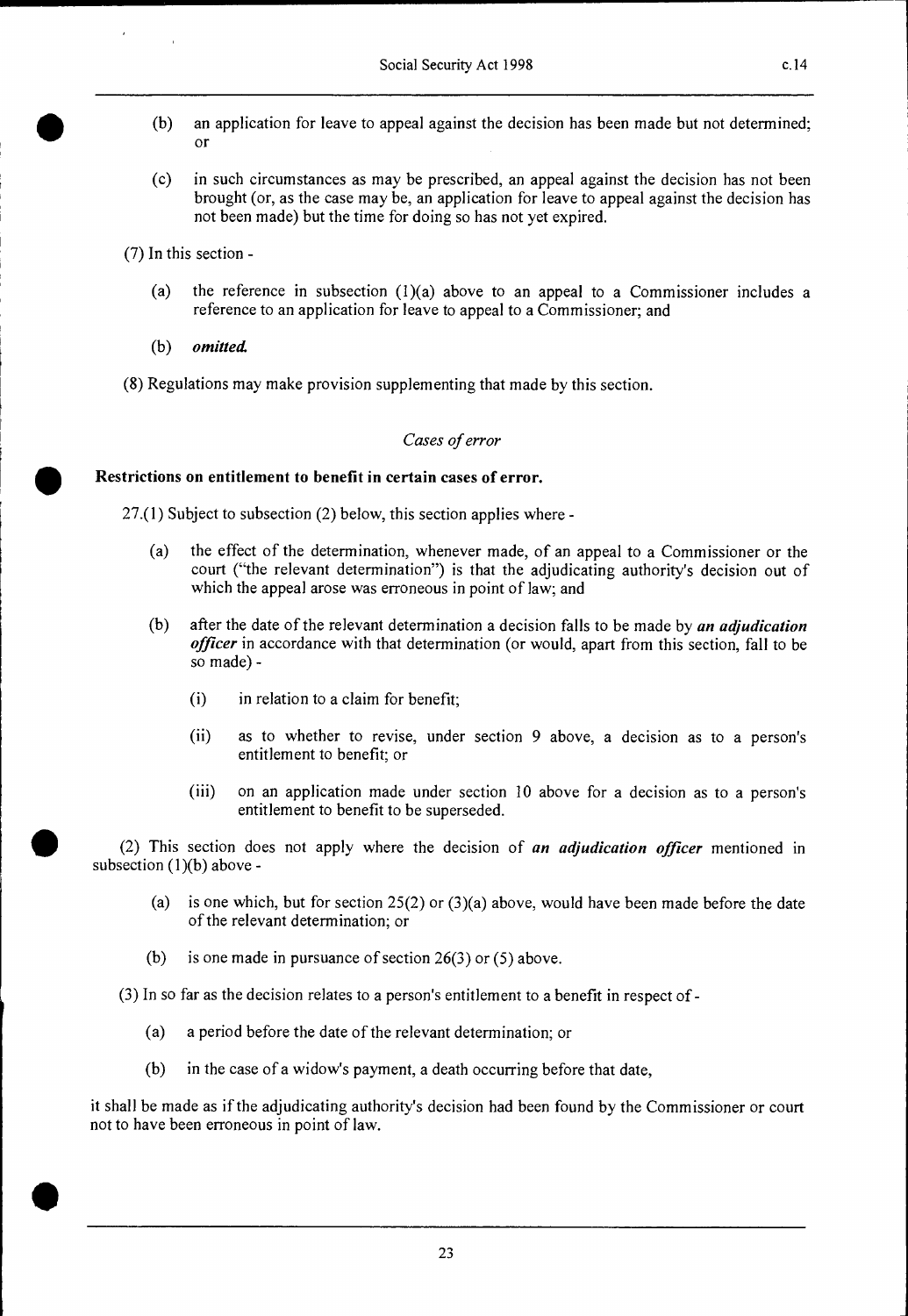(b) an application for leave to appeal against the decision has been made but not determined; or

(c) in such circumstances as may be prescribed, an appeal against the decision has not been brought (or, as the case may be, an application for leave to appeal against the decision has not been made) but the time for doing so has not yet expired.

(7) In this section -

(a) the reference in subsection (1)(a) above to an appeal to a Commissioner includes a reference to an application for leave to appeal to a Commissioner; and

(b) *omitted.*

(8) Regulations may make provision supplementing that made by this section.

*Cases of error*

**Restrictions on entitlement to benefit in certain cases of error.**

27.(1) Subject to subsection (2) below, this section applies where -

(a) the effect of the determination, whenever made, of an appeal to a Commissioner or the court ("the relevant determination") is that the adjudicating authority's decision out of which the appeal arose was erroneous in point of law; and

(b) after the date of the relevant determination a decision falls to be made by ***an adjudication officer*** in accordance with that determination (or would, apart from this section, fall to be so made) -

(i) in relation to a claim for benefit;

(ii) as to whether to revise, under section 9 above, a decision as to a person's entitlement to benefit; or

(iii) on an application made under section 10 above for a decision as to a person's entitlement to benefit to be superseded.

(2) This section does not apply where the decision of ***an adjudication officer*** mentioned in subsection (1)(b) above -

(a) is one which, but for section 25(2) or (3)(a) above, would have been made before the date of the relevant determination; or

(b) is one made in pursuance of section 26(3) or (5) above.

(3) In so far as the decision relates to a person's entitlement to a benefit in respect of -

(a) a period before the date of the relevant determination; or

(b) in the case of a widow's payment, a death occurring before that date,

it shall be made as if the adjudicating authority's decision had been found by the Commissioner or court not to have been erroneous in point of law.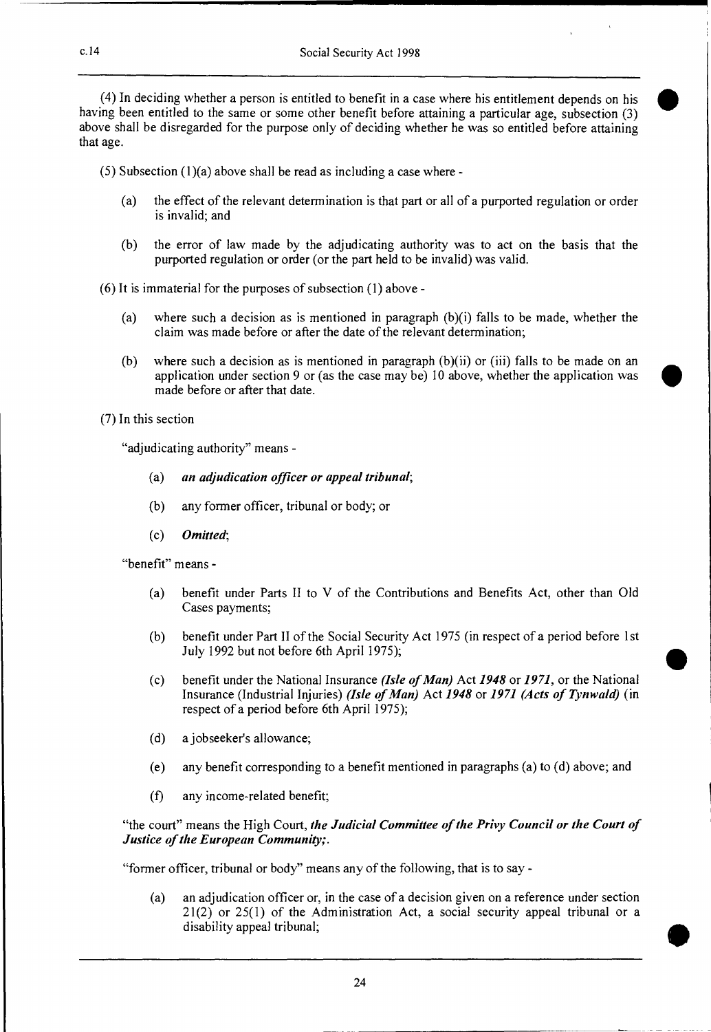(4) In deciding whether a person is entitled to benefit in a case where his entitlement depends on his having been entitled to the same or some other benefit before attaining a particular age, subsection (3) above shall be disregarded for the purpose only of deciding whether he was so entitled before attaining that age.

(5) Subsection (1)(a) above shall be read as including a case where -

- (a) the effect of the relevant determination is that part or all of a purported regulation or order is invalid; and
- (b) the error of law made by the adjudicating authority was to act on the basis that the purported regulation or order (or the part held to be invalid) was valid.

(6) It is immaterial for the purposes of subsection (1) above -

- (a) where such a decision as is mentioned in paragraph (b)(i) falls to be made, whether the claim was made before or after the date of the relevant determination;
- (b) where such a decision as is mentioned in paragraph (b)(ii) or (iii) falls to be made on an application under section 9 or (as the case may be) 10 above, whether the application was made before or after that date.

(7) In this section

"adjudicating authority" means -

- (a) *an adjudication officer or appeal tribunal*;
- (b) any former officer, tribunal or body; or
- (c) *Omitted*;

"benefit" means -

- (a) benefit under Parts II to V of the Contributions and Benefits Act, other than Old Cases payments;
- (b) benefit under Part II of the Social Security Act 1975 (in respect of a period before 1st July 1992 but not before 6th April 1975);
- (c) benefit under the National Insurance *(Isle of Man)* Act *1948* or *1971*, or the National Insurance (Industrial Injuries) *(Isle of Man)* Act *1948* or *1971 (Acts of Tynwald)* (in respect of a period before 6th April 1975);
- (d) a jobseeker's allowance;
- (e) any benefit corresponding to a benefit mentioned in paragraphs (a) to (d) above; and
- (f) any income-related benefit;

"the court" means the High Court, *the Judicial Committee of the Privy Council or the Court of Justice of the European Community;*.

"former officer, tribunal or body" means any of the following, that is to say -

- (a) an adjudication officer or, in the case of a decision given on a reference under section 21(2) or 25(1) of the Administration Act, a social security appeal tribunal or a disability appeal tribunal;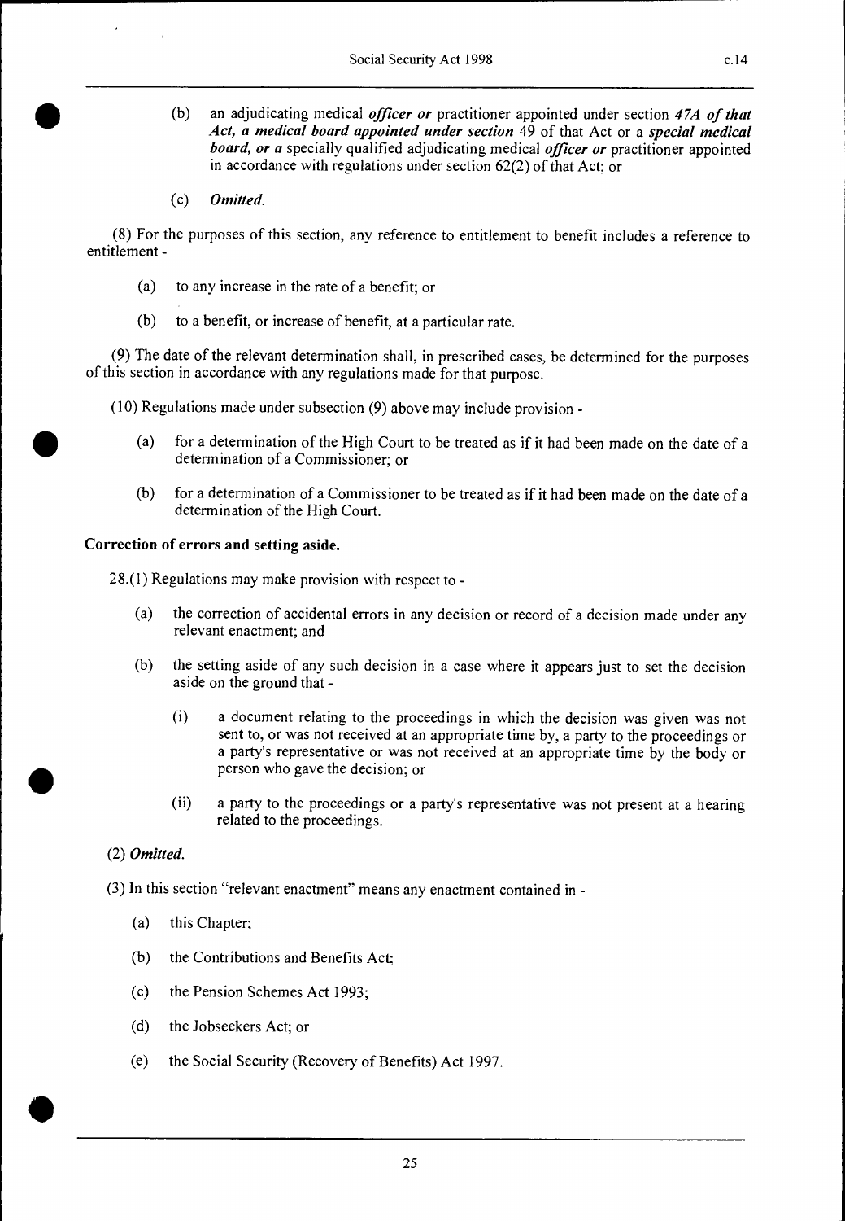(b) an adjudicating medical *officer or* practitioner appointed under section *47A of that Act, a medical board appointed under section* 49 of that Act or a *special medical board, or a* specially qualified adjudicating medical *officer or* practitioner appointed in accordance with regulations under section 62(2) of that Act; or

(c) *Omitted.*

(8) For the purposes of this section, any reference to entitlement to benefit includes a reference to entitlement -

(a) to any increase in the rate of a benefit; or

(b) to a benefit, or increase of benefit, at a particular rate.

(9) The date of the relevant determination shall, in prescribed cases, be determined for the purposes of this section in accordance with any regulations made for that purpose.

(10) Regulations made under subsection (9) above may include provision -

(a) for a determination of the High Court to be treated as if it had been made on the date of a determination of a Commissioner; or

(b) for a determination of a Commissioner to be treated as if it had been made on the date of a determination of the High Court.

**Correction of errors and setting aside.**

28.(1) Regulations may make provision with respect to -

(a) the correction of accidental errors in any decision or record of a decision made under any relevant enactment; and

(b) the setting aside of any such decision in a case where it appears just to set the decision aside on the ground that -

(i) a document relating to the proceedings in which the decision was given was not sent to, or was not received at an appropriate time by, a party to the proceedings or a party's representative or was not received at an appropriate time by the body or person who gave the decision; or

(ii) a party to the proceedings or a party's representative was not present at a hearing related to the proceedings.

(2) *Omitted.*

(3) In this section "relevant enactment" means any enactment contained in -

(a) this Chapter;

(b) the Contributions and Benefits Act;

(c) the Pension Schemes Act 1993;

(d) the Jobseekers Act; or

(e) the Social Security (Recovery of Benefits) Act 1997.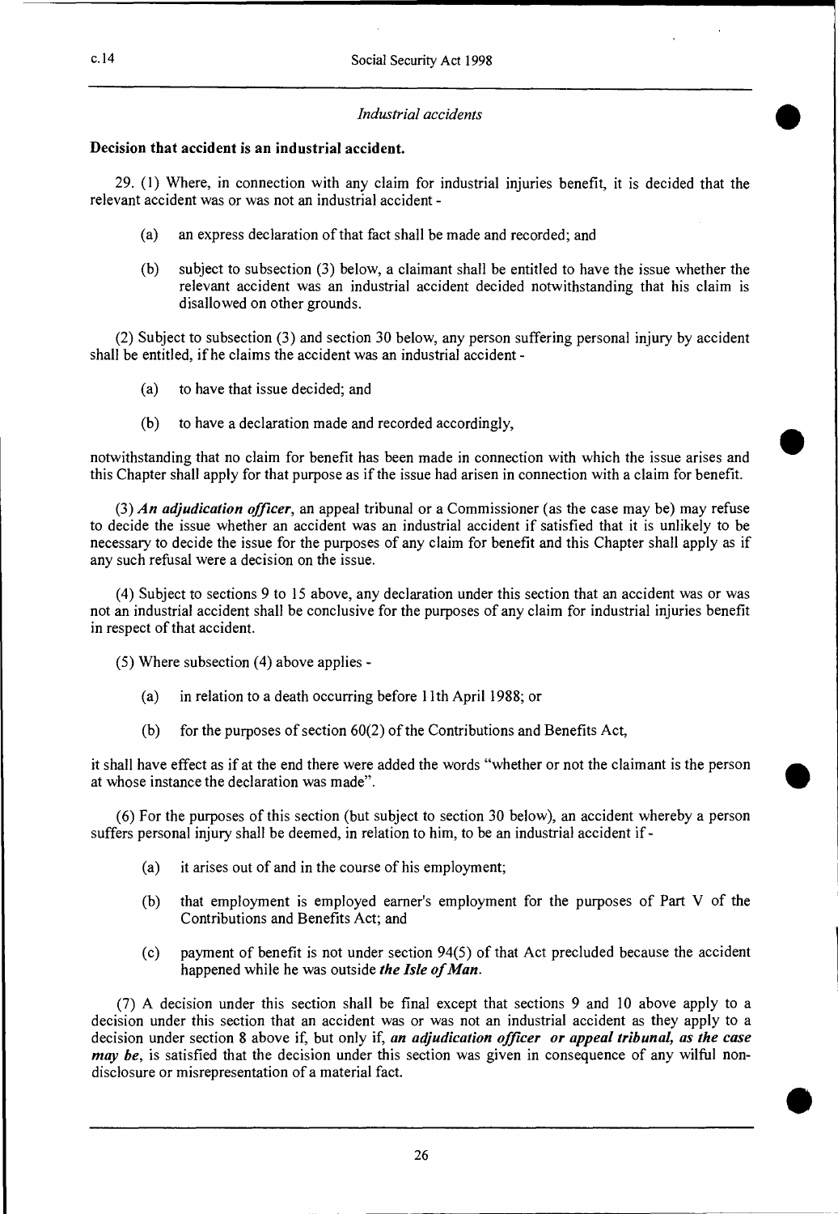*Industrial accidents*

**Decision that accident is an industrial accident.**

29. (1) Where, in connection with any claim for industrial injuries benefit, it is decided that the relevant accident was or was not an industrial accident -

- (a) an express declaration of that fact shall be made and recorded; and
- (b) subject to subsection (3) below, a claimant shall be entitled to have the issue whether the relevant accident was an industrial accident decided notwithstanding that his claim is disallowed on other grounds.

(2) Subject to subsection (3) and section 30 below, any person suffering personal injury by accident shall be entitled, if he claims the accident was an industrial accident -

- (a) to have that issue decided; and
- (b) to have a declaration made and recorded accordingly,

notwithstanding that no claim for benefit has been made in connection with which the issue arises and this Chapter shall apply for that purpose as if the issue had arisen in connection with a claim for benefit.

(3) ***An adjudication officer***, an appeal tribunal or a Commissioner (as the case may be) may refuse to decide the issue whether an accident was an industrial accident if satisfied that it is unlikely to be necessary to decide the issue for the purposes of any claim for benefit and this Chapter shall apply as if any such refusal were a decision on the issue.

(4) Subject to sections 9 to 15 above, any declaration under this section that an accident was or was not an industrial accident shall be conclusive for the purposes of any claim for industrial injuries benefit in respect of that accident.

(5) Where subsection (4) above applies -

- (a) in relation to a death occurring before 11th April 1988; or
- (b) for the purposes of section 60(2) of the Contributions and Benefits Act,

it shall have effect as if at the end there were added the words "whether or not the claimant is the person at whose instance the declaration was made".

(6) For the purposes of this section (but subject to section 30 below), an accident whereby a person suffers personal injury shall be deemed, in relation to him, to be an industrial accident if -

- (a) it arises out of and in the course of his employment;
- (b) that employment is employed earner's employment for the purposes of Part V of the Contributions and Benefits Act; and
- (c) payment of benefit is not under section 94(5) of that Act precluded because the accident happened while he was outside ***the Isle of Man***.

(7) A decision under this section shall be final except that sections 9 and 10 above apply to a decision under this section that an accident was or was not an industrial accident as they apply to a decision under section 8 above if, but only if, ***an adjudication officer or appeal tribunal, as the case may be***, is satisfied that the decision under this section was given in consequence of any wilful non-disclosure or misrepresentation of a material fact.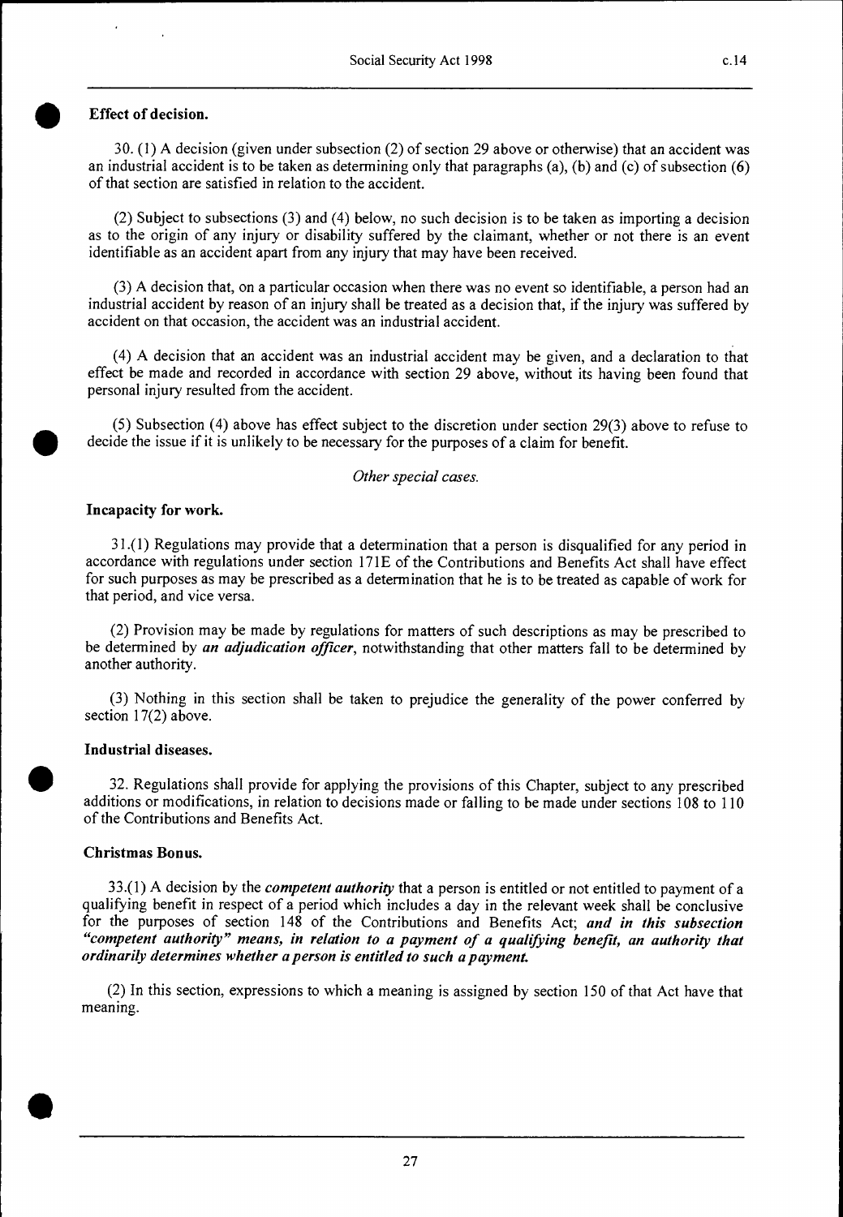**Effect of decision.**

30. (1) A decision (given under subsection (2) of section 29 above or otherwise) that an accident was an industrial accident is to be taken as determining only that paragraphs (a), (b) and (c) of subsection (6) of that section are satisfied in relation to the accident.

(2) Subject to subsections (3) and (4) below, no such decision is to be taken as importing a decision as to the origin of any injury or disability suffered by the claimant, whether or not there is an event identifiable as an accident apart from any injury that may have been received.

(3) A decision that, on a particular occasion when there was no event so identifiable, a person had an industrial accident by reason of an injury shall be treated as a decision that, if the injury was suffered by accident on that occasion, the accident was an industrial accident.

(4) A decision that an accident was an industrial accident may be given, and a declaration to that effect be made and recorded in accordance with section 29 above, without its having been found that personal injury resulted from the accident.

(5) Subsection (4) above has effect subject to the discretion under section 29(3) above to refuse to decide the issue if it is unlikely to be necessary for the purposes of a claim for benefit.

*Other special cases.*

**Incapacity for work.**

31.(1) Regulations may provide that a determination that a person is disqualified for any period in accordance with regulations under section 171E of the Contributions and Benefits Act shall have effect for such purposes as may be prescribed as a determination that he is to be treated as capable of work for that period, and vice versa.

(2) Provision may be made by regulations for matters of such descriptions as may be prescribed to be determined by ***an adjudication officer***, notwithstanding that other matters fall to be determined by another authority.

(3) Nothing in this section shall be taken to prejudice the generality of the power conferred by section 17(2) above.

**Industrial diseases.**

32. Regulations shall provide for applying the provisions of this Chapter, subject to any prescribed additions or modifications, in relation to decisions made or falling to be made under sections 108 to 110 of the Contributions and Benefits Act.

**Christmas Bonus.**

33.(1) A decision by the ***competent authority*** that a person is entitled or not entitled to payment of a qualifying benefit in respect of a period which includes a day in the relevant week shall be conclusive for the purposes of section 148 of the Contributions and Benefits Act; ***and in this subsection "competent authority" means, in relation to a payment of a qualifying benefit, an authority that ordinarily determines whether a person is entitled to such a payment.***

(2) In this section, expressions to which a meaning is assigned by section 150 of that Act have that meaning.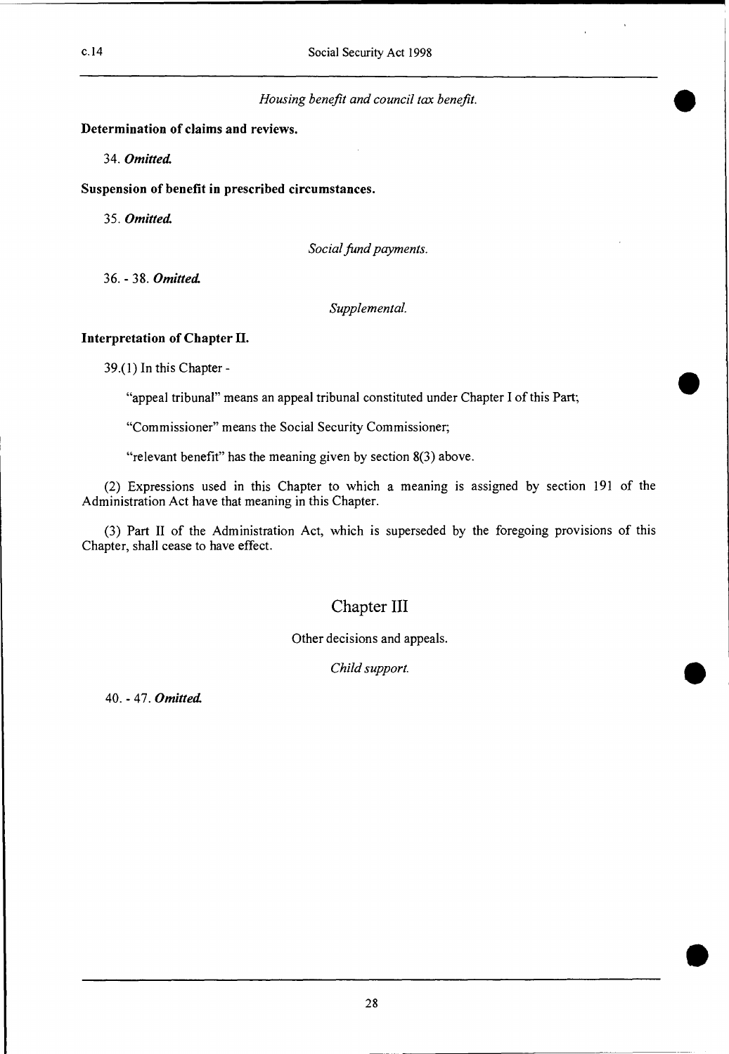*Housing benefit and council tax benefit.*

**Determination of claims and reviews.**

34. ***Omitted.***

**Suspension of benefit in prescribed circumstances.**

35. ***Omitted.***

*Social fund payments.*

36. - 38. ***Omitted.***

*Supplemental.*

**Interpretation of Chapter II.**

39.(1) In this Chapter -

"appeal tribunal" means an appeal tribunal constituted under Chapter I of this Part;

"Commissioner" means the Social Security Commissioner;

"relevant benefit" has the meaning given by section 8(3) above.

(2) Expressions used in this Chapter to which a meaning is assigned by section 191 of the Administration Act have that meaning in this Chapter.

(3) Part II of the Administration Act, which is superseded by the foregoing provisions of this Chapter, shall cease to have effect.

## Chapter III

Other decisions and appeals.

*Child support.*

40. - 47. ***Omitted.***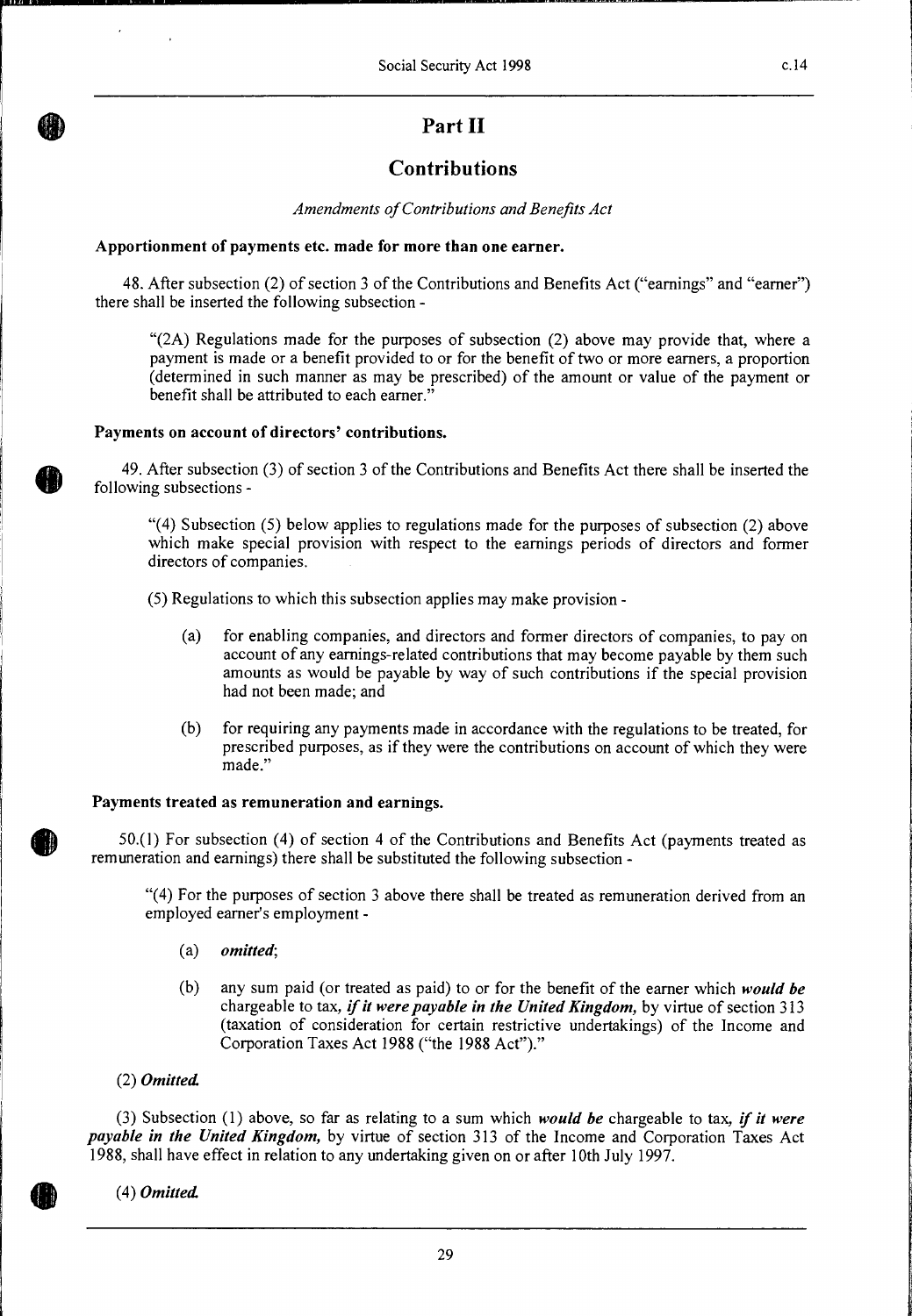# Part II

## Contributions

*Amendments of Contributions and Benefits Act*

**Apportionment of payments etc. made for more than one earner.**

48. After subsection (2) of section 3 of the Contributions and Benefits Act ("earnings" and "earner") there shall be inserted the following subsection -

"(2A) Regulations made for the purposes of subsection (2) above may provide that, where a payment is made or a benefit provided to or for the benefit of two or more earners, a proportion (determined in such manner as may be prescribed) of the amount or value of the payment or benefit shall be attributed to each earner."

**Payments on account of directors' contributions.**

49. After subsection (3) of section 3 of the Contributions and Benefits Act there shall be inserted the following subsections -

"(4) Subsection (5) below applies to regulations made for the purposes of subsection (2) above which make special provision with respect to the earnings periods of directors and former directors of companies.

(5) Regulations to which this subsection applies may make provision -

(a) for enabling companies, and directors and former directors of companies, to pay on account of any earnings-related contributions that may become payable by them such amounts as would be payable by way of such contributions if the special provision had not been made; and

(b) for requiring any payments made in accordance with the regulations to be treated, for prescribed purposes, as if they were the contributions on account of which they were made."

**Payments treated as remuneration and earnings.**

50.(1) For subsection (4) of section 4 of the Contributions and Benefits Act (payments treated as remuneration and earnings) there shall be substituted the following subsection -

"(4) For the purposes of section 3 above there shall be treated as remuneration derived from an employed earner's employment -

(a) *omitted*;

(b) any sum paid (or treated as paid) to or for the benefit of the earner which ***would be*** chargeable to tax, ***if it were payable in the United Kingdom,*** by virtue of section 313 (taxation of consideration for certain restrictive undertakings) of the Income and Corporation Taxes Act 1988 ("the 1988 Act")."

(2) ***Omitted.***

(3) Subsection (1) above, so far as relating to a sum which ***would be*** chargeable to tax, ***if it were payable in the United Kingdom,*** by virtue of section 313 of the Income and Corporation Taxes Act 1988, shall have effect in relation to any undertaking given on or after 10th July 1997.

(4) ***Omitted.***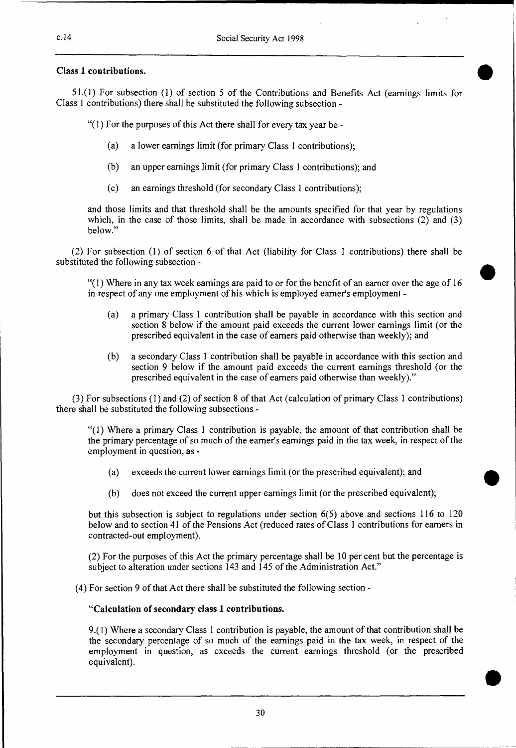**Class 1 contributions.**

51.(1) For subsection (1) of section 5 of the Contributions and Benefits Act (earnings limits for Class 1 contributions) there shall be substituted the following subsection -

"(1) For the purposes of this Act there shall for every tax year be -

(a) a lower earnings limit (for primary Class 1 contributions);

(b) an upper earnings limit (for primary Class 1 contributions); and

(c) an earnings threshold (for secondary Class 1 contributions);

and those limits and that threshold shall be the amounts specified for that year by regulations which, in the case of those limits, shall be made in accordance with subsections (2) and (3) below."

(2) For subsection (1) of section 6 of that Act (liability for Class 1 contributions) there shall be substituted the following subsection -

"(1) Where in any tax week earnings are paid to or for the benefit of an earner over the age of 16 in respect of any one employment of his which is employed earner's employment -

(a) a primary Class 1 contribution shall be payable in accordance with this section and section 8 below if the amount paid exceeds the current lower earnings limit (or the prescribed equivalent in the case of earners paid otherwise than weekly); and

(b) a secondary Class 1 contribution shall be payable in accordance with this section and section 9 below if the amount paid exceeds the current earnings threshold (or the prescribed equivalent in the case of earners paid otherwise than weekly)."

(3) For subsections (1) and (2) of section 8 of that Act (calculation of primary Class 1 contributions) there shall be substituted the following subsections -

"(1) Where a primary Class 1 contribution is payable, the amount of that contribution shall be the primary percentage of so much of the earner's earnings paid in the tax week, in respect of the employment in question, as -

(a) exceeds the current lower earnings limit (or the prescribed equivalent); and

(b) does not exceed the current upper earnings limit (or the prescribed equivalent);

but this subsection is subject to regulations under section 6(5) above and sections 116 to 120 below and to section 41 of the Pensions Act (reduced rates of Class 1 contributions for earners in contracted-out employment).

(2) For the purposes of this Act the primary percentage shall be 10 per cent but the percentage is subject to alteration under sections 143 and 145 of the Administration Act."

(4) For section 9 of that Act there shall be substituted the following section -

**"Calculation of secondary class 1 contributions.**

9.(1) Where a secondary Class 1 contribution is payable, the amount of that contribution shall be the secondary percentage of so much of the earnings paid in the tax week, in respect of the employment in question, as exceeds the current earnings threshold (or the prescribed equivalent).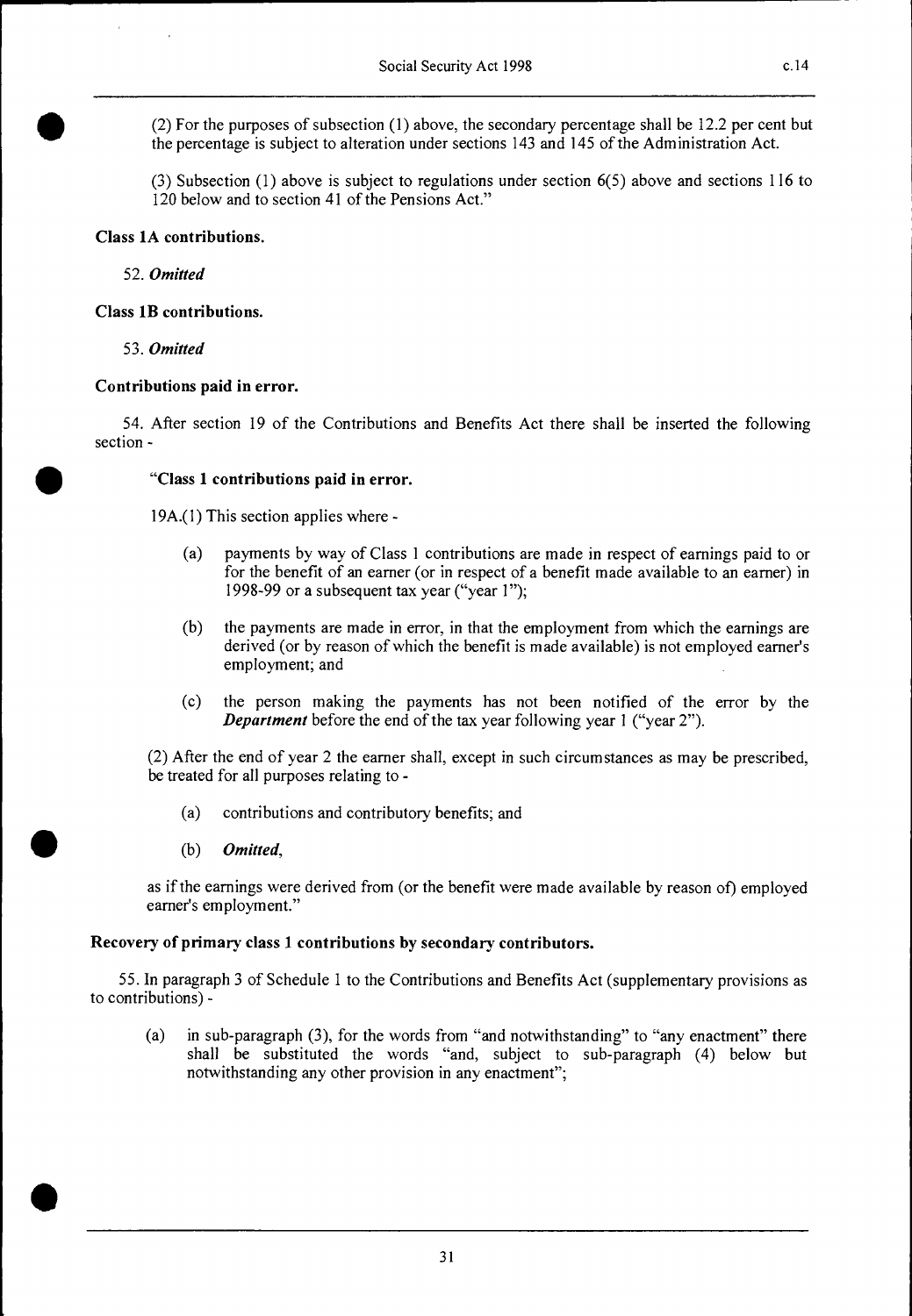(2) For the purposes of subsection (1) above, the secondary percentage shall be 12.2 per cent but the percentage is subject to alteration under sections 143 and 145 of the Administration Act.

(3) Subsection (1) above is subject to regulations under section 6(5) above and sections 116 to 120 below and to section 41 of the Pensions Act."

**Class 1A contributions.**

52. ***Omitted***

**Class 1B contributions.**

53. ***Omitted***

**Contributions paid in error.**

54. After section 19 of the Contributions and Benefits Act there shall be inserted the following section -

**"Class 1 contributions paid in error.**

19A.(1) This section applies where -

(a) payments by way of Class 1 contributions are made in respect of earnings paid to or for the benefit of an earner (or in respect of a benefit made available to an earner) in 1998-99 or a subsequent tax year ("year 1");

(b) the payments are made in error, in that the employment from which the earnings are derived (or by reason of which the benefit is made available) is not employed earner's employment; and

(c) the person making the payments has not been notified of the error by the ***Department*** before the end of the tax year following year 1 ("year 2").

(2) After the end of year 2 the earner shall, except in such circumstances as may be prescribed, be treated for all purposes relating to -

(a) contributions and contributory benefits; and

(b) ***Omitted***,

as if the earnings were derived from (or the benefit were made available by reason of) employed earner's employment."

**Recovery of primary class 1 contributions by secondary contributors.**

55. In paragraph 3 of Schedule 1 to the Contributions and Benefits Act (supplementary provisions as to contributions) -

(a) in sub-paragraph (3), for the words from "and notwithstanding" to "any enactment" there shall be substituted the words "and, subject to sub-paragraph (4) below but notwithstanding any other provision in any enactment";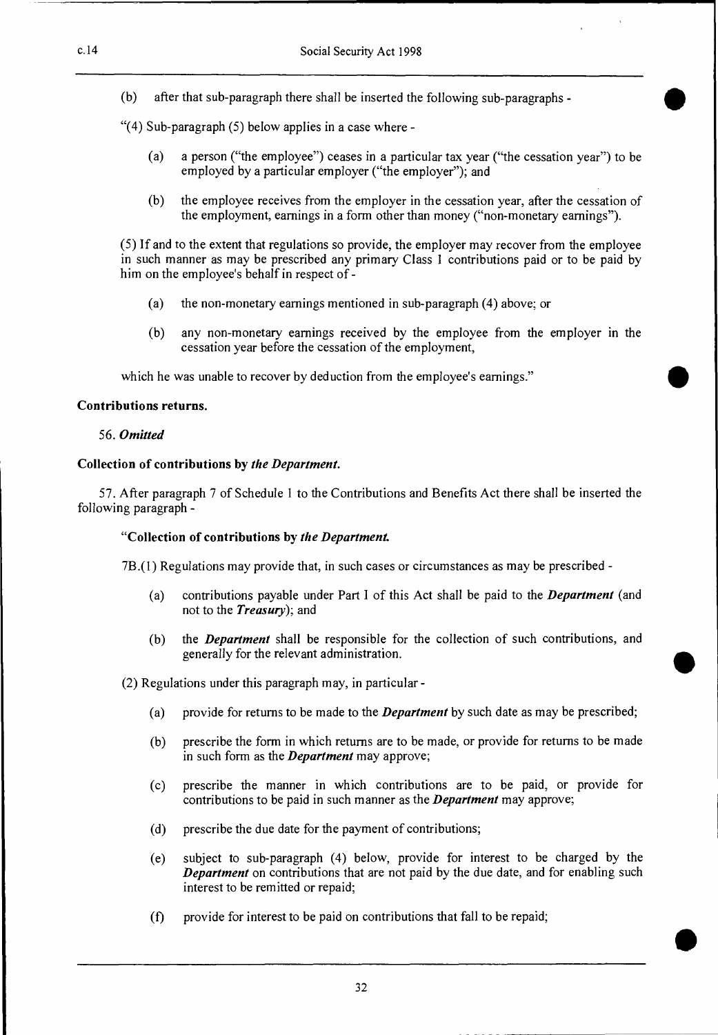(b) after that sub-paragraph there shall be inserted the following sub-paragraphs -

"(4) Sub-paragraph (5) below applies in a case where -

(a) a person ("the employee") ceases in a particular tax year ("the cessation year") to be employed by a particular employer ("the employer"); and

(b) the employee receives from the employer in the cessation year, after the cessation of the employment, earnings in a form other than money ("non-monetary earnings").

(5) If and to the extent that regulations so provide, the employer may recover from the employee in such manner as may be prescribed any primary Class 1 contributions paid or to be paid by him on the employee's behalf in respect of -

(a) the non-monetary earnings mentioned in sub-paragraph (4) above; or

(b) any non-monetary earnings received by the employee from the employer in the cessation year before the cessation of the employment,

which he was unable to recover by deduction from the employee's earnings."

**Contributions returns.**

56. ***Omitted***

**Collection of contributions by *the Department*.**

57. After paragraph 7 of Schedule 1 to the Contributions and Benefits Act there shall be inserted the following paragraph -

**"Collection of contributions by *the Department*.**

7B.(1) Regulations may provide that, in such cases or circumstances as may be prescribed -

(a) contributions payable under Part I of this Act shall be paid to the ***Department*** (and not to the ***Treasury***); and

(b) the ***Department*** shall be responsible for the collection of such contributions, and generally for the relevant administration.

(2) Regulations under this paragraph may, in particular -

(a) provide for returns to be made to the ***Department*** by such date as may be prescribed;

(b) prescribe the form in which returns are to be made, or provide for returns to be made in such form as the ***Department*** may approve;

(c) prescribe the manner in which contributions are to be paid, or provide for contributions to be paid in such manner as the ***Department*** may approve;

(d) prescribe the due date for the payment of contributions;

(e) subject to sub-paragraph (4) below, provide for interest to be charged by the ***Department*** on contributions that are not paid by the due date, and for enabling such interest to be remitted or repaid;

(f) provide for interest to be paid on contributions that fall to be repaid;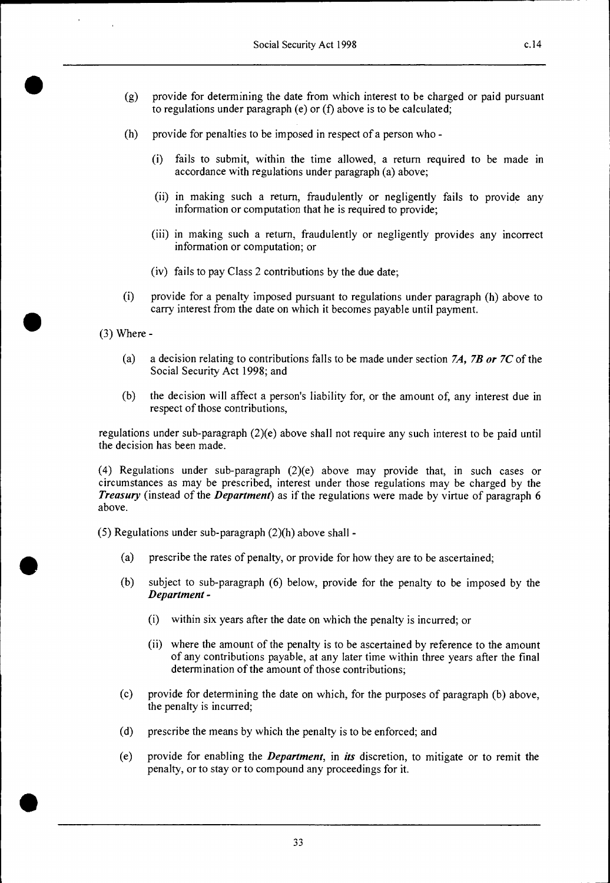(g) provide for determining the date from which interest to be charged or paid pursuant to regulations under paragraph (e) or (f) above is to be calculated;

(h) provide for penalties to be imposed in respect of a person who -

  (i) fails to submit, within the time allowed, a return required to be made in accordance with regulations under paragraph (a) above;

  (ii) in making such a return, fraudulently or negligently fails to provide any information or computation that he is required to provide;

  (iii) in making such a return, fraudulently or negligently provides any incorrect information or computation; or

  (iv) fails to pay Class 2 contributions by the due date;

(i) provide for a penalty imposed pursuant to regulations under paragraph (h) above to carry interest from the date on which it becomes payable until payment.

(3) Where -

(a) a decision relating to contributions falls to be made under section ***7A, 7B or 7C*** of the Social Security Act 1998; and

(b) the decision will affect a person's liability for, or the amount of, any interest due in respect of those contributions,

regulations under sub-paragraph (2)(e) above shall not require any such interest to be paid until the decision has been made.

(4) Regulations under sub-paragraph (2)(e) above may provide that, in such cases or circumstances as may be prescribed, interest under those regulations may be charged by the ***Treasury*** (instead of the ***Department***) as if the regulations were made by virtue of paragraph 6 above.

(5) Regulations under sub-paragraph (2)(h) above shall -

(a) prescribe the rates of penalty, or provide for how they are to be ascertained;

(b) subject to sub-paragraph (6) below, provide for the penalty to be imposed by the ***Department*** -

  (i) within six years after the date on which the penalty is incurred; or

  (ii) where the amount of the penalty is to be ascertained by reference to the amount of any contributions payable, at any later time within three years after the final determination of the amount of those contributions;

(c) provide for determining the date on which, for the purposes of paragraph (b) above, the penalty is incurred;

(d) prescribe the means by which the penalty is to be enforced; and

(e) provide for enabling the ***Department***, in ***its*** discretion, to mitigate or to remit the penalty, or to stay or to compound any proceedings for it.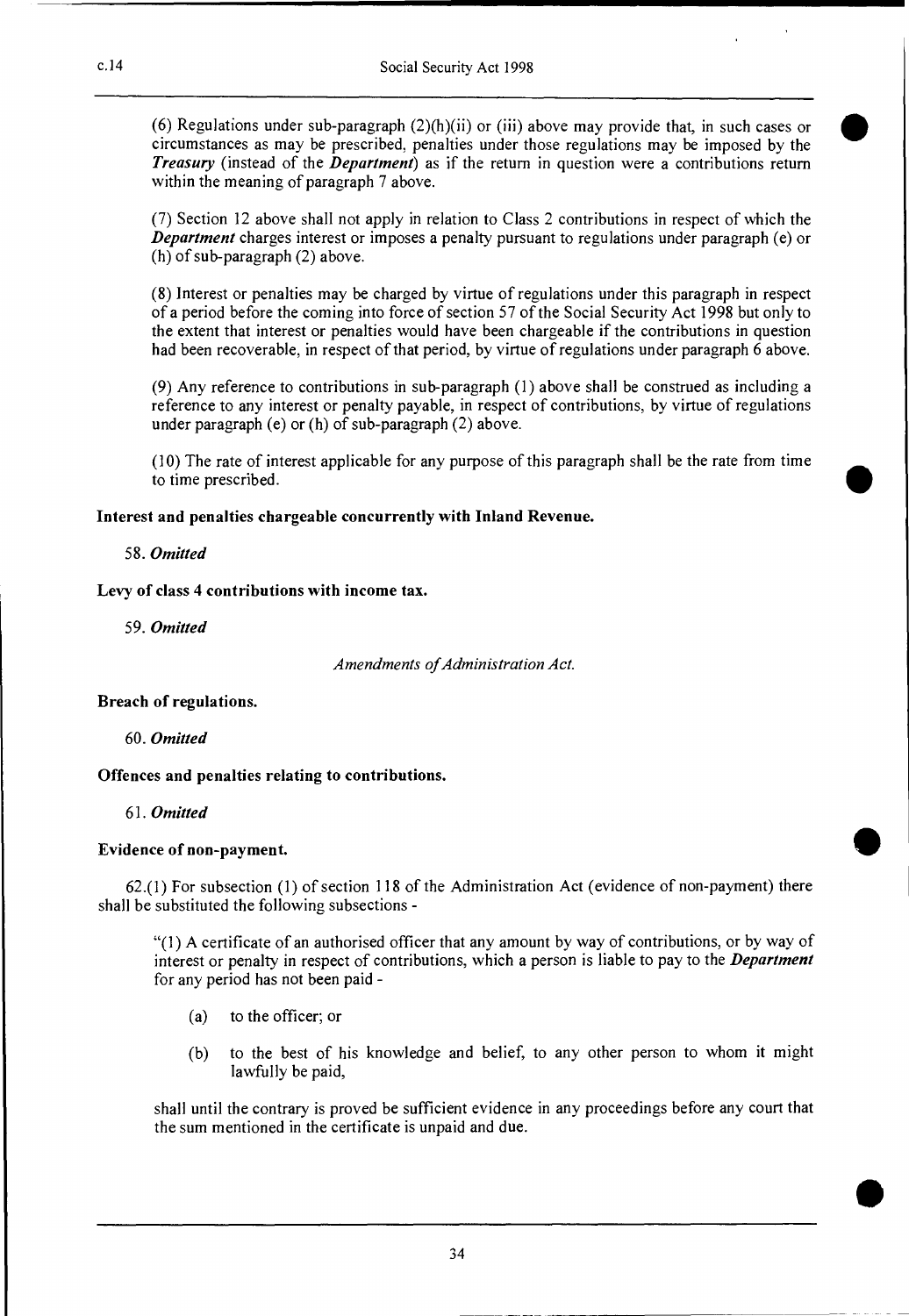(6) Regulations under sub-paragraph (2)(h)(ii) or (iii) above may provide that, in such cases or circumstances as may be prescribed, penalties under those regulations may be imposed by the ***Treasury*** (instead of the ***Department***) as if the return in question were a contributions return within the meaning of paragraph 7 above.

(7) Section 12 above shall not apply in relation to Class 2 contributions in respect of which the ***Department*** charges interest or imposes a penalty pursuant to regulations under paragraph (e) or (h) of sub-paragraph (2) above.

(8) Interest or penalties may be charged by virtue of regulations under this paragraph in respect of a period before the coming into force of section 57 of the Social Security Act 1998 but only to the extent that interest or penalties would have been chargeable if the contributions in question had been recoverable, in respect of that period, by virtue of regulations under paragraph 6 above.

(9) Any reference to contributions in sub-paragraph (1) above shall be construed as including a reference to any interest or penalty payable, in respect of contributions, by virtue of regulations under paragraph (e) or (h) of sub-paragraph (2) above.

(10) The rate of interest applicable for any purpose of this paragraph shall be the rate from time to time prescribed.

**Interest and penalties chargeable concurrently with Inland Revenue.**

58. ***Omitted***

**Levy of class 4 contributions with income tax.**

59. ***Omitted***

*Amendments of Administration Act.*

**Breach of regulations.**

60. ***Omitted***

**Offences and penalties relating to contributions.**

61. ***Omitted***

**Evidence of non-payment.**

62.(1) For subsection (1) of section 118 of the Administration Act (evidence of non-payment) there shall be substituted the following subsections -

"(1) A certificate of an authorised officer that any amount by way of contributions, or by way of interest or penalty in respect of contributions, which a person is liable to pay to the ***Department*** for any period has not been paid -

(a) to the officer; or

(b) to the best of his knowledge and belief, to any other person to whom it might lawfully be paid,

shall until the contrary is proved be sufficient evidence in any proceedings before any court that the sum mentioned in the certificate is unpaid and due.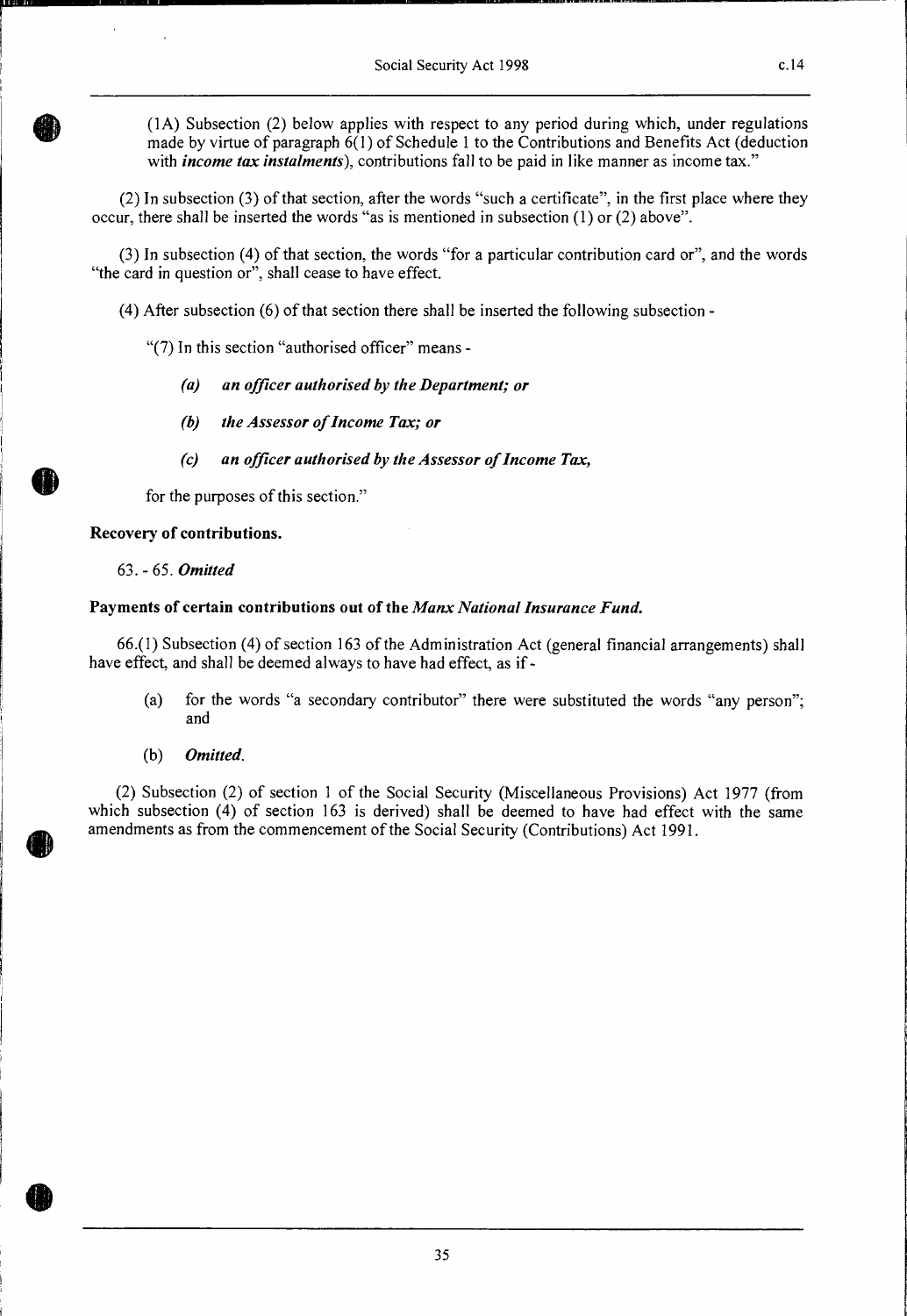(1A) Subsection (2) below applies with respect to any period during which, under regulations made by virtue of paragraph 6(1) of Schedule 1 to the Contributions and Benefits Act (deduction with *income tax instalments*), contributions fall to be paid in like manner as income tax."

(2) In subsection (3) of that section, after the words "such a certificate", in the first place where they occur, there shall be inserted the words "as is mentioned in subsection (1) or (2) above".

(3) In subsection (4) of that section, the words "for a particular contribution card or", and the words "the card in question or", shall cease to have effect.

(4) After subsection (6) of that section there shall be inserted the following subsection -

"(7) In this section "authorised officer" means -

*(a) an officer authorised by the Department; or*

*(b) the Assessor of Income Tax; or*

*(c) an officer authorised by the Assessor of Income Tax,*

for the purposes of this section."

**Recovery of contributions.**

63. - 65. ***Omitted***

**Payments of certain contributions out of the *Manx National Insurance Fund.***

66.(1) Subsection (4) of section 163 of the Administration Act (general financial arrangements) shall have effect, and shall be deemed always to have had effect, as if -

(a) for the words "a secondary contributor" there were substituted the words "any person"; and

(b) ***Omitted.***

(2) Subsection (2) of section 1 of the Social Security (Miscellaneous Provisions) Act 1977 (from which subsection (4) of section 163 is derived) shall be deemed to have had effect with the same amendments as from the commencement of the Social Security (Contributions) Act 1991.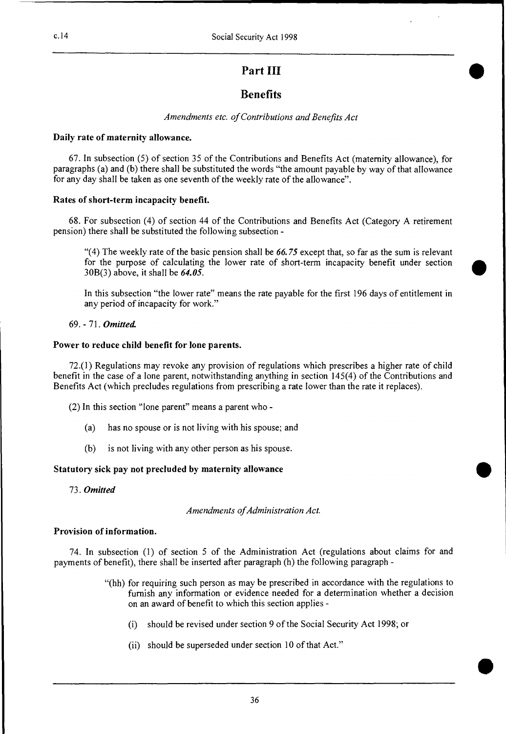# Part III

## Benefits

*Amendments etc. of Contributions and Benefits Act*

**Daily rate of maternity allowance.**

67. In subsection (5) of section 35 of the Contributions and Benefits Act (maternity allowance), for paragraphs (a) and (b) there shall be substituted the words "the amount payable by way of that allowance for any day shall be taken as one seventh of the weekly rate of the allowance".

**Rates of short-term incapacity benefit.**

68. For subsection (4) of section 44 of the Contributions and Benefits Act (Category A retirement pension) there shall be substituted the following subsection -

> "(4) The weekly rate of the basic pension shall be ***66.75*** except that, so far as the sum is relevant for the purpose of calculating the lower rate of short-term incapacity benefit under section 30B(3) above, it shall be ***64.05***.
>
> In this subsection "the lower rate" means the rate payable for the first 196 days of entitlement in any period of incapacity for work."

69. - 71. ***Omitted.***

**Power to reduce child benefit for lone parents.**

72.(1) Regulations may revoke any provision of regulations which prescribes a higher rate of child benefit in the case of a lone parent, notwithstanding anything in section 145(4) of the Contributions and Benefits Act (which precludes regulations from prescribing a rate lower than the rate it replaces).

(2) In this section "lone parent" means a parent who -

- (a) has no spouse or is not living with his spouse; and
- (b) is not living with any other person as his spouse.

**Statutory sick pay not precluded by maternity allowance**

73. ***Omitted***

*Amendments of Administration Act.*

**Provision of information.**

74. In subsection (1) of section 5 of the Administration Act (regulations about claims for and payments of benefit), there shall be inserted after paragraph (h) the following paragraph -

> "(hh) for requiring such person as may be prescribed in accordance with the regulations to furnish any information or evidence needed for a determination whether a decision on an award of benefit to which this section applies -
>
> - (i) should be revised under section 9 of the Social Security Act 1998; or
> - (ii) should be superseded under section 10 of that Act."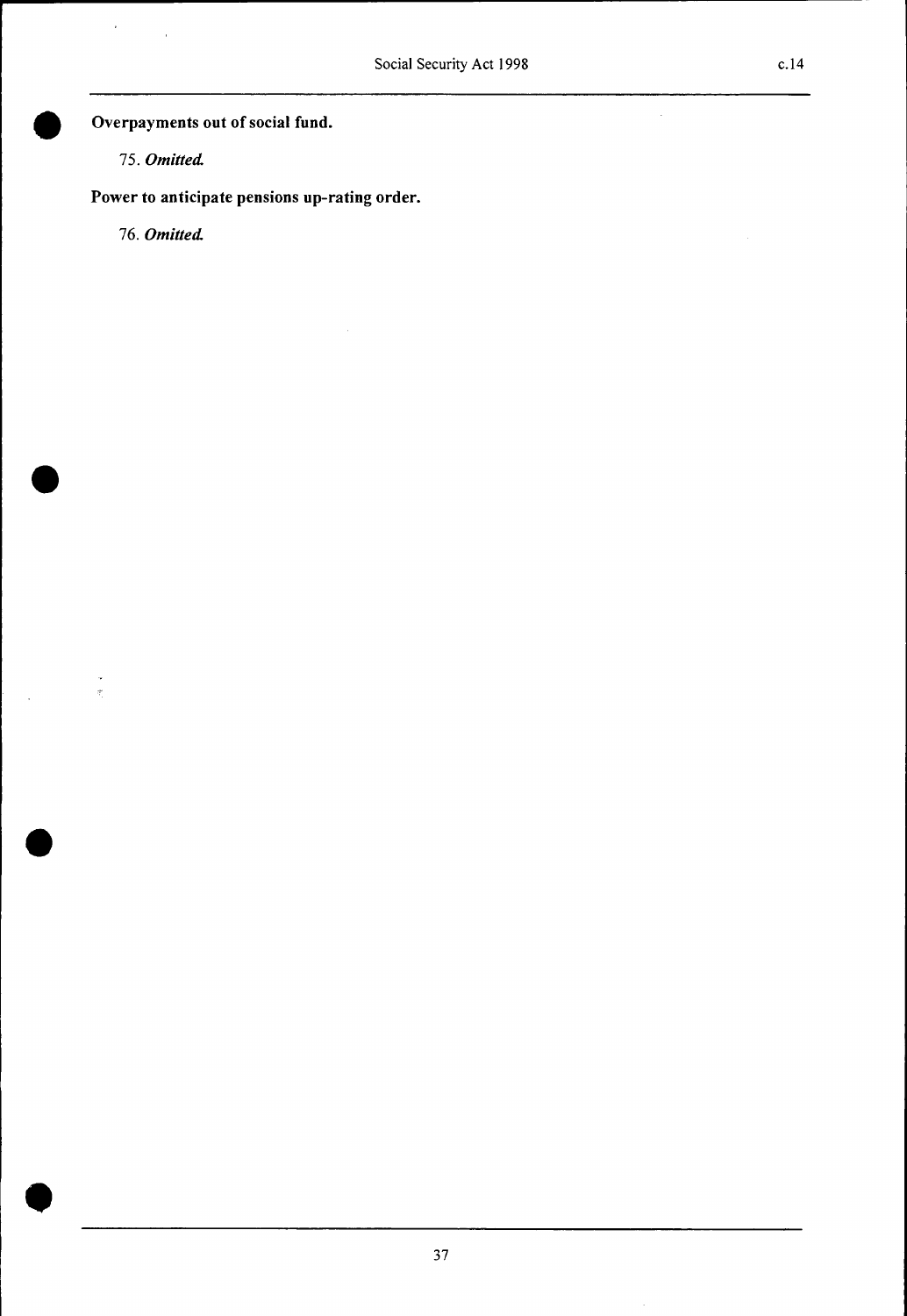**Overpayments out of social fund.**

75. ***Omitted.***

**Power to anticipate pensions up-rating order.**

76. ***Omitted.***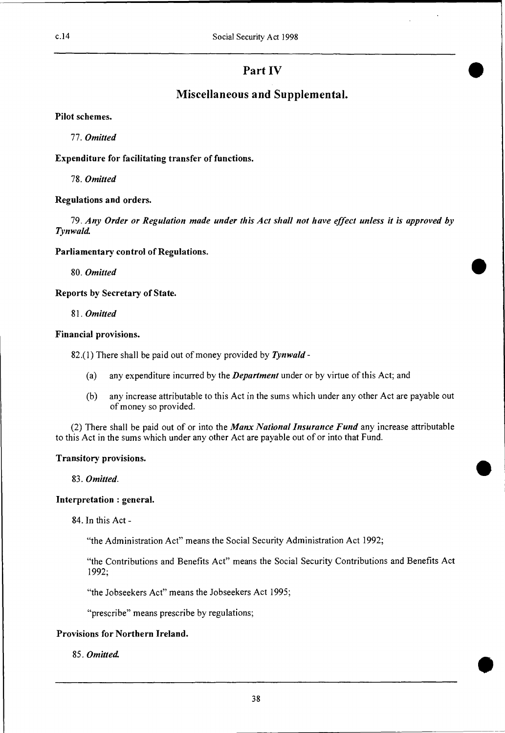## Part IV

## Miscellaneous and Supplemental.

**Pilot schemes.**

77. *Omitted*

**Expenditure for facilitating transfer of functions.**

78. *Omitted*

**Regulations and orders.**

79. *Any Order or Regulation made under this Act shall not have effect unless it is approved by Tynwald.*

**Parliamentary control of Regulations.**

80. *Omitted*

**Reports by Secretary of State.**

81. *Omitted*

**Financial provisions.**

82.(1) There shall be paid out of money provided by ***Tynwald*** -

(a) any expenditure incurred by the ***Department*** under or by virtue of this Act; and

(b) any increase attributable to this Act in the sums which under any other Act are payable out of money so provided.

(2) There shall be paid out of or into the ***Manx National Insurance Fund*** any increase attributable to this Act in the sums which under any other Act are payable out of or into that Fund.

**Transitory provisions.**

83. *Omitted.*

**Interpretation : general.**

84. In this Act -

"the Administration Act" means the Social Security Administration Act 1992;

"the Contributions and Benefits Act" means the Social Security Contributions and Benefits Act 1992;

"the Jobseekers Act" means the Jobseekers Act 1995;

"prescribe" means prescribe by regulations;

**Provisions for Northern Ireland.**

85. *Omitted.*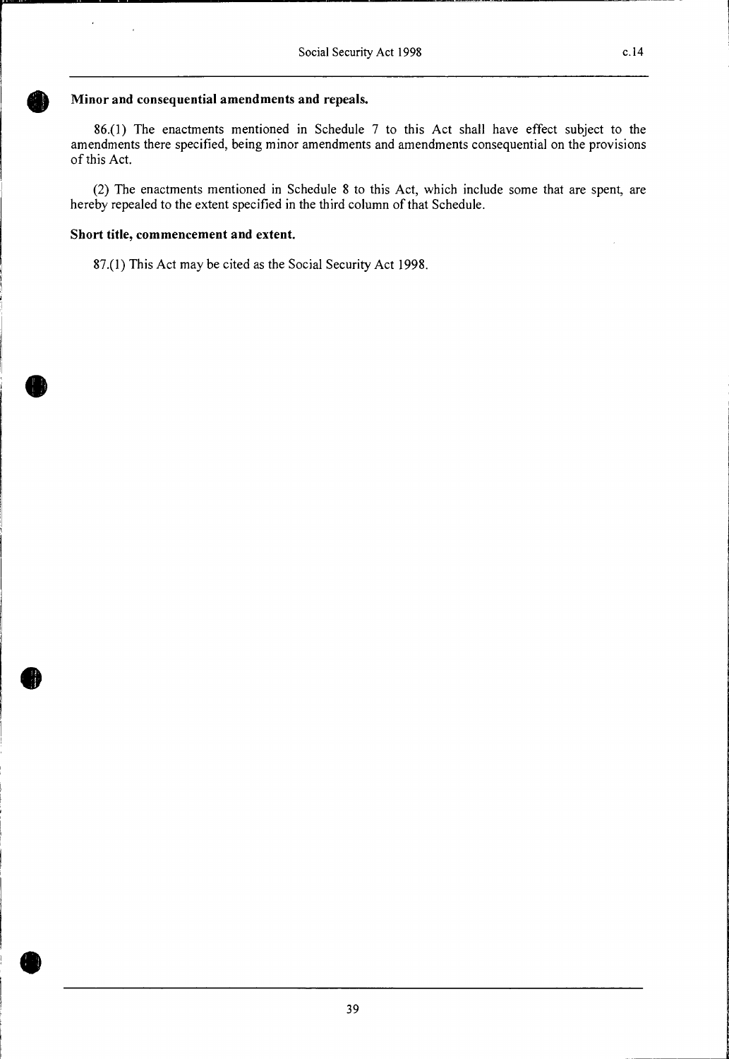**Minor and consequential amendments and repeals.**

86.(1) The enactments mentioned in Schedule 7 to this Act shall have effect subject to the amendments there specified, being minor amendments and amendments consequential on the provisions of this Act.

(2) The enactments mentioned in Schedule 8 to this Act, which include some that are spent, are hereby repealed to the extent specified in the third column of that Schedule.

**Short title, commencement and extent.**

87.(1) This Act may be cited as the Social Security Act 1998.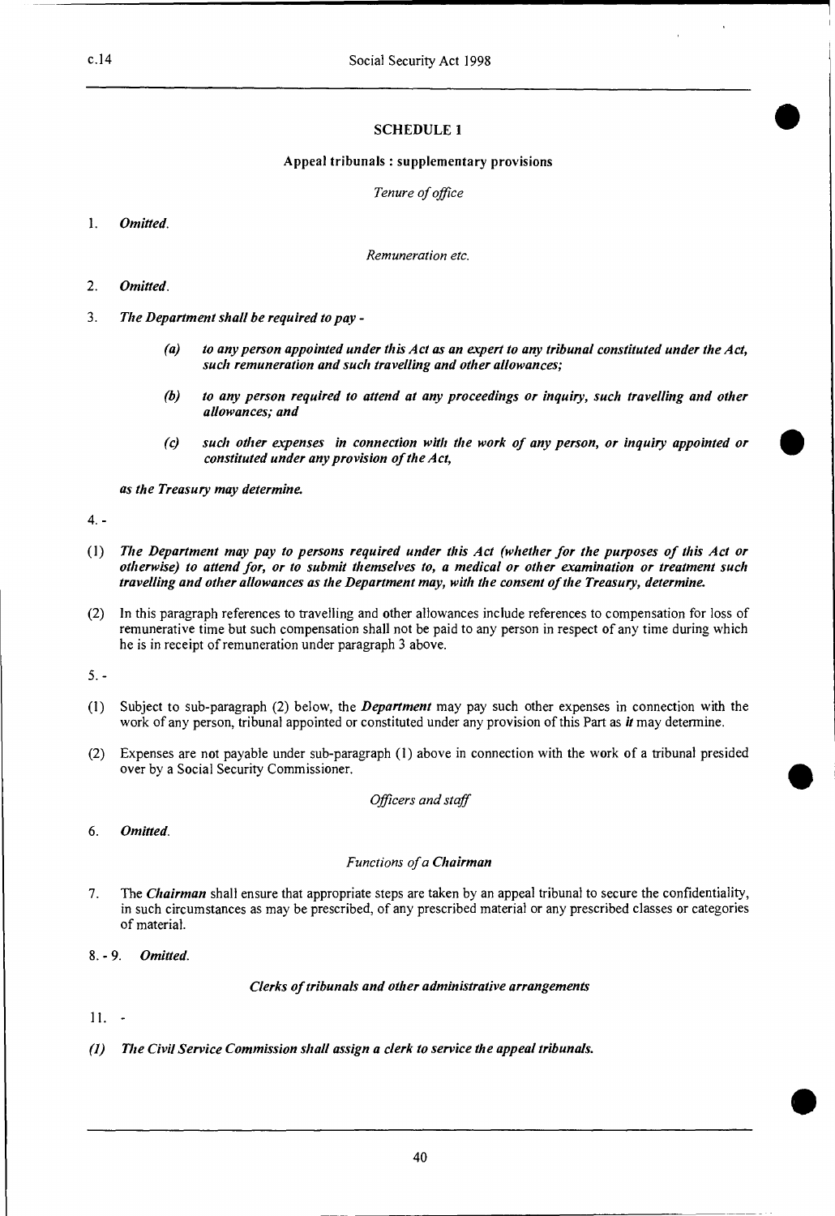## SCHEDULE 1

### Appeal tribunals : supplementary provisions

*Tenure of office*

1. *Omitted.*

*Remuneration etc.*

2. *Omitted.*

3. ***The Department shall be required to pay -***

   ***(a) to any person appointed under this Act as an expert to any tribunal constituted under the Act, such remuneration and such travelling and other allowances;***

   ***(b) to any person required to attend at any proceedings or inquiry, such travelling and other allowances; and***

   ***(c) such other expenses in connection with the work of any person, or inquiry appointed or constituted under any provision of the Act,***

   ***as the Treasury may determine.***

4. -

(1) ***The Department may pay to persons required under this Act (whether for the purposes of this Act or otherwise) to attend for, or to submit themselves to, a medical or other examination or treatment such travelling and other allowances as the Department may, with the consent of the Treasury, determine.***

(2) In this paragraph references to travelling and other allowances include references to compensation for loss of remunerative time but such compensation shall not be paid to any person in respect of any time during which he is in receipt of remuneration under paragraph 3 above.

5. -

(1) Subject to sub-paragraph (2) below, the ***Department*** may pay such other expenses in connection with the work of any person, tribunal appointed or constituted under any provision of this Part as ***it*** may determine.

(2) Expenses are not payable under sub-paragraph (1) above in connection with the work of a tribunal presided over by a Social Security Commissioner.

*Officers and staff*

6. *Omitted.*

*Functions of a **Chairman***

7. The ***Chairman*** shall ensure that appropriate steps are taken by an appeal tribunal to secure the confidentiality, in such circumstances as may be prescribed, of any prescribed material or any prescribed classes or categories of material.

8. - 9. *Omitted.*

***Clerks of tribunals and other administrative arrangements***

11. -

***(1) The Civil Service Commission shall assign a clerk to service the appeal tribunals.***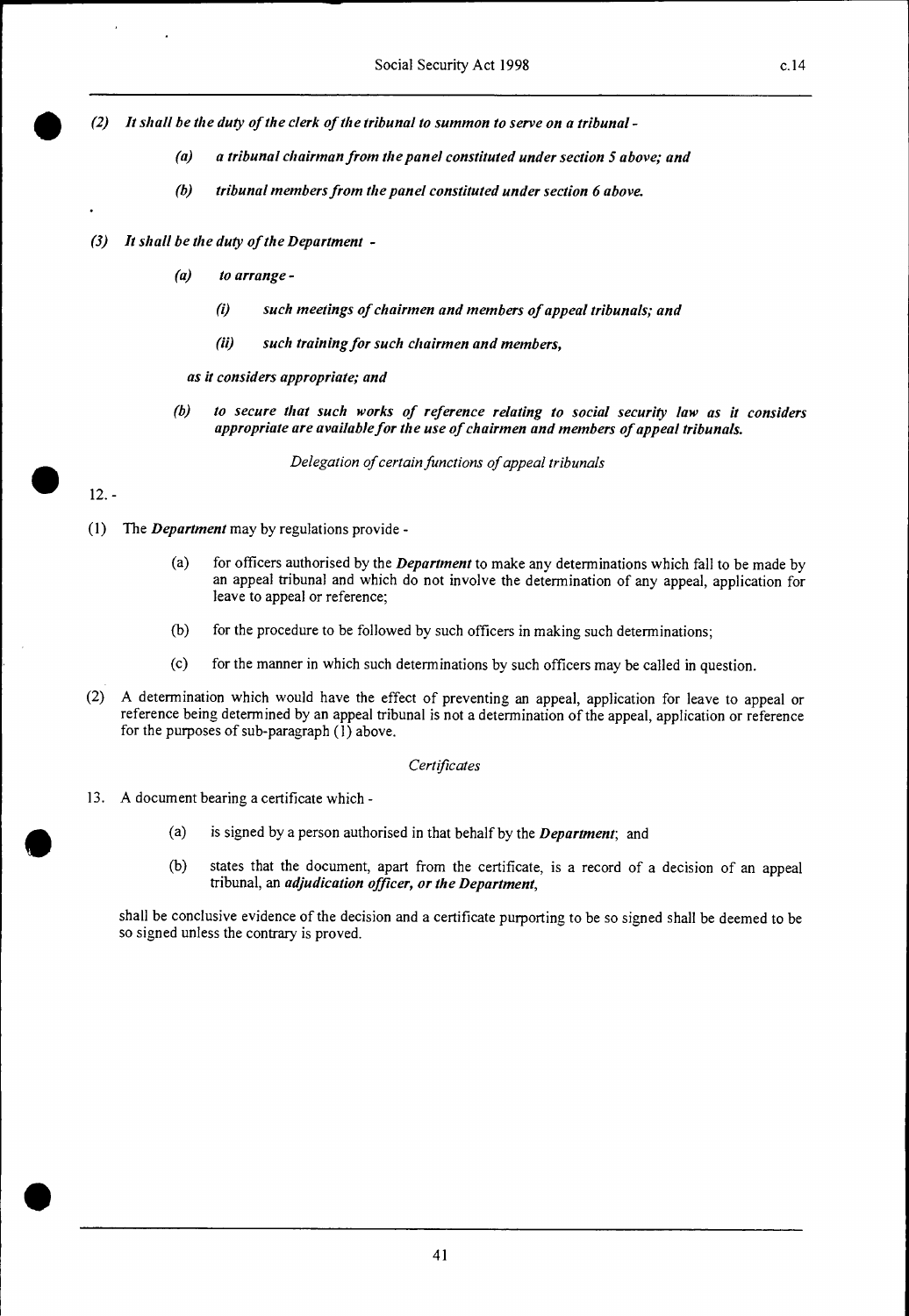*(2) It shall be the duty of the clerk of the tribunal to summon to serve on a tribunal -*

*(a) a tribunal chairman from the panel constituted under section 5 above; and*

*(b) tribunal members from the panel constituted under section 6 above.*

*(3) It shall be the duty of the Department -*

*(a) to arrange -*

*(i) such meetings of chairmen and members of appeal tribunals; and*

*(ii) such training for such chairmen and members,*

*as it considers appropriate; and*

*(b) to secure that such works of reference relating to social security law as it considers appropriate are available for the use of chairmen and members of appeal tribunals.*

*Delegation of certain functions of appeal tribunals*

12. -

(1) The ***Department*** may by regulations provide -

(a) for officers authorised by the ***Department*** to make any determinations which fall to be made by an appeal tribunal and which do not involve the determination of any appeal, application for leave to appeal or reference;

(b) for the procedure to be followed by such officers in making such determinations;

(c) for the manner in which such determinations by such officers may be called in question.

(2) A determination which would have the effect of preventing an appeal, application for leave to appeal or reference being determined by an appeal tribunal is not a determination of the appeal, application or reference for the purposes of sub-paragraph (1) above.

*Certificates*

13. A document bearing a certificate which -

(a) is signed by a person authorised in that behalf by the ***Department***; and

(b) states that the document, apart from the certificate, is a record of a decision of an appeal tribunal, an ***adjudication officer, or the Department***,

shall be conclusive evidence of the decision and a certificate purporting to be so signed shall be deemed to be so signed unless the contrary is proved.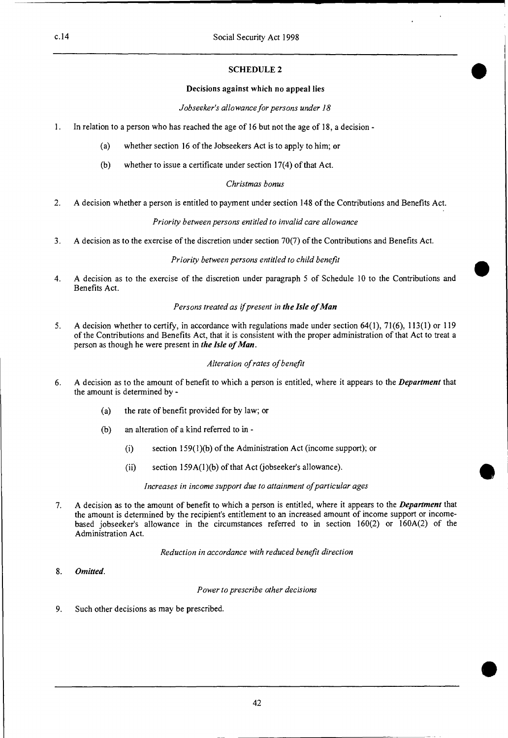## SCHEDULE 2

### Decisions against which no appeal lies

*Jobseeker's allowance for persons under 18*

1. In relation to a person who has reached the age of 16 but not the age of 18, a decision -

   (a) whether section 16 of the Jobseekers Act is to apply to him; or

   (b) whether to issue a certificate under section 17(4) of that Act.

*Christmas bonus*

2. A decision whether a person is entitled to payment under section 148 of the Contributions and Benefits Act.

*Priority between persons entitled to invalid care allowance*

3. A decision as to the exercise of the discretion under section 70(7) of the Contributions and Benefits Act.

*Priority between persons entitled to child benefit*

4. A decision as to the exercise of the discretion under paragraph 5 of Schedule 10 to the Contributions and Benefits Act.

*Persons treated as if present in **the Isle of Man***

5. A decision whether to certify, in accordance with regulations made under section 64(1), 71(6), 113(1) or 119 of the Contributions and Benefits Act, that it is consistent with the proper administration of that Act to treat a person as though he were present in ***the Isle of Man***.

*Alteration of rates of benefit*

6. A decision as to the amount of benefit to which a person is entitled, where it appears to the ***Department*** that the amount is determined by -

   (a) the rate of benefit provided for by law; or

   (b) an alteration of a kind referred to in -

      (i) section 159(1)(b) of the Administration Act (income support); or

      (ii) section 159A(1)(b) of that Act (jobseeker's allowance).

*Increases in income support due to attainment of particular ages*

7. A decision as to the amount of benefit to which a person is entitled, where it appears to the ***Department*** that the amount is determined by the recipient's entitlement to an increased amount of income support or income-based jobseeker's allowance in the circumstances referred to in section 160(2) or 160A(2) of the Administration Act.

*Reduction in accordance with reduced benefit direction*

8. ***Omitted.***

*Power to prescribe other decisions*

9. Such other decisions as may be prescribed.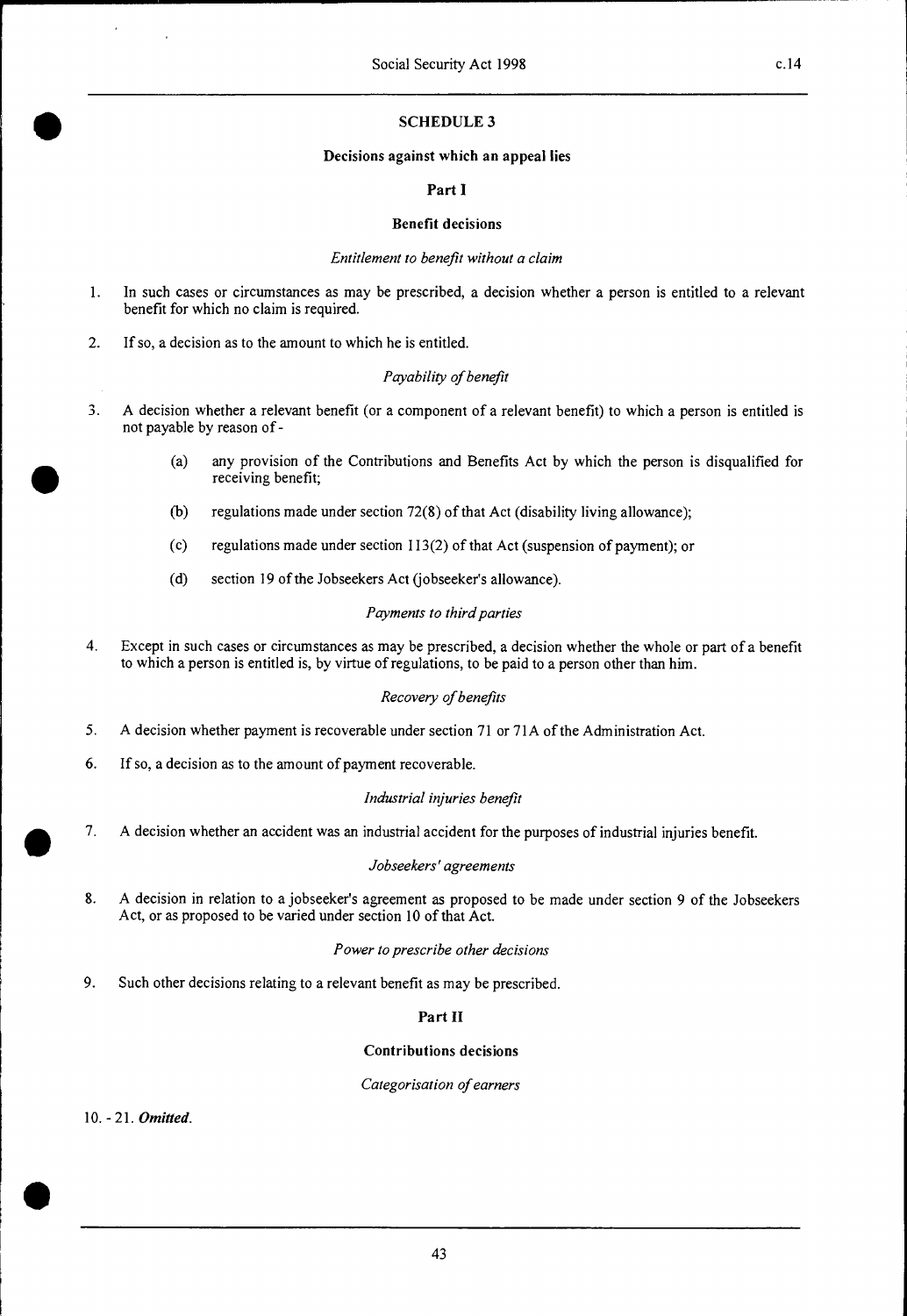# SCHEDULE 3

## Decisions against which an appeal lies

### Part I

### Benefit decisions

*Entitlement to benefit without a claim*

1. In such cases or circumstances as may be prescribed, a decision whether a person is entitled to a relevant benefit for which no claim is required.

2. If so, a decision as to the amount to which he is entitled.

*Payability of benefit*

3. A decision whether a relevant benefit (or a component of a relevant benefit) to which a person is entitled is not payable by reason of -

   (a) any provision of the Contributions and Benefits Act by which the person is disqualified for receiving benefit;

   (b) regulations made under section 72(8) of that Act (disability living allowance);

   (c) regulations made under section 113(2) of that Act (suspension of payment); or

   (d) section 19 of the Jobseekers Act (jobseeker's allowance).

*Payments to third parties*

4. Except in such cases or circumstances as may be prescribed, a decision whether the whole or part of a benefit to which a person is entitled is, by virtue of regulations, to be paid to a person other than him.

*Recovery of benefits*

5. A decision whether payment is recoverable under section 71 or 71A of the Administration Act.

6. If so, a decision as to the amount of payment recoverable.

*Industrial injuries benefit*

7. A decision whether an accident was an industrial accident for the purposes of industrial injuries benefit.

*Jobseekers' agreements*

8. A decision in relation to a jobseeker's agreement as proposed to be made under section 9 of the Jobseekers Act, or as proposed to be varied under section 10 of that Act.

*Power to prescribe other decisions*

9. Such other decisions relating to a relevant benefit as may be prescribed.

### Part II

### Contributions decisions

*Categorisation of earners*

10. - 21. ***Omitted.***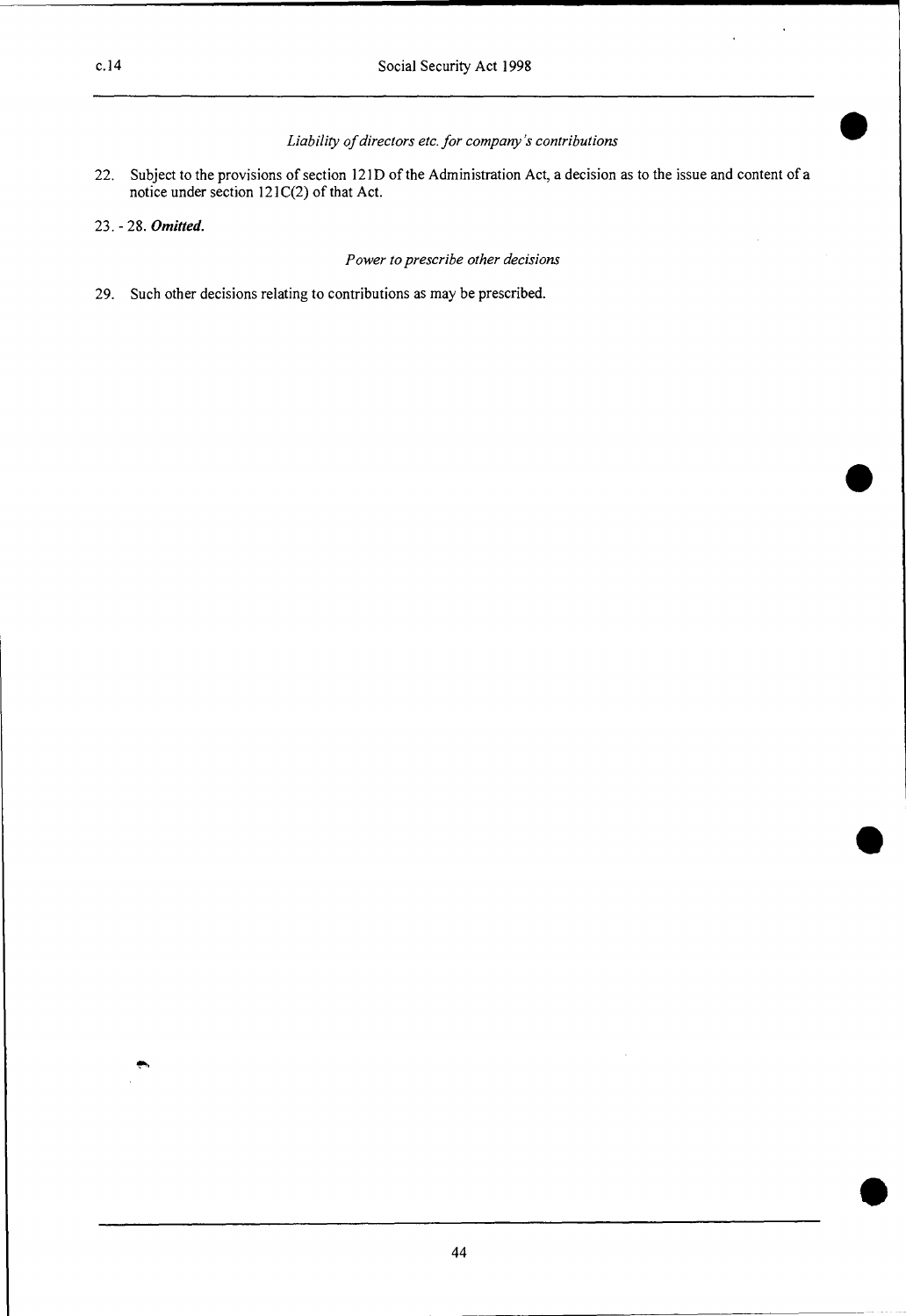*Liability of directors etc. for company's contributions*

22. Subject to the provisions of section 121D of the Administration Act, a decision as to the issue and content of a notice under section 121C(2) of that Act.

23. - 28. ***Omitted.***

*Power to prescribe other decisions*

29. Such other decisions relating to contributions as may be prescribed.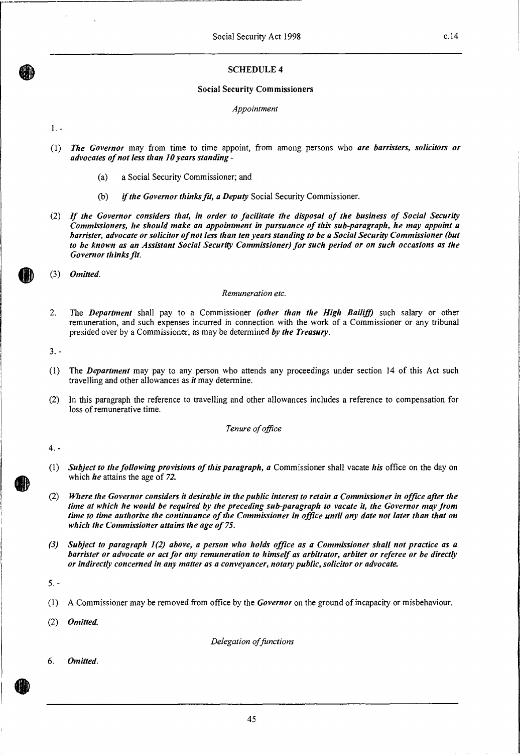## SCHEDULE 4

### Social Security Commissioners

*Appointment*

1. -

(1) ***The Governor*** may from time to time appoint, from among persons who ***are barristers, solicitors or advocates of not less than 10 years standing*** -

   (a) a Social Security Commissioner; and

   (b) ***if the Governor thinks fit, a Deputy*** Social Security Commissioner.

(2) ***If the Governor considers that, in order to facilitate the disposal of the business of Social Security Commissioners, he should make an appointment in pursuance of this sub-paragraph, he may appoint a barrister, advocate or solicitor of not less than ten years standing to be a Social Security Commissioner (but to be known as an Assistant Social Security Commissioner) for such period or on such occasions as the Governor thinks fit.***

(3) ***Omitted.***

*Remuneration etc.*

2. The ***Department*** shall pay to a Commissioner ***(other than the High Bailiff)*** such salary or other remuneration, and such expenses incurred in connection with the work of a Commissioner or any tribunal presided over by a Commissioner, as may be determined ***by the Treasury***.

3. -

(1) The ***Department*** may pay to any person who attends any proceedings under section 14 of this Act such travelling and other allowances as ***it*** may determine.

(2) In this paragraph the reference to travelling and other allowances includes a reference to compensation for loss of remunerative time.

*Tenure of office*

4. -

(1) ***Subject to the following provisions of this paragraph, a*** Commissioner shall vacate ***his*** office on the day on which ***he*** attains the age of ***72***.

(2) ***Where the Governor considers it desirable in the public interest to retain a Commissioner in office after the time at which he would be required by the preceding sub-paragraph to vacate it, the Governor may from time to time authorise the continuance of the Commissioner in office until any date not later than that on which the Commissioner attains the age of 75.***

***(3) Subject to paragraph 1(2) above, a person who holds office as a Commissioner shall not practice as a barrister or advocate or act for any remuneration to himself as arbitrator, arbiter or referee or be directly or indirectly concerned in any matter as a conveyancer, notary public, solicitor or advocate.***

5. -

(1) A Commissioner may be removed from office by the ***Governor*** on the ground of incapacity or misbehaviour.

(2) ***Omitted.***

*Delegation of functions*

6. ***Omitted.***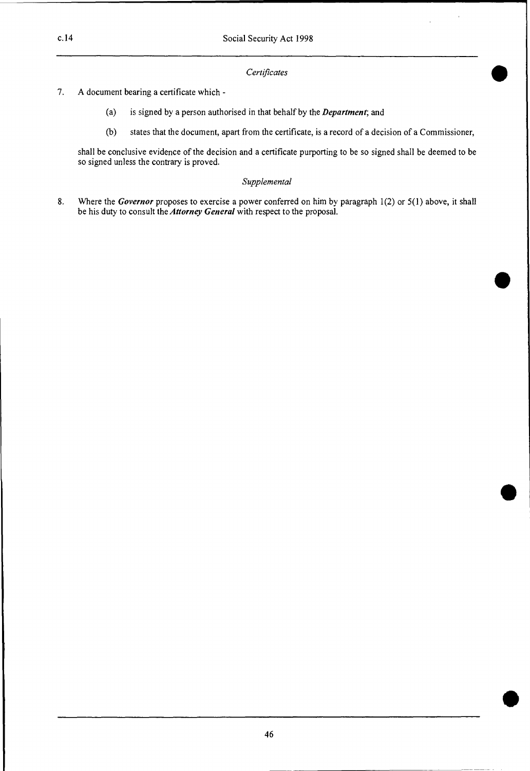*Certificates*

7. A document bearing a certificate which -

    (a) is signed by a person authorised in that behalf by the ***Department***; and

    (b) states that the document, apart from the certificate, is a record of a decision of a Commissioner,

shall be conclusive evidence of the decision and a certificate purporting to be so signed shall be deemed to be so signed unless the contrary is proved.

*Supplemental*

8. Where the ***Governor*** proposes to exercise a power conferred on him by paragraph 1(2) or 5(1) above, it shall be his duty to consult the ***Attorney General*** with respect to the proposal.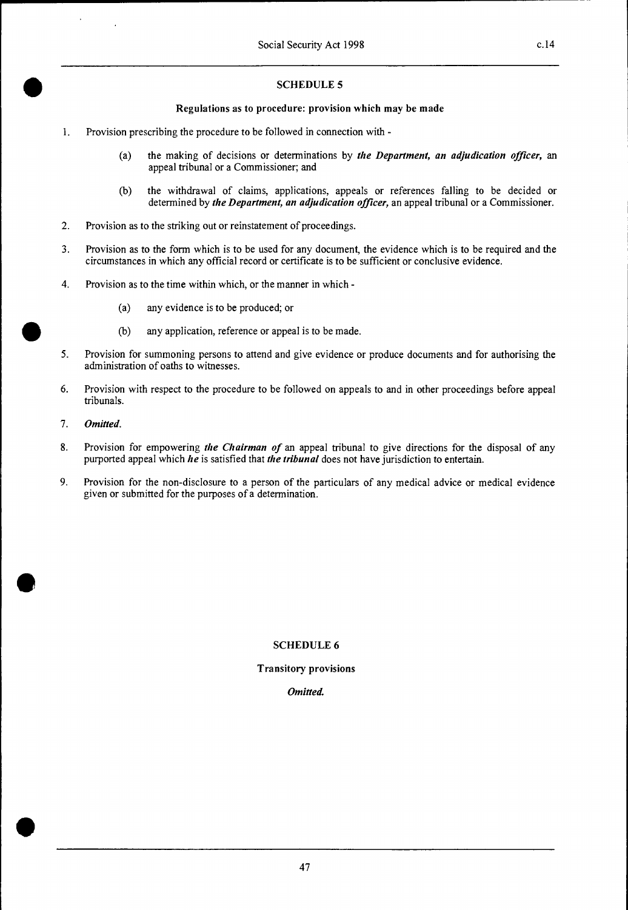## SCHEDULE 5

### Regulations as to procedure: provision which may be made

1. Provision prescribing the procedure to be followed in connection with -

   (a) the making of decisions or determinations by ***the Department, an adjudication officer,*** an appeal tribunal or a Commissioner; and

   (b) the withdrawal of claims, applications, appeals or references falling to be decided or determined by ***the Department, an adjudication officer,*** an appeal tribunal or a Commissioner.

2. Provision as to the striking out or reinstatement of proceedings.

3. Provision as to the form which is to be used for any document, the evidence which is to be required and the circumstances in which any official record or certificate is to be sufficient or conclusive evidence.

4. Provision as to the time within which, or the manner in which -

   (a) any evidence is to be produced; or

   (b) any application, reference or appeal is to be made.

5. Provision for summoning persons to attend and give evidence or produce documents and for authorising the administration of oaths to witnesses.

6. Provision with respect to the procedure to be followed on appeals to and in other proceedings before appeal tribunals.

7. ***Omitted.***

8. Provision for empowering ***the Chairman of*** an appeal tribunal to give directions for the disposal of any purported appeal which ***he*** is satisfied that ***the tribunal*** does not have jurisdiction to entertain.

9. Provision for the non-disclosure to a person of the particulars of any medical advice or medical evidence given or submitted for the purposes of a determination.

## SCHEDULE 6

### Transitory provisions

***Omitted.***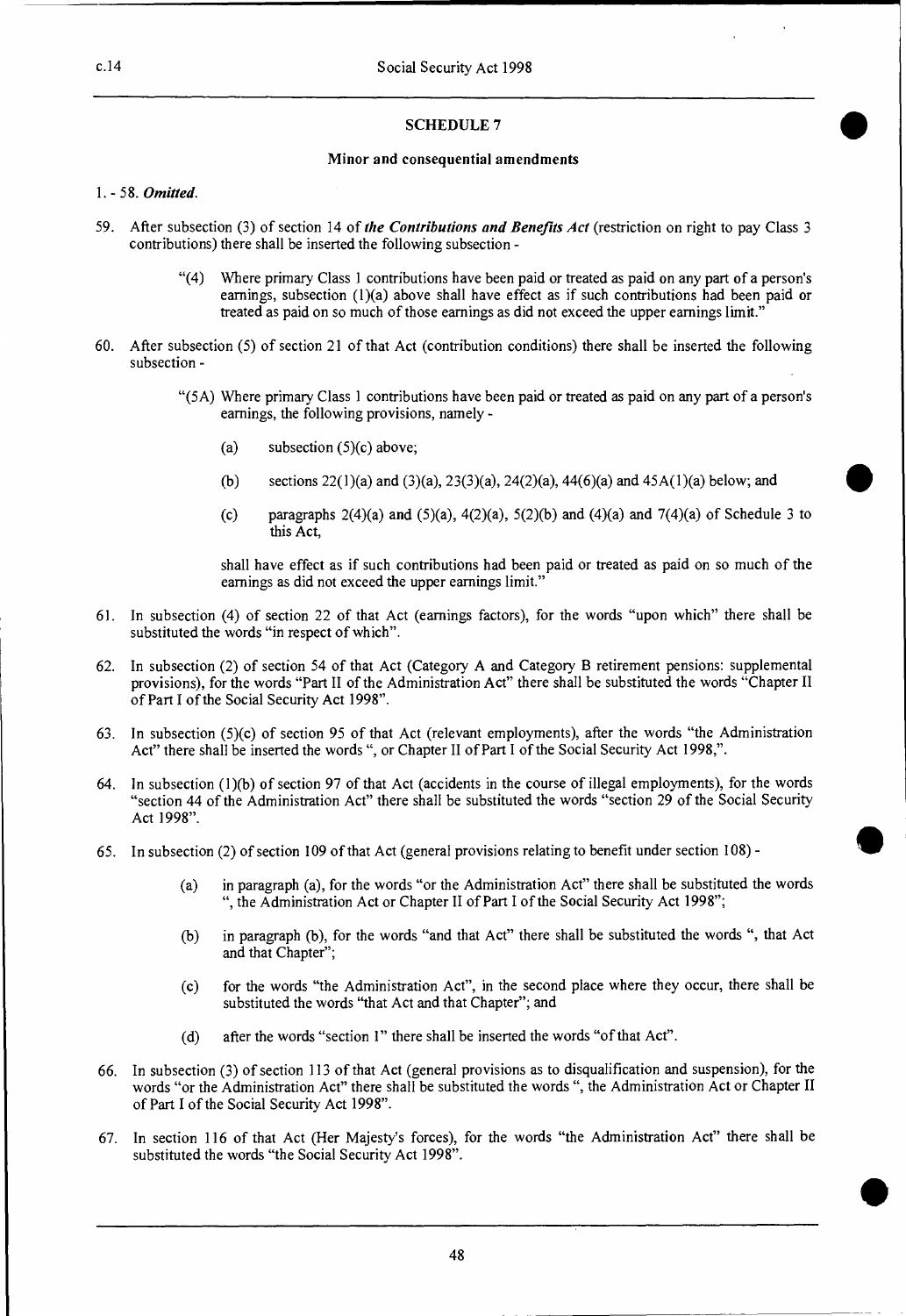## SCHEDULE 7

### Minor and consequential amendments

1. - 58. *Omitted.*

59. After subsection (3) of section 14 of ***the Contributions and Benefits Act*** (restriction on right to pay Class 3 contributions) there shall be inserted the following subsection -

"(4) Where primary Class 1 contributions have been paid or treated as paid on any part of a person's earnings, subsection (1)(a) above shall have effect as if such contributions had been paid or treated as paid on so much of those earnings as did not exceed the upper earnings limit."

60. After subsection (5) of section 21 of that Act (contribution conditions) there shall be inserted the following subsection -

"(5A) Where primary Class 1 contributions have been paid or treated as paid on any part of a person's earnings, the following provisions, namely -

(a) subsection (5)(c) above;

(b) sections 22(1)(a) and (3)(a), 23(3)(a), 24(2)(a), 44(6)(a) and 45A(1)(a) below; and

(c) paragraphs 2(4)(a) and (5)(a), 4(2)(a), 5(2)(b) and (4)(a) and 7(4)(a) of Schedule 3 to this Act,

shall have effect as if such contributions had been paid or treated as paid on so much of the earnings as did not exceed the upper earnings limit."

61. In subsection (4) of section 22 of that Act (earnings factors), for the words "upon which" there shall be substituted the words "in respect of which".

62. In subsection (2) of section 54 of that Act (Category A and Category B retirement pensions: supplemental provisions), for the words "Part II of the Administration Act" there shall be substituted the words "Chapter II of Part I of the Social Security Act 1998".

63. In subsection (5)(c) of section 95 of that Act (relevant employments), after the words "the Administration Act" there shall be inserted the words ", or Chapter II of Part I of the Social Security Act 1998,".

64. In subsection (1)(b) of section 97 of that Act (accidents in the course of illegal employments), for the words "section 44 of the Administration Act" there shall be substituted the words "section 29 of the Social Security Act 1998".

65. In subsection (2) of section 109 of that Act (general provisions relating to benefit under section 108) -

(a) in paragraph (a), for the words "or the Administration Act" there shall be substituted the words ", the Administration Act or Chapter II of Part I of the Social Security Act 1998";

(b) in paragraph (b), for the words "and that Act" there shall be substituted the words ", that Act and that Chapter";

(c) for the words "the Administration Act", in the second place where they occur, there shall be substituted the words "that Act and that Chapter"; and

(d) after the words "section 1" there shall be inserted the words "of that Act".

66. In subsection (3) of section 113 of that Act (general provisions as to disqualification and suspension), for the words "or the Administration Act" there shall be substituted the words ", the Administration Act or Chapter II of Part I of the Social Security Act 1998".

67. In section 116 of that Act (Her Majesty's forces), for the words "the Administration Act" there shall be substituted the words "the Social Security Act 1998".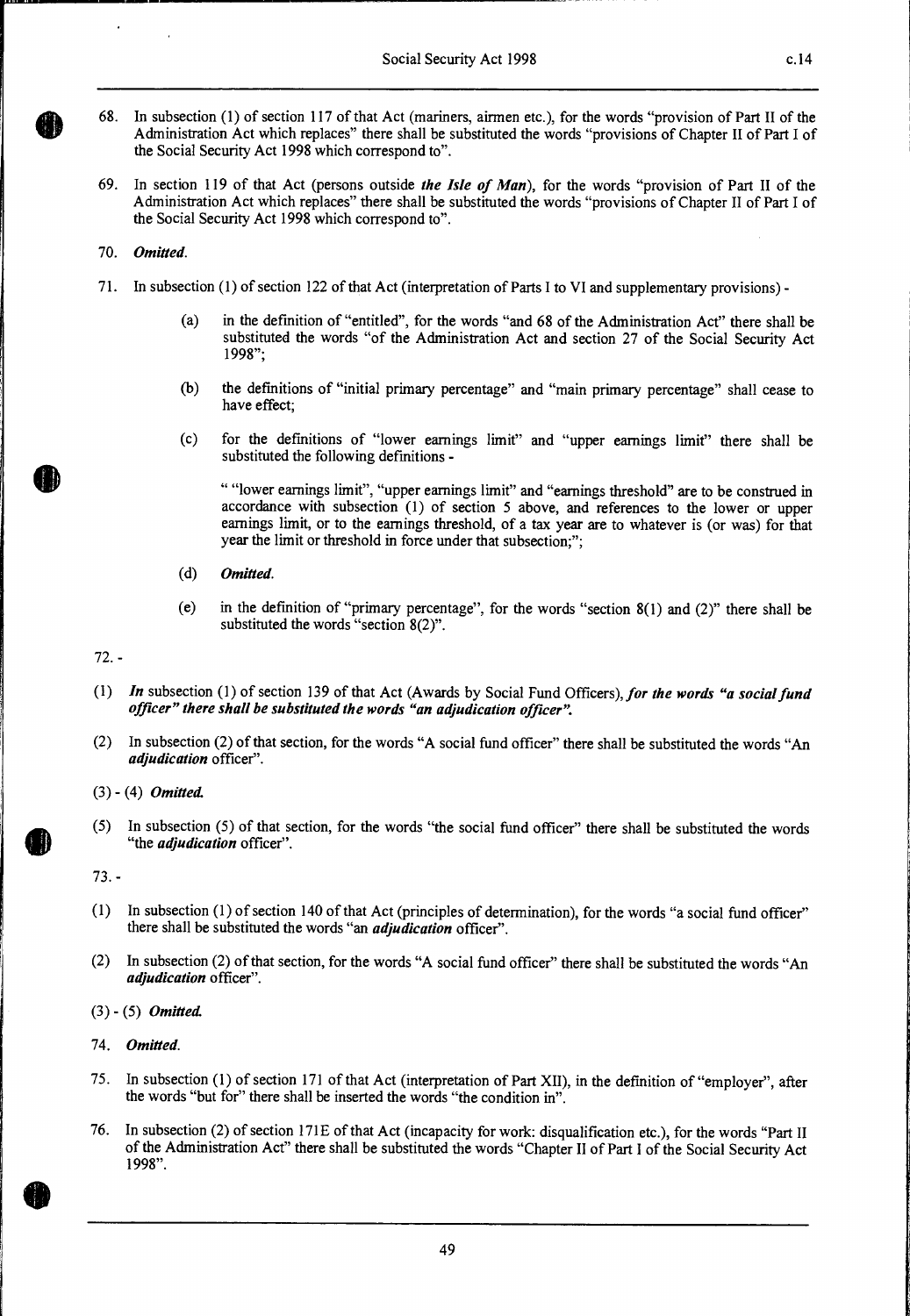68. In subsection (1) of section 117 of that Act (mariners, airmen etc.), for the words "provision of Part II of the Administration Act which replaces" there shall be substituted the words "provisions of Chapter II of Part I of the Social Security Act 1998 which correspond to".

69. In section 119 of that Act (persons outside ***the Isle of Man***), for the words "provision of Part II of the Administration Act which replaces" there shall be substituted the words "provisions of Chapter II of Part I of the Social Security Act 1998 which correspond to".

70. ***Omitted.***

71. In subsection (1) of section 122 of that Act (interpretation of Parts I to VI and supplementary provisions) -

   (a) in the definition of "entitled", for the words "and 68 of the Administration Act" there shall be substituted the words "of the Administration Act and section 27 of the Social Security Act 1998";

   (b) the definitions of "initial primary percentage" and "main primary percentage" shall cease to have effect;

   (c) for the definitions of "lower earnings limit" and "upper earnings limit" there shall be substituted the following definitions -

      " "lower earnings limit", "upper earnings limit" and "earnings threshold" are to be construed in accordance with subsection (1) of section 5 above, and references to the lower or upper earnings limit, or to the earnings threshold, of a tax year are to whatever is (or was) for that year the limit or threshold in force under that subsection;";

   (d) ***Omitted.***

   (e) in the definition of "primary percentage", for the words "section 8(1) and (2)" there shall be substituted the words "section 8(2)".

72. -

(1) ***In*** subsection (1) of section 139 of that Act (Awards by Social Fund Officers), ***for the words "a social fund officer" there shall be substituted the words "an adjudication officer".***

(2) In subsection (2) of that section, for the words "A social fund officer" there shall be substituted the words "An ***adjudication*** officer".

(3) - (4) ***Omitted.***

(5) In subsection (5) of that section, for the words "the social fund officer" there shall be substituted the words "the ***adjudication*** officer".

73. -

(1) In subsection (1) of section 140 of that Act (principles of determination), for the words "a social fund officer" there shall be substituted the words "an ***adjudication*** officer".

(2) In subsection (2) of that section, for the words "A social fund officer" there shall be substituted the words "An ***adjudication*** officer".

(3) - (5) ***Omitted.***

74. ***Omitted.***

75. In subsection (1) of section 171 of that Act (interpretation of Part XII), in the definition of "employer", after the words "but for" there shall be inserted the words "the condition in".

76. In subsection (2) of section 171E of that Act (incapacity for work: disqualification etc.), for the words "Part II of the Administration Act" there shall be substituted the words "Chapter II of Part I of the Social Security Act 1998".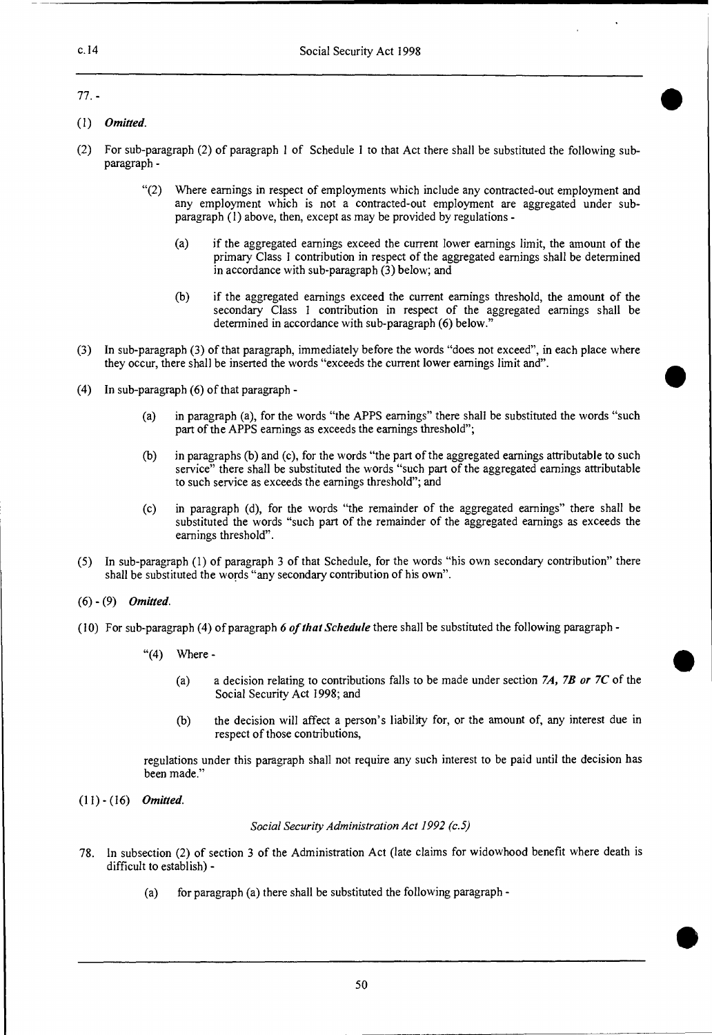77. -

(1) ***Omitted.***

(2) For sub-paragraph (2) of paragraph 1 of Schedule 1 to that Act there shall be substituted the following sub-paragraph -

> "(2) Where earnings in respect of employments which include any contracted-out employment and any employment which is not a contracted-out employment are aggregated under sub-paragraph (1) above, then, except as may be provided by regulations -
>
> > (a) if the aggregated earnings exceed the current lower earnings limit, the amount of the primary Class 1 contribution in respect of the aggregated earnings shall be determined in accordance with sub-paragraph (3) below; and
> >
> > (b) if the aggregated earnings exceed the current earnings threshold, the amount of the secondary Class 1 contribution in respect of the aggregated earnings shall be determined in accordance with sub-paragraph (6) below."

(3) In sub-paragraph (3) of that paragraph, immediately before the words "does not exceed", in each place where they occur, there shall be inserted the words "exceeds the current lower earnings limit and".

(4) In sub-paragraph (6) of that paragraph -

> (a) in paragraph (a), for the words "the APPS earnings" there shall be substituted the words "such part of the APPS earnings as exceeds the earnings threshold";
>
> (b) in paragraphs (b) and (c), for the words "the part of the aggregated earnings attributable to such service" there shall be substituted the words "such part of the aggregated earnings attributable to such service as exceeds the earnings threshold"; and
>
> (c) in paragraph (d), for the words "the remainder of the aggregated earnings" there shall be substituted the words "such part of the remainder of the aggregated earnings as exceeds the earnings threshold".

(5) In sub-paragraph (1) of paragraph 3 of that Schedule, for the words "his own secondary contribution" there shall be substituted the words "any secondary contribution of his own".

(6) - (9) ***Omitted.***

(10) For sub-paragraph (4) of paragraph ***6 of that Schedule*** there shall be substituted the following paragraph -

> "(4) Where -
>
> > (a) a decision relating to contributions falls to be made under section ***7A, 7B or 7C*** of the Social Security Act 1998; and
> >
> > (b) the decision will affect a person's liability for, or the amount of, any interest due in respect of those contributions,
>
> regulations under this paragraph shall not require any such interest to be paid until the decision has been made."

(11) - (16) ***Omitted.***

*Social Security Administration Act 1992 (c.5)*

78. In subsection (2) of section 3 of the Administration Act (late claims for widowhood benefit where death is difficult to establish) -

> (a) for paragraph (a) there shall be substituted the following paragraph -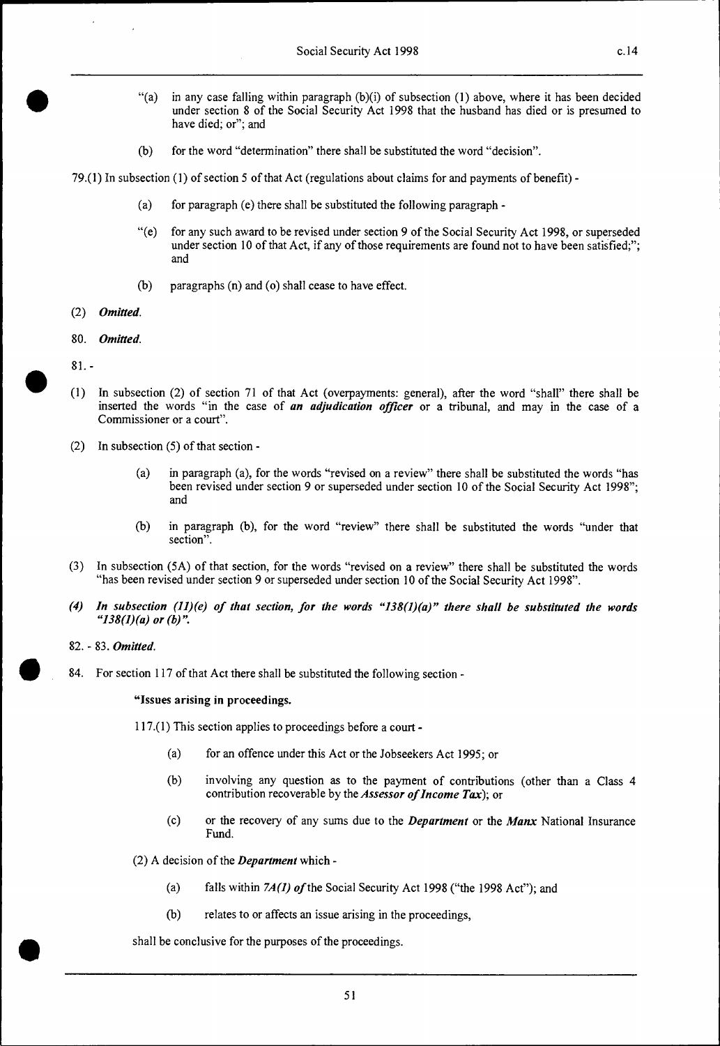"(a) in any case falling within paragraph (b)(i) of subsection (1) above, where it has been decided under section 8 of the Social Security Act 1998 that the husband has died or is presumed to have died; or"; and

(b) for the word "determination" there shall be substituted the word "decision".

79.(1) In subsection (1) of section 5 of that Act (regulations about claims for and payments of benefit) -

(a) for paragraph (e) there shall be substituted the following paragraph -

"(e) for any such award to be revised under section 9 of the Social Security Act 1998, or superseded under section 10 of that Act, if any of those requirements are found not to have been satisfied;"; and

(b) paragraphs (n) and (o) shall cease to have effect.

(2) ***Omitted.***

80. ***Omitted.***

81. -

(1) In subsection (2) of section 71 of that Act (overpayments: general), after the word "shall" there shall be inserted the words "in the case of ***an adjudication officer*** or a tribunal, and may in the case of a Commissioner or a court".

(2) In subsection (5) of that section -

(a) in paragraph (a), for the words "revised on a review" there shall be substituted the words "has been revised under section 9 or superseded under section 10 of the Social Security Act 1998"; and

(b) in paragraph (b), for the word "review" there shall be substituted the words "under that section".

(3) In subsection (5A) of that section, for the words "revised on a review" there shall be substituted the words "has been revised under section 9 or superseded under section 10 of the Social Security Act 1998".

***(4) In subsection (11)(e) of that section, for the words "138(1)(a)" there shall be substituted the words "138(1)(a) or (b)".***

82. - 83. ***Omitted.***

84. For section 117 of that Act there shall be substituted the following section -

**"Issues arising in proceedings.**

117.(1) This section applies to proceedings before a court -

(a) for an offence under this Act or the Jobseekers Act 1995; or

(b) involving any question as to the payment of contributions (other than a Class 4 contribution recoverable by the ***Assessor of Income Tax***); or

(c) or the recovery of any sums due to the ***Department*** or the ***Manx*** National Insurance Fund.

(2) A decision of the ***Department*** which -

(a) falls within *7A(1) of* the Social Security Act 1998 ("the 1998 Act"); and

(b) relates to or affects an issue arising in the proceedings,

shall be conclusive for the purposes of the proceedings.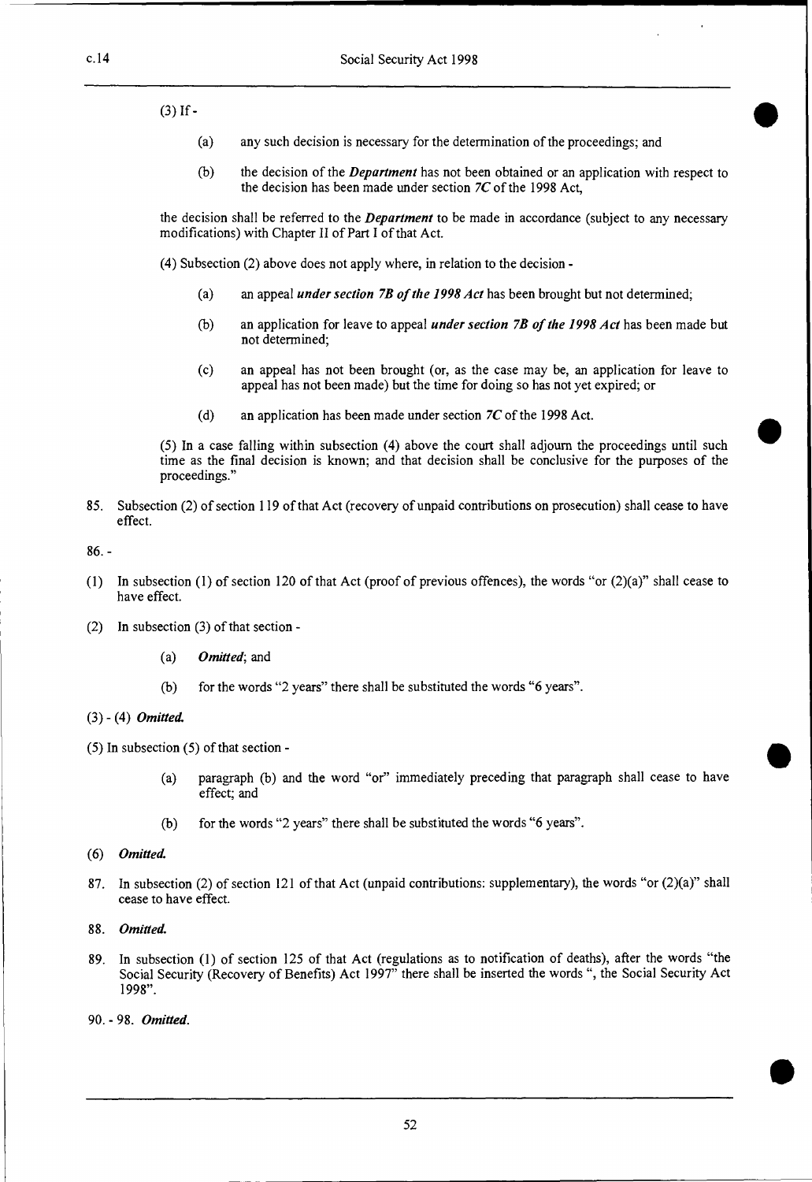(3) If -

- (a) any such decision is necessary for the determination of the proceedings; and
- (b) the decision of the ***Department*** has not been obtained or an application with respect to the decision has been made under section *7C* of the 1998 Act,

the decision shall be referred to the ***Department*** to be made in accordance (subject to any necessary modifications) with Chapter II of Part I of that Act.

(4) Subsection (2) above does not apply where, in relation to the decision -

- (a) an appeal ***under section 7B of the 1998 Act*** has been brought but not determined;
- (b) an application for leave to appeal ***under section 7B of the 1998 Act*** has been made but not determined;
- (c) an appeal has not been brought (or, as the case may be, an application for leave to appeal has not been made) but the time for doing so has not yet expired; or
- (d) an application has been made under section *7C* of the 1998 Act.

(5) In a case falling within subsection (4) above the court shall adjourn the proceedings until such time as the final decision is known; and that decision shall be conclusive for the purposes of the proceedings."

85. Subsection (2) of section 119 of that Act (recovery of unpaid contributions on prosecution) shall cease to have effect.

86. -

(1) In subsection (1) of section 120 of that Act (proof of previous offences), the words "or (2)(a)" shall cease to have effect.

(2) In subsection (3) of that section -

- (a) ***Omitted***; and
- (b) for the words "2 years" there shall be substituted the words "6 years".

(3) - (4) ***Omitted.***

(5) In subsection (5) of that section -

- (a) paragraph (b) and the word "or" immediately preceding that paragraph shall cease to have effect; and
- (b) for the words "2 years" there shall be substituted the words "6 years".

(6) ***Omitted.***

87. In subsection (2) of section 121 of that Act (unpaid contributions: supplementary), the words "or (2)(a)" shall cease to have effect.

88. ***Omitted.***

89. In subsection (1) of section 125 of that Act (regulations as to notification of deaths), after the words "the Social Security (Recovery of Benefits) Act 1997" there shall be inserted the words ", the Social Security Act 1998".

90. - 98. ***Omitted.***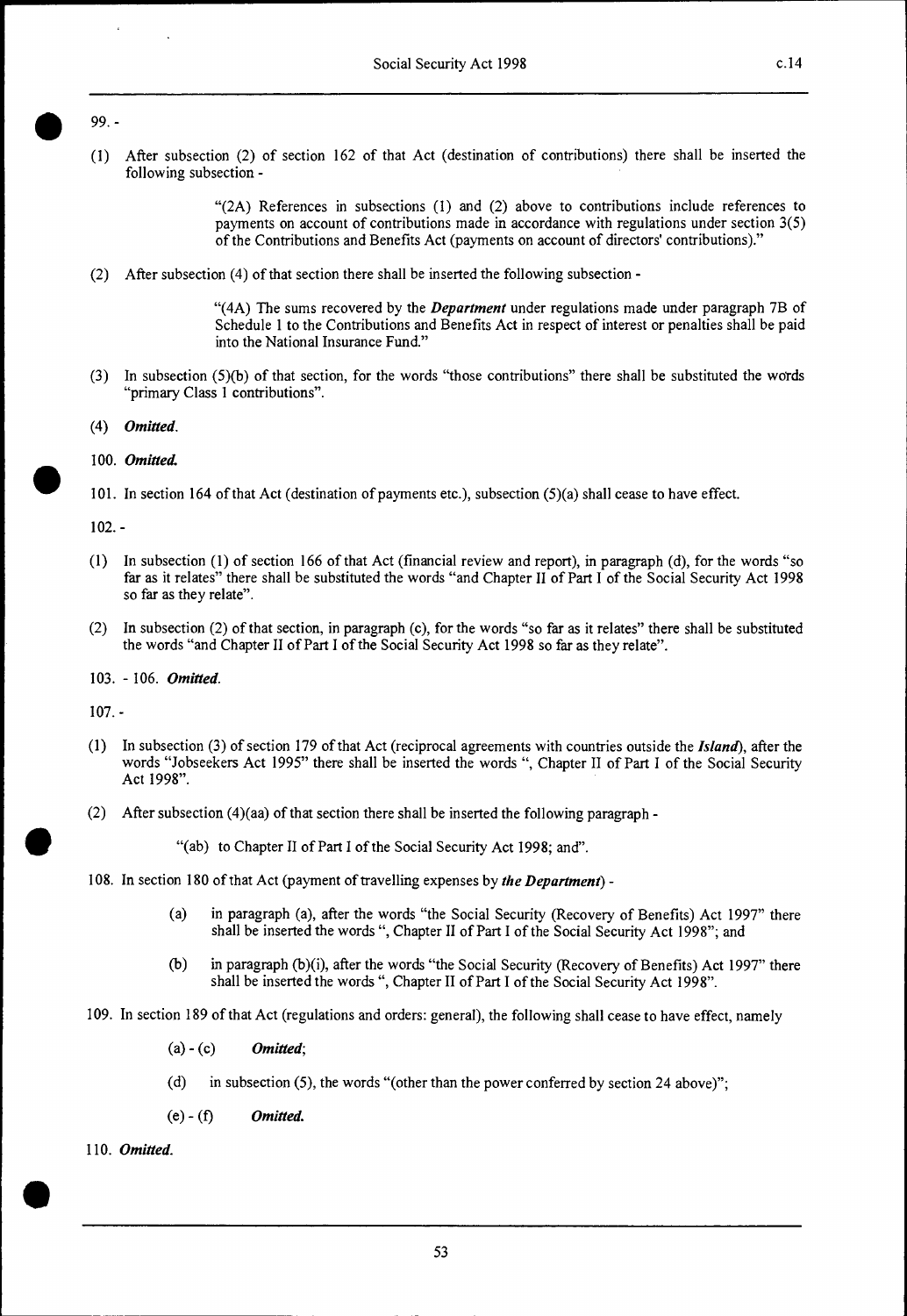99. -

(1) After subsection (2) of section 162 of that Act (destination of contributions) there shall be inserted the following subsection -

> "(2A) References in subsections (1) and (2) above to contributions include references to payments on account of contributions made in accordance with regulations under section 3(5) of the Contributions and Benefits Act (payments on account of directors' contributions)."

(2) After subsection (4) of that section there shall be inserted the following subsection -

> "(4A) The sums recovered by the ***Department*** under regulations made under paragraph 7B of Schedule 1 to the Contributions and Benefits Act in respect of interest or penalties shall be paid into the National Insurance Fund."

(3) In subsection (5)(b) of that section, for the words "those contributions" there shall be substituted the words "primary Class 1 contributions".

(4) ***Omitted.***

100. ***Omitted.***

101. In section 164 of that Act (destination of payments etc.), subsection (5)(a) shall cease to have effect.

102. -

(1) In subsection (1) of section 166 of that Act (financial review and report), in paragraph (d), for the words "so far as it relates" there shall be substituted the words "and Chapter II of Part I of the Social Security Act 1998 so far as they relate".

(2) In subsection (2) of that section, in paragraph (c), for the words "so far as it relates" there shall be substituted the words "and Chapter II of Part I of the Social Security Act 1998 so far as they relate".

103. - 106. ***Omitted.***

107. -

(1) In subsection (3) of section 179 of that Act (reciprocal agreements with countries outside the ***Island***), after the words "Jobseekers Act 1995" there shall be inserted the words ", Chapter II of Part I of the Social Security Act 1998".

(2) After subsection (4)(aa) of that section there shall be inserted the following paragraph -

> "(ab) to Chapter II of Part I of the Social Security Act 1998; and".

108. In section 180 of that Act (payment of travelling expenses by ***the Department***) -

> (a) in paragraph (a), after the words "the Social Security (Recovery of Benefits) Act 1997" there shall be inserted the words ", Chapter II of Part I of the Social Security Act 1998"; and
>
> (b) in paragraph (b)(i), after the words "the Social Security (Recovery of Benefits) Act 1997" there shall be inserted the words ", Chapter II of Part I of the Social Security Act 1998".

109. In section 189 of that Act (regulations and orders: general), the following shall cease to have effect, namely

> (a) - (c) ***Omitted***;
>
> (d) in subsection (5), the words "(other than the power conferred by section 24 above)";
>
> (e) - (f) ***Omitted.***

110. ***Omitted.***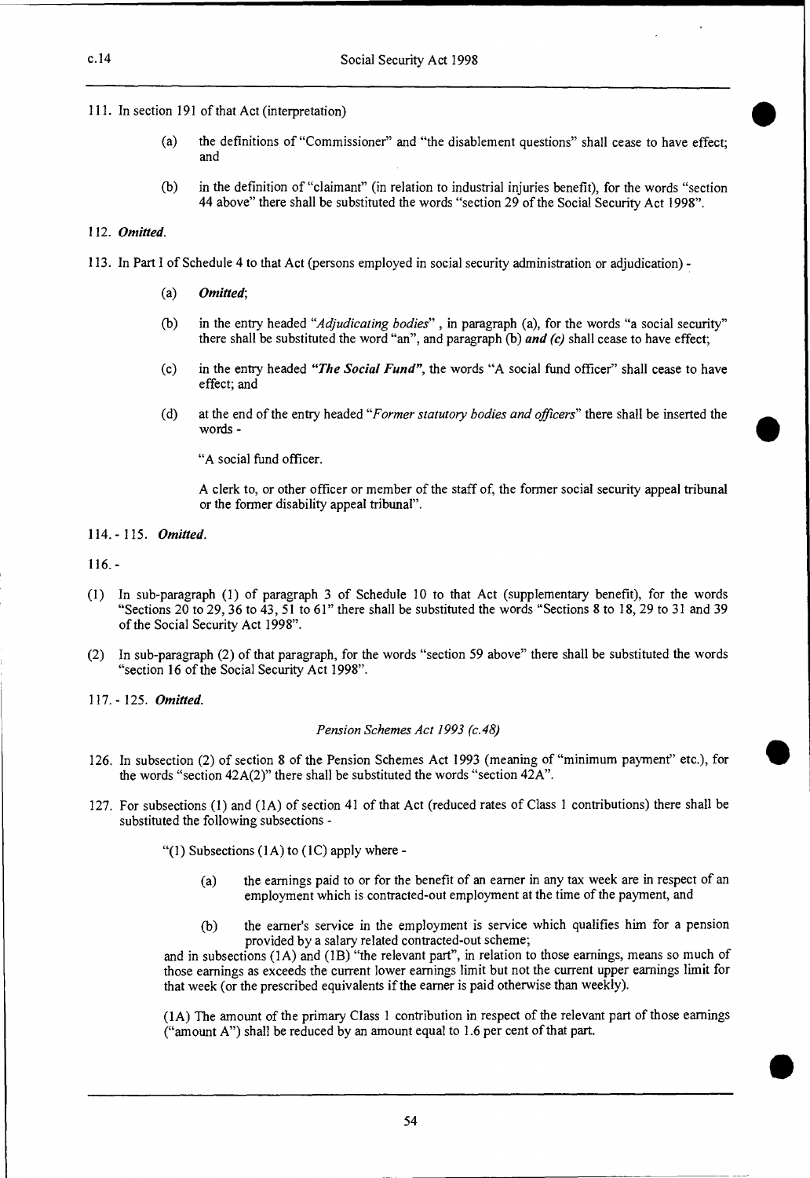111. In section 191 of that Act (interpretation)

   (a) the definitions of "Commissioner" and "the disablement questions" shall cease to have effect; and

   (b) in the definition of "claimant" (in relation to industrial injuries benefit), for the words "section 44 above" there shall be substituted the words "section 29 of the Social Security Act 1998".

112. ***Omitted.***

113. In Part I of Schedule 4 to that Act (persons employed in social security administration or adjudication) -

   (a) ***Omitted***;

   (b) in the entry headed "*Adjudicating bodies*", in paragraph (a), for the words "a social security" there shall be substituted the word "an", and paragraph (b) ***and (c)*** shall cease to have effect;

   (c) in the entry headed ***"The Social Fund"***, the words "A social fund officer" shall cease to have effect; and

   (d) at the end of the entry headed "*Former statutory bodies and officers*" there shall be inserted the words -

   "A social fund officer.

   A clerk to, or other officer or member of the staff of, the former social security appeal tribunal or the former disability appeal tribunal".

114. - 115. ***Omitted.***

116. -

(1) In sub-paragraph (1) of paragraph 3 of Schedule 10 to that Act (supplementary benefit), for the words "Sections 20 to 29, 36 to 43, 51 to 61" there shall be substituted the words "Sections 8 to 18, 29 to 31 and 39 of the Social Security Act 1998".

(2) In sub-paragraph (2) of that paragraph, for the words "section 59 above" there shall be substituted the words "section 16 of the Social Security Act 1998".

117. - 125. ***Omitted.***

*Pension Schemes Act 1993 (c.48)*

126. In subsection (2) of section 8 of the Pension Schemes Act 1993 (meaning of "minimum payment" etc.), for the words "section 42A(2)" there shall be substituted the words "section 42A".

127. For subsections (1) and (1A) of section 41 of that Act (reduced rates of Class 1 contributions) there shall be substituted the following subsections -

   "(1) Subsections (1A) to (1C) apply where -

   (a) the earnings paid to or for the benefit of an earner in any tax week are in respect of an employment which is contracted-out employment at the time of the payment, and

   (b) the earner's service in the employment is service which qualifies him for a pension provided by a salary related contracted-out scheme;

   and in subsections (1A) and (1B) "the relevant part", in relation to those earnings, means so much of those earnings as exceeds the current lower earnings limit but not the current upper earnings limit for that week (or the prescribed equivalents if the earner is paid otherwise than weekly).

   (1A) The amount of the primary Class 1 contribution in respect of the relevant part of those earnings ("amount A") shall be reduced by an amount equal to 1.6 per cent of that part.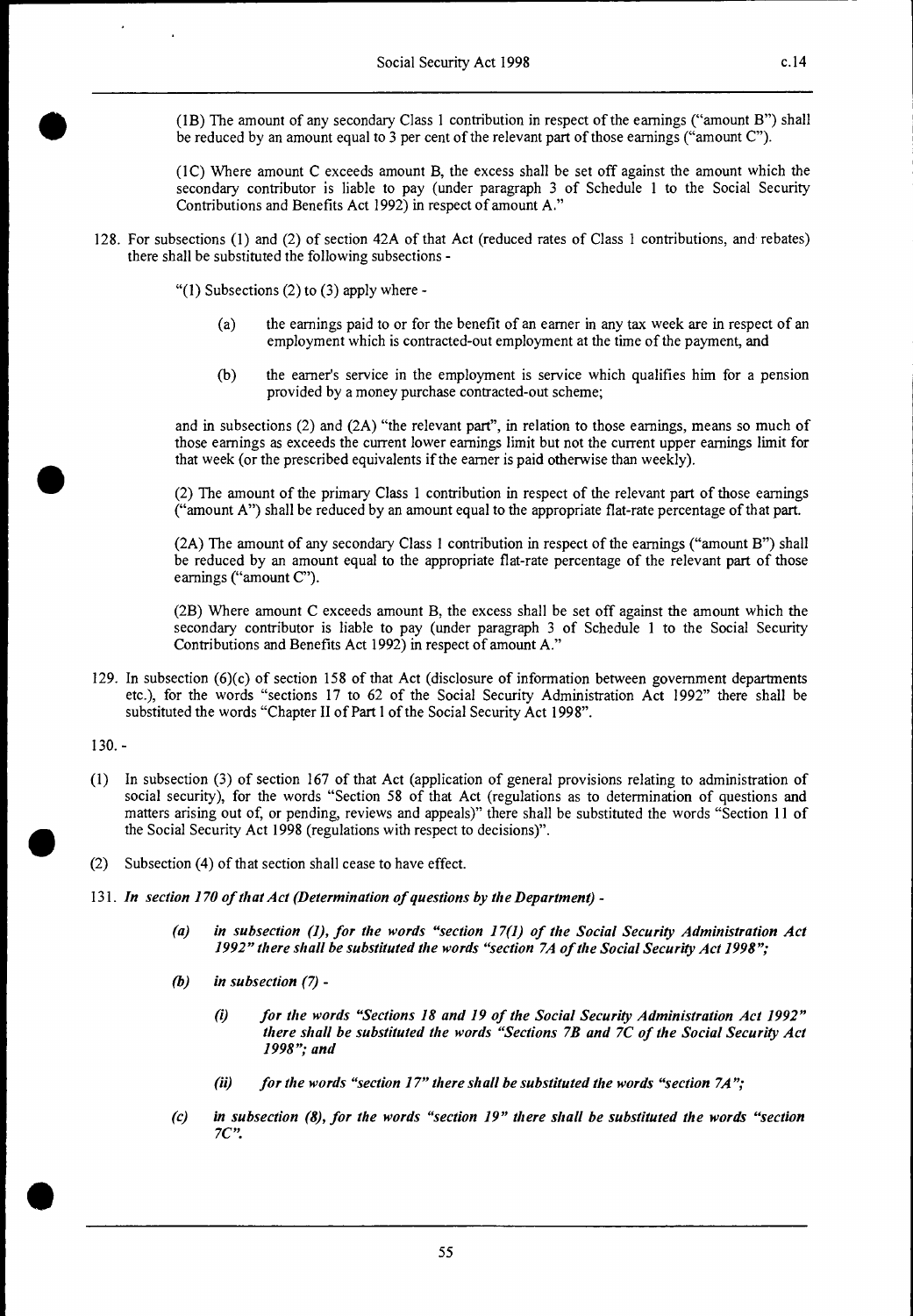(1B) The amount of any secondary Class 1 contribution in respect of the earnings ("amount B") shall be reduced by an amount equal to 3 per cent of the relevant part of those earnings ("amount C").

(1C) Where amount C exceeds amount B, the excess shall be set off against the amount which the secondary contributor is liable to pay (under paragraph 3 of Schedule 1 to the Social Security Contributions and Benefits Act 1992) in respect of amount A."

128. For subsections (1) and (2) of section 42A of that Act (reduced rates of Class 1 contributions, and rebates) there shall be substituted the following subsections -

"(1) Subsections (2) to (3) apply where -

(a) the earnings paid to or for the benefit of an earner in any tax week are in respect of an employment which is contracted-out employment at the time of the payment, and

(b) the earner's service in the employment is service which qualifies him for a pension provided by a money purchase contracted-out scheme;

and in subsections (2) and (2A) "the relevant part", in relation to those earnings, means so much of those earnings as exceeds the current lower earnings limit but not the current upper earnings limit for that week (or the prescribed equivalents if the earner is paid otherwise than weekly).

(2) The amount of the primary Class 1 contribution in respect of the relevant part of those earnings ("amount A") shall be reduced by an amount equal to the appropriate flat-rate percentage of that part.

(2A) The amount of any secondary Class 1 contribution in respect of the earnings ("amount B") shall be reduced by an amount equal to the appropriate flat-rate percentage of the relevant part of those earnings ("amount C").

(2B) Where amount C exceeds amount B, the excess shall be set off against the amount which the secondary contributor is liable to pay (under paragraph 3 of Schedule 1 to the Social Security Contributions and Benefits Act 1992) in respect of amount A."

129. In subsection (6)(c) of section 158 of that Act (disclosure of information between government departments etc.), for the words "sections 17 to 62 of the Social Security Administration Act 1992" there shall be substituted the words "Chapter II of Part I of the Social Security Act 1998".

130. -

(1) In subsection (3) of section 167 of that Act (application of general provisions relating to administration of social security), for the words "Section 58 of that Act (regulations as to determination of questions and matters arising out of, or pending, reviews and appeals)" there shall be substituted the words "Section 11 of the Social Security Act 1998 (regulations with respect to decisions)".

(2) Subsection (4) of that section shall cease to have effect.

131. ***In section 170 of that Act (Determination of questions by the Department) -***

***(a) in subsection (1), for the words "section 17(1) of the Social Security Administration Act 1992" there shall be substituted the words "section 7A of the Social Security Act 1998";***

***(b) in subsection (7) -***

***(i) for the words "Sections 18 and 19 of the Social Security Administration Act 1992" there shall be substituted the words "Sections 7B and 7C of the Social Security Act 1998"; and***

***(ii) for the words "section 17" there shall be substituted the words "section 7A";***

***(c) in subsection (8), for the words "section 19" there shall be substituted the words "section 7C".***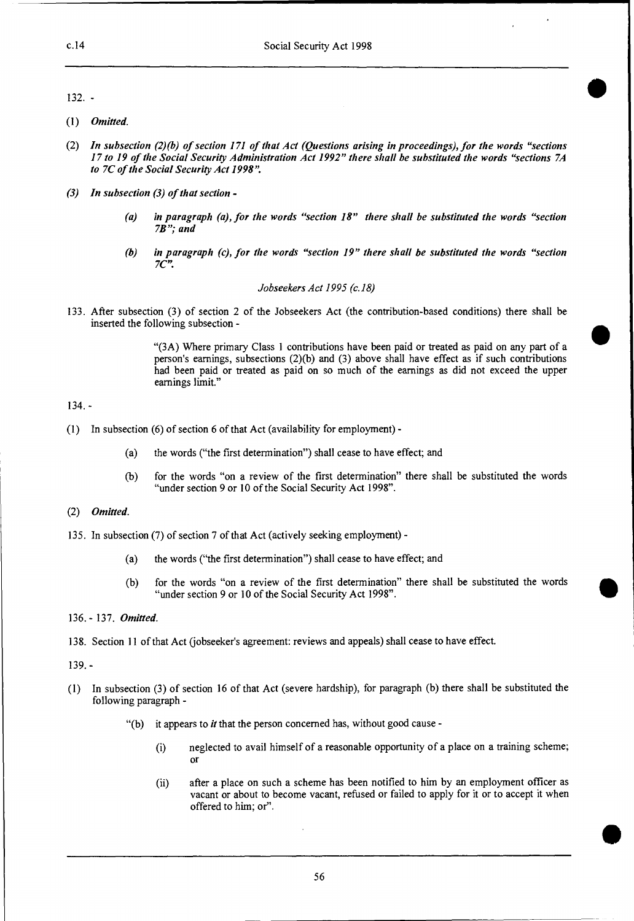132. -

(1) *Omitted.*

(2) *In subsection (2)(b) of section 171 of that Act (Questions arising in proceedings), for the words "sections 17 to 19 of the Social Security Administration Act 1992" there shall be substituted the words "sections 7A to 7C of the Social Security Act 1998".*

*(3) In subsection (3) of that section -*

> *(a) in paragraph (a), for the words "section 18" there shall be substituted the words "section 7B"; and*
>
> *(b) in paragraph (c), for the words "section 19" there shall be substituted the words "section 7C".*

*Jobseekers Act 1995 (c.18)*

133. After subsection (3) of section 2 of the Jobseekers Act (the contribution-based conditions) there shall be inserted the following subsection -

> "(3A) Where primary Class 1 contributions have been paid or treated as paid on any part of a person's earnings, subsections (2)(b) and (3) above shall have effect as if such contributions had been paid or treated as paid on so much of the earnings as did not exceed the upper earnings limit."

134. -

(1) In subsection (6) of section 6 of that Act (availability for employment) -

> (a) the words ("the first determination") shall cease to have effect; and
>
> (b) for the words "on a review of the first determination" there shall be substituted the words "under section 9 or 10 of the Social Security Act 1998".

(2) *Omitted.*

135. In subsection (7) of section 7 of that Act (actively seeking employment) -

> (a) the words ("the first determination") shall cease to have effect; and
>
> (b) for the words "on a review of the first determination" there shall be substituted the words "under section 9 or 10 of the Social Security Act 1998".

136. - 137. *Omitted.*

138. Section 11 of that Act (jobseeker's agreement: reviews and appeals) shall cease to have effect.

139. -

(1) In subsection (3) of section 16 of that Act (severe hardship), for paragraph (b) there shall be substituted the following paragraph -

> "(b) it appears to *it* that the person concerned has, without good cause -
>
> > (i) neglected to avail himself of a reasonable opportunity of a place on a training scheme; or
> >
> > (ii) after a place on such a scheme has been notified to him by an employment officer as vacant or about to become vacant, refused or failed to apply for it or to accept it when offered to him; or".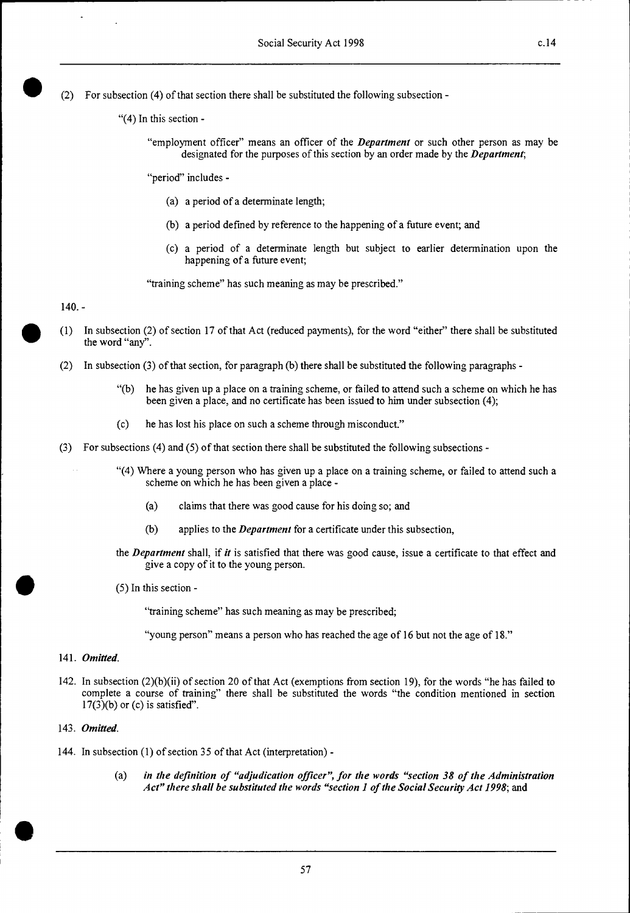(2) For subsection (4) of that section there shall be substituted the following subsection -

"(4) In this section -

"employment officer" means an officer of the ***Department*** or such other person as may be designated for the purposes of this section by an order made by the ***Department***;

"period" includes -

(a) a period of a determinate length;

(b) a period defined by reference to the happening of a future event; and

(c) a period of a determinate length but subject to earlier determination upon the happening of a future event;

"training scheme" has such meaning as may be prescribed."

140. -

(1) In subsection (2) of section 17 of that Act (reduced payments), for the word "either" there shall be substituted the word "any".

(2) In subsection (3) of that section, for paragraph (b) there shall be substituted the following paragraphs -

"(b) he has given up a place on a training scheme, or failed to attend such a scheme on which he has been given a place, and no certificate has been issued to him under subsection (4);

(c) he has lost his place on such a scheme through misconduct."

(3) For subsections (4) and (5) of that section there shall be substituted the following subsections -

"(4) Where a young person who has given up a place on a training scheme, or failed to attend such a scheme on which he has been given a place -

(a) claims that there was good cause for his doing so; and

(b) applies to the ***Department*** for a certificate under this subsection,

the ***Department*** shall, if ***it*** is satisfied that there was good cause, issue a certificate to that effect and give a copy of it to the young person.

(5) In this section -

"training scheme" has such meaning as may be prescribed;

"young person" means a person who has reached the age of 16 but not the age of 18."

141. ***Omitted.***

142. In subsection (2)(b)(ii) of section 20 of that Act (exemptions from section 19), for the words "he has failed to complete a course of training" there shall be substituted the words "the condition mentioned in section 17(3)(b) or (c) is satisfied".

143. ***Omitted.***

144. In subsection (1) of section 35 of that Act (interpretation) -

(a) ***in the definition of "adjudication officer", for the words "section 38 of the Administration Act" there shall be substituted the words "section 1 of the Social Security Act 1998***; and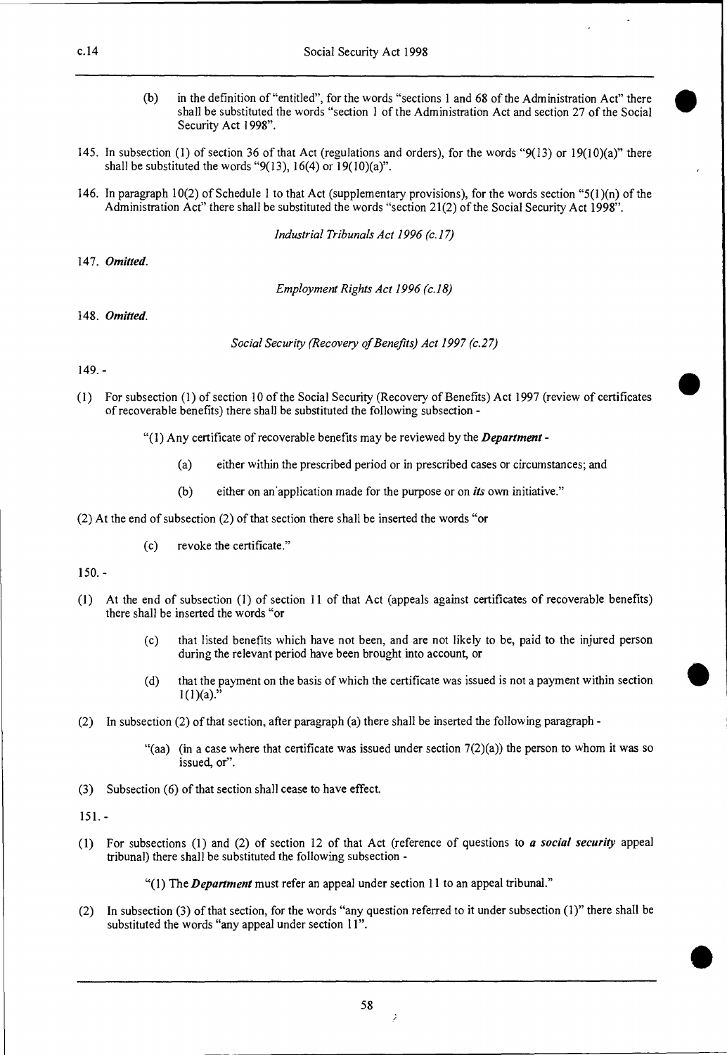(b) in the definition of "entitled", for the words "sections 1 and 68 of the Administration Act" there shall be substituted the words "section 1 of the Administration Act and section 27 of the Social Security Act 1998".

145. In subsection (1) of section 36 of that Act (regulations and orders), for the words "9(13) or 19(10)(a)" there shall be substituted the words "9(13), 16(4) or 19(10)(a)".

146. In paragraph 10(2) of Schedule 1 to that Act (supplementary provisions), for the words section "5(1)(n) of the Administration Act" there shall be substituted the words "section 21(2) of the Social Security Act 1998".

*Industrial Tribunals Act 1996 (c.17)*

147. ***Omitted.***

*Employment Rights Act 1996 (c.18)*

148. ***Omitted.***

*Social Security (Recovery of Benefits) Act 1997 (c.27)*

149. -

(1) For subsection (1) of section 10 of the Social Security (Recovery of Benefits) Act 1997 (review of certificates of recoverable benefits) there shall be substituted the following subsection -

"(1) Any certificate of recoverable benefits may be reviewed by the ***Department*** -

(a) either within the prescribed period or in prescribed cases or circumstances; and

(b) either on an application made for the purpose or on ***its*** own initiative."

(2) At the end of subsection (2) of that section there shall be inserted the words "or

(c) revoke the certificate."

150. -

(1) At the end of subsection (1) of section 11 of that Act (appeals against certificates of recoverable benefits) there shall be inserted the words "or

(c) that listed benefits which have not been, and are not likely to be, paid to the injured person during the relevant period have been brought into account, or

(d) that the payment on the basis of which the certificate was issued is not a payment within section 1(1)(a)."

(2) In subsection (2) of that section, after paragraph (a) there shall be inserted the following paragraph -

"(aa) (in a case where that certificate was issued under section 7(2)(a)) the person to whom it was so issued, or".

(3) Subsection (6) of that section shall cease to have effect.

151. -

(1) For subsections (1) and (2) of section 12 of that Act (reference of questions to ***a social security*** appeal tribunal) there shall be substituted the following subsection -

"(1) The ***Department*** must refer an appeal under section 11 to an appeal tribunal."

(2) In subsection (3) of that section, for the words "any question referred to it under subsection (1)" there shall be substituted the words "any appeal under section 11".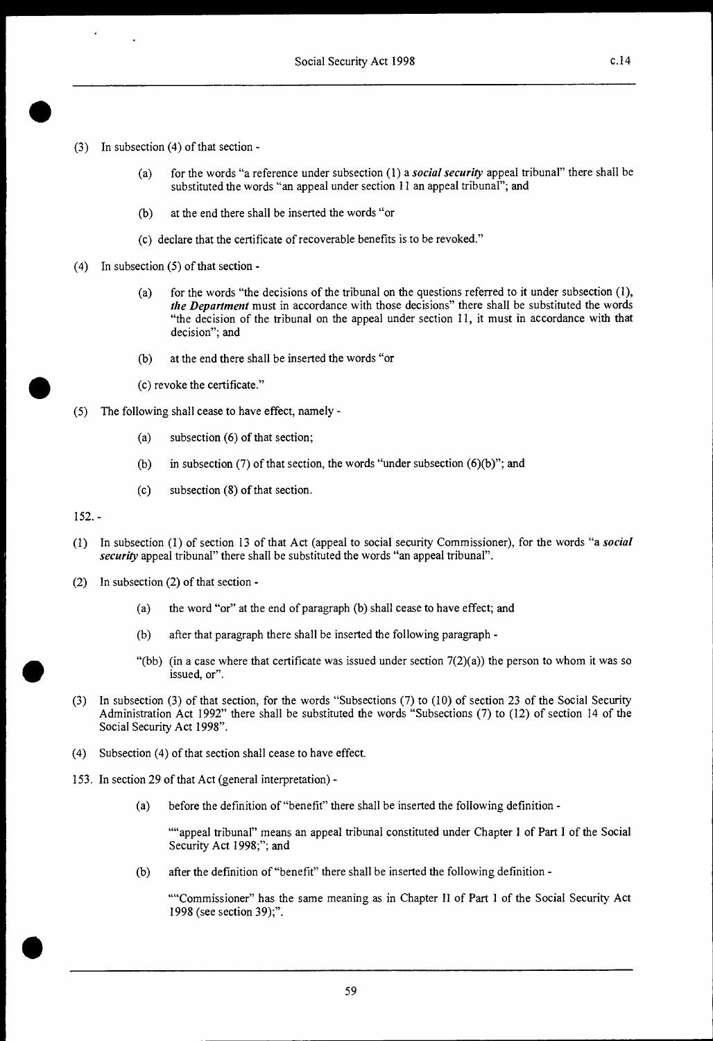(3) In subsection (4) of that section -

(a) for the words "a reference under subsection (1) a ***social security*** appeal tribunal" there shall be substituted the words "an appeal under section 11 an appeal tribunal"; and

(b) at the end there shall be inserted the words "or

(c) declare that the certificate of recoverable benefits is to be revoked."

(4) In subsection (5) of that section -

(a) for the words "the decisions of the tribunal on the questions referred to it under subsection (1), ***the Department*** must in accordance with those decisions" there shall be substituted the words "the decision of the tribunal on the appeal under section 11, it must in accordance with that decision"; and

(b) at the end there shall be inserted the words "or

(c) revoke the certificate."

(5) The following shall cease to have effect, namely -

(a) subsection (6) of that section;

(b) in subsection (7) of that section, the words "under subsection (6)(b)"; and

(c) subsection (8) of that section.

152. -

(1) In subsection (1) of section 13 of that Act (appeal to social security Commissioner), for the words "a ***social security*** appeal tribunal" there shall be substituted the words "an appeal tribunal".

(2) In subsection (2) of that section -

(a) the word "or" at the end of paragraph (b) shall cease to have effect; and

(b) after that paragraph there shall be inserted the following paragraph -

"(bb) (in a case where that certificate was issued under section 7(2)(a)) the person to whom it was so issued, or".

(3) In subsection (3) of that section, for the words "Subsections (7) to (10) of section 23 of the Social Security Administration Act 1992" there shall be substituted the words "Subsections (7) to (12) of section 14 of the Social Security Act 1998".

(4) Subsection (4) of that section shall cease to have effect.

153. In section 29 of that Act (general interpretation) -

(a) before the definition of "benefit" there shall be inserted the following definition -

""appeal tribunal" means an appeal tribunal constituted under Chapter I of Part I of the Social Security Act 1998;"; and

(b) after the definition of "benefit" there shall be inserted the following definition -

""Commissioner" has the same meaning as in Chapter II of Part I of the Social Security Act 1998 (see section 39);".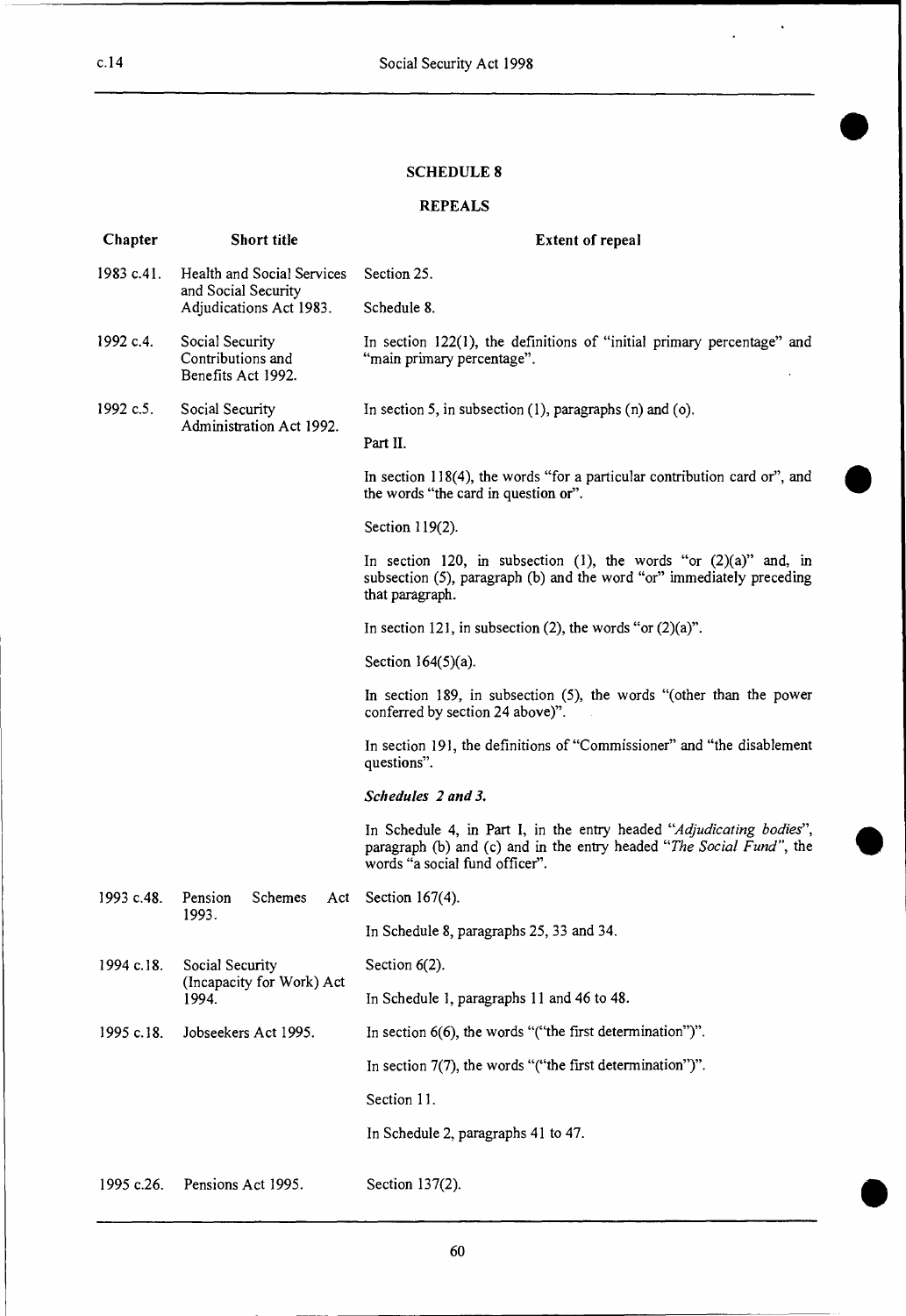## SCHEDULE 8

### REPEALS

| Chapter | Short title | Extent of repeal |
| --- | --- | --- |
| 1983 c.41. | Health and Social Services and Social Security Adjudications Act 1983. | Section 25. |
| | | Schedule 8. |
| 1992 c.4. | Social Security Contributions and Benefits Act 1992. | In section 122(1), the definitions of "initial primary percentage" and "main primary percentage". |
| 1992 c.5. | Social Security Administration Act 1992. | In section 5, in subsection (1), paragraphs (n) and (o). |
| | | Part II. |
| | | In section 118(4), the words "for a particular contribution card or", and the words "the card in question or". |
| | | Section 119(2). |
| | | In section 120, in subsection (1), the words "or (2)(a)" and, in subsection (5), paragraph (b) and the word "or" immediately preceding that paragraph. |
| | | In section 121, in subsection (2), the words "or (2)(a)". |
| | | Section 164(5)(a). |
| | | In section 189, in subsection (5), the words "(other than the power conferred by section 24 above)". |
| | | In section 191, the definitions of "Commissioner" and "the disablement questions". |
| | | ***Schedules 2 and 3.*** |
| | | In Schedule 4, in Part I, in the entry headed "*Adjudicating bodies*", paragraph (b) and (c) and in the entry headed "*The Social Fund*", the words "a social fund officer". |
| 1993 c.48. | Pension Schemes Act 1993. | Section 167(4). |
| | | In Schedule 8, paragraphs 25, 33 and 34. |
| 1994 c.18. | Social Security (Incapacity for Work) Act 1994. | Section 6(2). |
| | | In Schedule 1, paragraphs 11 and 46 to 48. |
| 1995 c.18. | Jobseekers Act 1995. | In section 6(6), the words "("the first determination")". |
| | | In section 7(7), the words "("the first determination")". |
| | | Section 11. |
| | | In Schedule 2, paragraphs 41 to 47. |
| 1995 c.26. | Pensions Act 1995. | Section 137(2). |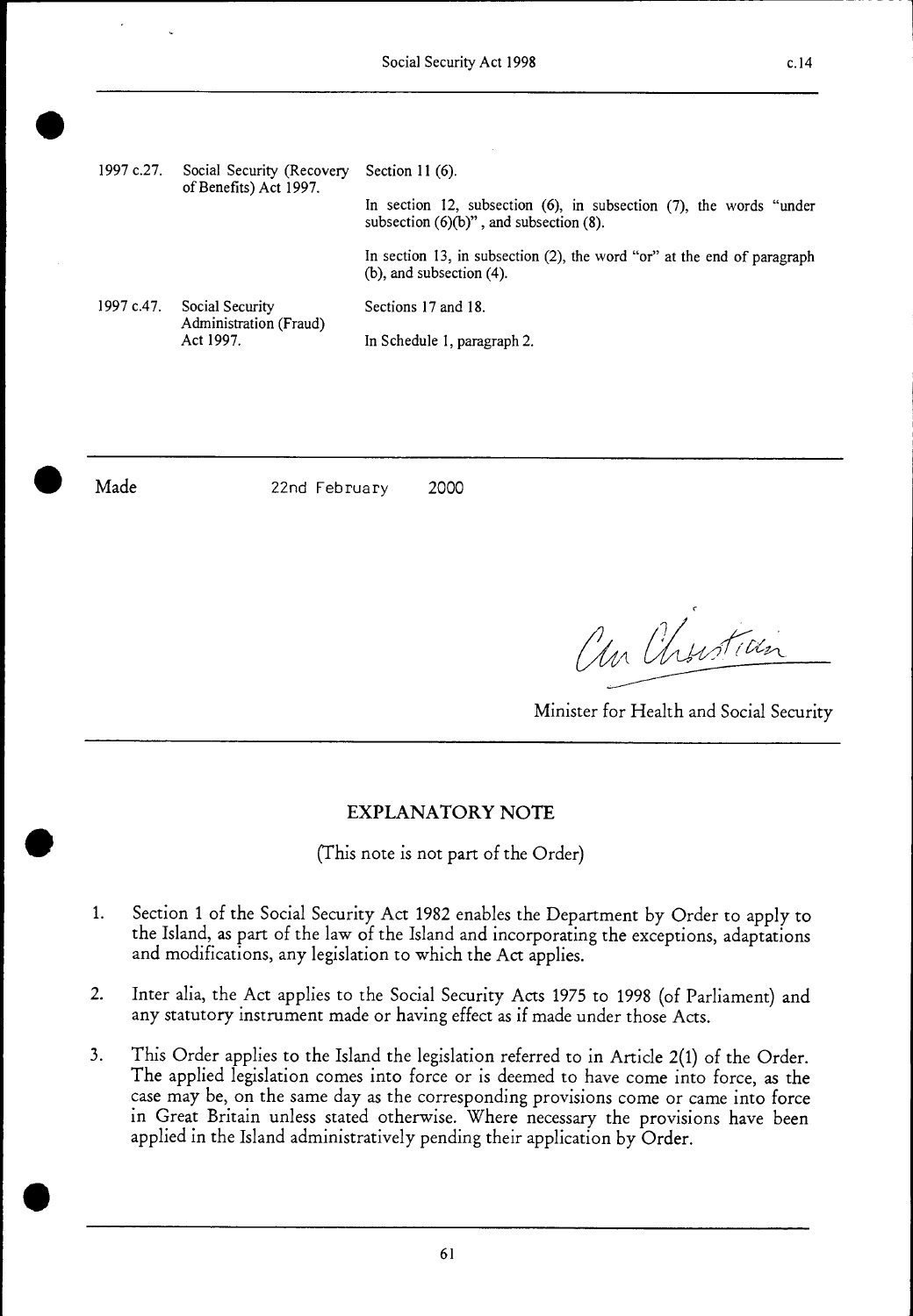| | | |
|---|---|---|
| 1997 c.27. | Social Security (Recovery of Benefits) Act 1997. | Section 11 (6). |
| | | In section 12, subsection (6), in subsection (7), the words "under subsection (6)(b)", and subsection (8). |
| | | In section 13, in subsection (2), the word "or" at the end of paragraph (b), and subsection (4). |
| 1997 c.47. | Social Security Administration (Fraud) Act 1997. | Sections 17 and 18. |
| | | In Schedule 1, paragraph 2. |

Made 22nd February 2000

Minister for Health and Social Security

## EXPLANATORY NOTE

(This note is not part of the Order)

1. Section 1 of the Social Security Act 1982 enables the Department by Order to apply to the Island, as part of the law of the Island and incorporating the exceptions, adaptations and modifications, any legislation to which the Act applies.

2. Inter alia, the Act applies to the Social Security Acts 1975 to 1998 (of Parliament) and any statutory instrument made or having effect as if made under those Acts.

3. This Order applies to the Island the legislation referred to in Article 2(1) of the Order. The applied legislation comes into force or is deemed to have come into force, as the case may be, on the same day as the corresponding provisions come or came into force in Great Britain unless stated otherwise. Where necessary the provisions have been applied in the Island administratively pending their application by Order.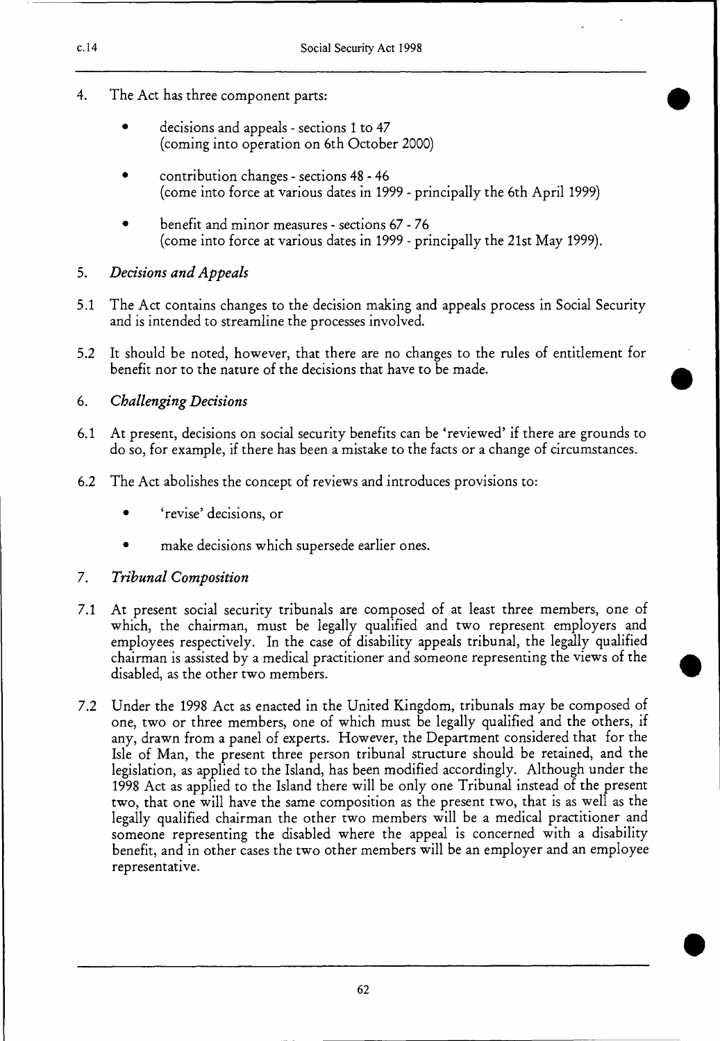4. The Act has three component parts:

   - decisions and appeals - sections 1 to 47 (coming into operation on 6th October 2000)
   - contribution changes - sections 48 - 46 (come into force at various dates in 1999 - principally the 6th April 1999)
   - benefit and minor measures - sections 67 - 76 (come into force at various dates in 1999 - principally the 21st May 1999).

5. *Decisions and Appeals*

5.1 The Act contains changes to the decision making and appeals process in Social Security and is intended to streamline the processes involved.

5.2 It should be noted, however, that there are no changes to the rules of entitlement for benefit nor to the nature of the decisions that have to be made.

6. *Challenging Decisions*

6.1 At present, decisions on social security benefits can be 'reviewed' if there are grounds to do so, for example, if there has been a mistake to the facts or a change of circumstances.

6.2 The Act abolishes the concept of reviews and introduces provisions to:

   - 'revise' decisions, or
   - make decisions which supersede earlier ones.

7. *Tribunal Composition*

7.1 At present social security tribunals are composed of at least three members, one of which, the chairman, must be legally qualified and two represent employers and employees respectively. In the case of disability appeals tribunal, the legally qualified chairman is assisted by a medical practitioner and someone representing the views of the disabled, as the other two members.

7.2 Under the 1998 Act as enacted in the United Kingdom, tribunals may be composed of one, two or three members, one of which must be legally qualified and the others, if any, drawn from a panel of experts. However, the Department considered that for the Isle of Man, the present three person tribunal structure should be retained, and the legislation, as applied to the Island, has been modified accordingly. Although under the 1998 Act as applied to the Island there will be only one Tribunal instead of the present two, that one will have the same composition as the present two, that is as well as the legally qualified chairman the other two members will be a medical practitioner and someone representing the disabled where the appeal is concerned with a disability benefit, and in other cases the two other members will be an employer and an employee representative.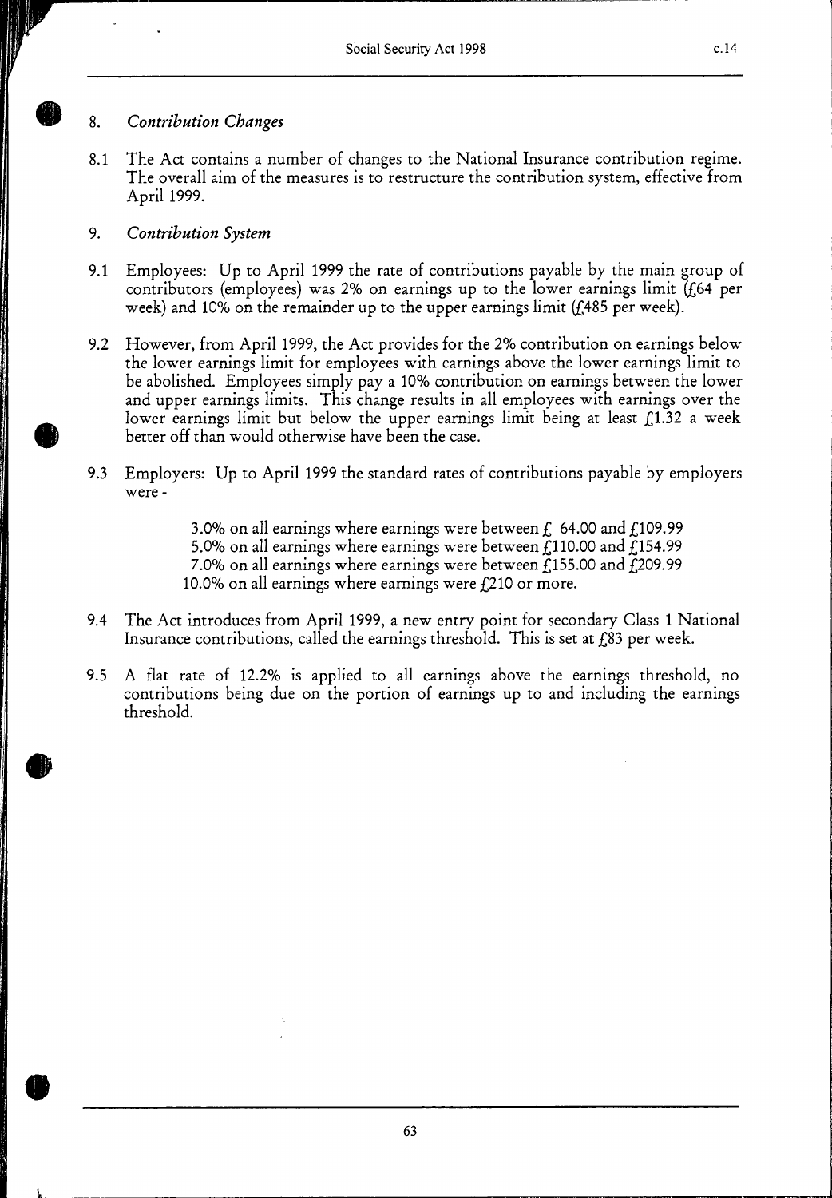## 8. *Contribution Changes*

8.1 The Act contains a number of changes to the National Insurance contribution regime. The overall aim of the measures is to restructure the contribution system, effective from April 1999.

## 9. *Contribution System*

9.1 Employees: Up to April 1999 the rate of contributions payable by the main group of contributors (employees) was 2% on earnings up to the lower earnings limit (£64 per week) and 10% on the remainder up to the upper earnings limit (£485 per week).

9.2 However, from April 1999, the Act provides for the 2% contribution on earnings below the lower earnings limit for employees with earnings above the lower earnings limit to be abolished. Employees simply pay a 10% contribution on earnings between the lower and upper earnings limits. This change results in all employees with earnings over the lower earnings limit but below the upper earnings limit being at least £1.32 a week better off than would otherwise have been the case.

9.3 Employers: Up to April 1999 the standard rates of contributions payable by employers were -

> 3.0% on all earnings where earnings were between £ 64.00 and £109.99
> 5.0% on all earnings where earnings were between £110.00 and £154.99
> 7.0% on all earnings where earnings were between £155.00 and £209.99
> 10.0% on all earnings where earnings were £210 or more.

9.4 The Act introduces from April 1999, a new entry point for secondary Class 1 National Insurance contributions, called the earnings threshold. This is set at £83 per week.

9.5 A flat rate of 12.2% is applied to all earnings above the earnings threshold, no contributions being due on the portion of earnings up to and including the earnings threshold.